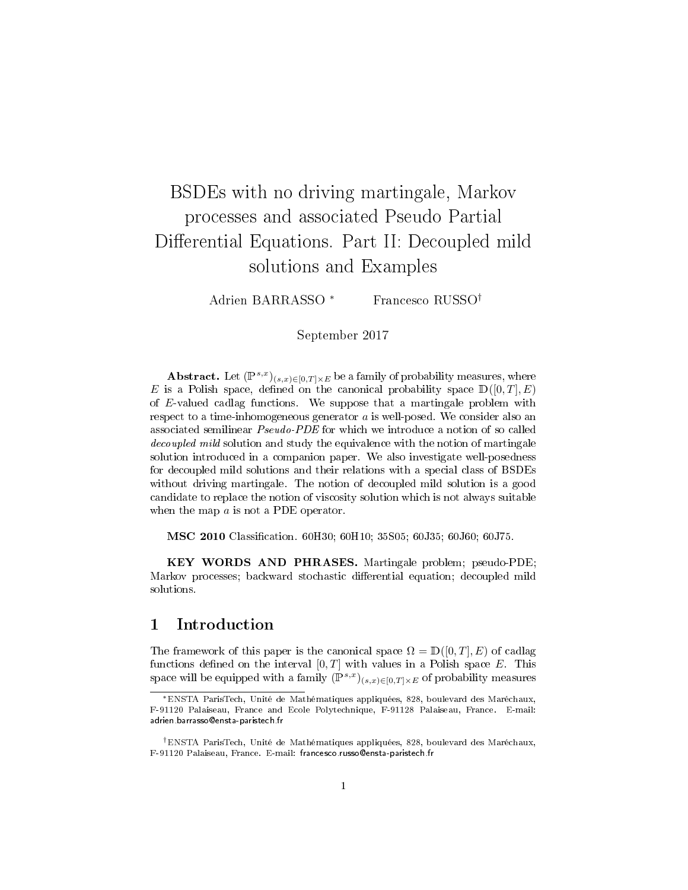# BSDEs with no driving martingale, Markov processes and associated Pseudo Partial Differential Equations. Part II: Decoupled mild solutions and Examples

Adrien BARRASSO [*] Francesco RUSSO[†]

September 2017

**Abstract.** Let $(\mathbb{P}^{s,x})_{(s,x)\in[0,T]\times E}$ be a family of probability measures, where $E$ is a Polish space, defined on the canonical probability space $\mathbb{D}([0,T],E)$ of $E$-valued cadlag functions. We suppose that a martingale problem with respect to a time-inhomogeneous generator $a$ is well-posed. We consider also an associated semilinear *Pseudo-PDE* for which we introduce a notion of so called *decoupled mild* solution and study the equivalence with the notion of martingale solution introduced in a companion paper. We also investigate well-posedness for decoupled mild solutions and their relations with a special class of BSDEs without driving martingale. The notion of decoupled mild solution is a good candidate to replace the notion of viscosity solution which is not always suitable when the map $a$ is not a PDE operator.

**MSC 2010** Classification. 60H30; 60H10; 35S05; 60J35; 60J60; 60J75.

**KEY WORDS AND PHRASES.** Martingale problem; pseudo-PDE; Markov processes; backward stochastic differential equation; decoupled mild solutions.

## 1 Introduction

The framework of this paper is the canonical space $\Omega = \mathbb{D}([0,T],E)$ of cadlag functions defined on the interval $[0,T]$ with values in a Polish space $E$. This space will be equipped with a family $(\mathbb{P}^{s,x})_{(s,x)\in[0,T]\times E}$ of probability measures

---

[*] ENSTA ParisTech, Unité de Mathématiques appliquées, 828, boulevard des Maréchaux, F-91120 Palaiseau, France and Ecole Polytechnique, F-91128 Palaiseau, France. E-mail: adrien.barrasso@ensta-paristech.fr

[†] ENSTA ParisTech, Unité de Mathématiques appliquées, 828, boulevard des Maréchaux, F-91120 Palaiseau, France. E-mail: francesco.russo@ensta-paristech.fr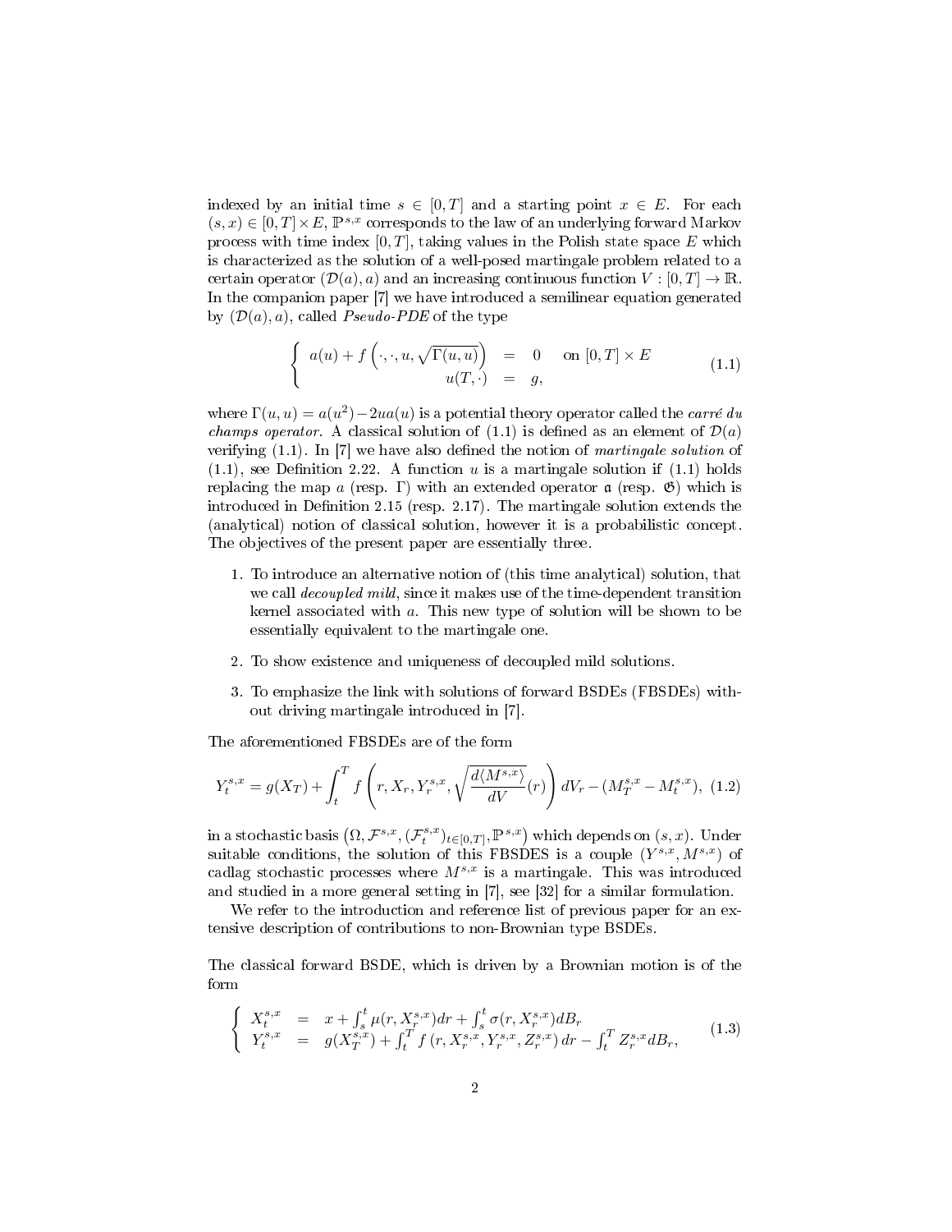indexed by an initial time $s \in [0,T]$ and a starting point $x \in E$. For each $(s,x) \in [0,T]\times E$, $\mathbb{P}^{s,x}$ corresponds to the law of an underlying forward Markov process with time index $[0,T]$, taking values in the Polish state space $E$ which is characterized as the solution of a well-posed martingale problem related to a certain operator $(\mathcal{D}(a), a)$ and an increasing continuous function $V : [0,T] \to \mathbb{R}$. In the companion paper [7] we have introduced a semilinear equation generated by $(\mathcal{D}(a), a)$, called *Pseudo-PDE* of the type

$$
\left\{
\begin{array}{rcll}
a(u) + f\left(\cdot,\cdot,u,\sqrt{\Gamma(u,u)}\right) & = & 0 & \text{on } [0,T]\times E \\
u(T,\cdot) & = & g, &
\end{array}
\right.
\tag{1.1}
$$

where $\Gamma(u,u) = a(u^2) - 2ua(u)$ is a potential theory operator called the *carré du champs operator*. A classical solution of (1.1) is defined as an element of $\mathcal{D}(a)$ verifying (1.1). In [7] we have also defined the notion of *martingale solution* of (1.1), see Definition 2.22. A function $u$ is a martingale solution if (1.1) holds replacing the map $a$ (resp. $\Gamma$) with an extended operator $\mathfrak{a}$ (resp. $\mathfrak{G}$) which is introduced in Definition 2.15 (resp. 2.17). The martingale solution extends the (analytical) notion of classical solution, however it is a probabilistic concept. The objectives of the present paper are essentially three.

1. To introduce an alternative notion of (this time analytical) solution, that we call *decoupled mild*, since it makes use of the time-dependent transition kernel associated with $a$. This new type of solution will be shown to be essentially equivalent to the martingale one.
2. To show existence and uniqueness of decoupled mild solutions.
3. To emphasize the link with solutions of forward BSDEs (FBSDEs) without driving martingale introduced in [7].

The aforementioned FBSDEs are of the form

$$
Y_t^{s,x} = g(X_T) + \int_t^T f\left(r, X_r, Y_r^{s,x}, \sqrt{\frac{d\langle M^{s,x}\rangle}{dV}(r)}\right) dV_r - (M_T^{s,x} - M_t^{s,x}), \tag{1.2}
$$

in a stochastic basis $\left(\Omega, \mathcal{F}^{s,x}, (\mathcal{F}_t^{s,x})_{t\in[0,T]}, \mathbb{P}^{s,x}\right)$ which depends on $(s,x)$. Under suitable conditions, the solution of this FBSDES is a couple $(Y^{s,x}, M^{s,x})$ of cadlag stochastic processes where $M^{s,x}$ is a martingale. This was introduced and studied in a more general setting in [7], see [32] for a similar formulation.

We refer to the introduction and reference list of previous paper for an extensive description of contributions to non-Brownian type BSDEs.

The classical forward BSDE, which is driven by a Brownian motion is of the form

$$
\left\{
\begin{array}{rcl}
X_t^{s,x} & = & x + \int_s^t \mu(r, X_r^{s,x})dr + \int_s^t \sigma(r, X_r^{s,x})dB_r \\
Y_t^{s,x} & = & g(X_T^{s,x}) + \int_t^T f\left(r, X_r^{s,x}, Y_r^{s,x}, Z_r^{s,x}\right)dr - \int_t^T Z_r^{s,x} dB_r,
\end{array}
\right.
\tag{1.3}
$$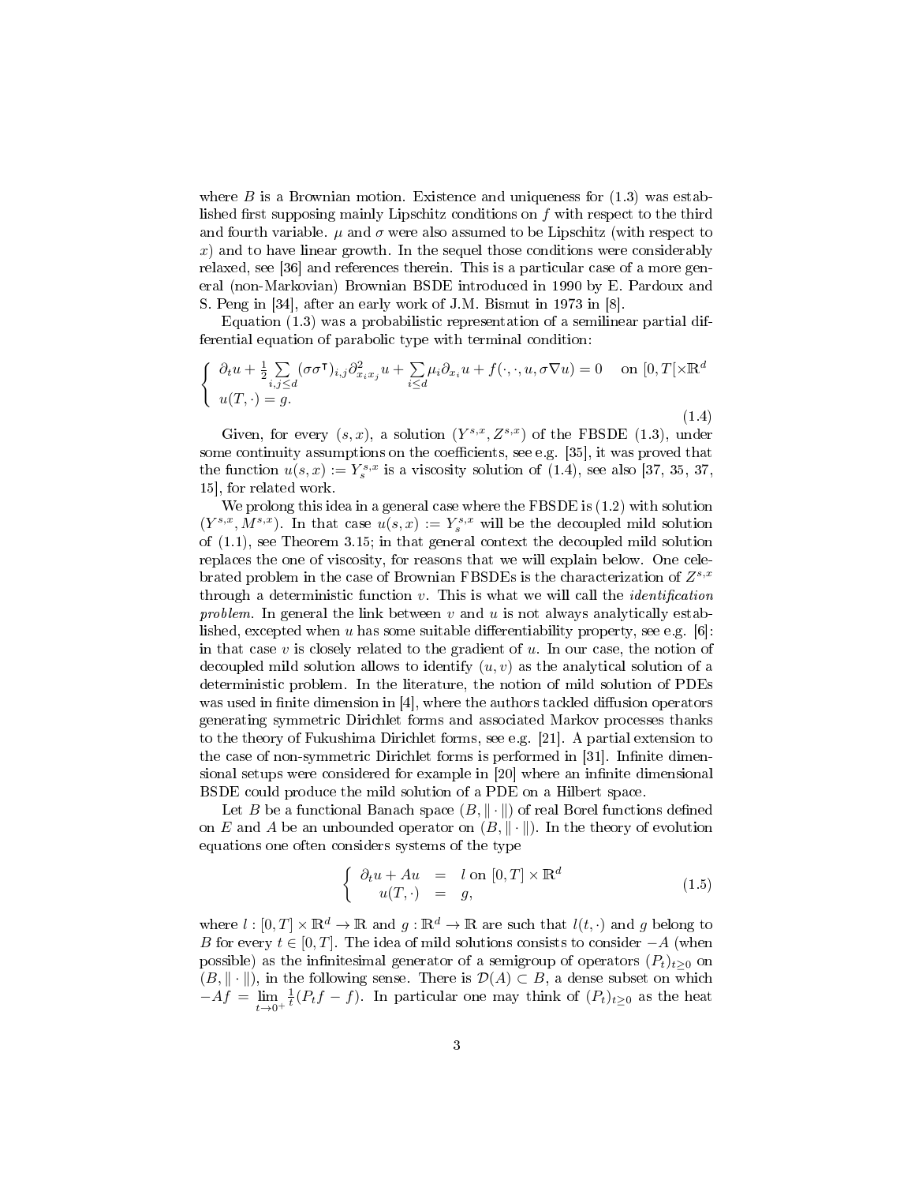where $B$ is a Brownian motion. Existence and uniqueness for (1.3) was established first supposing mainly Lipschitz conditions on $f$ with respect to the third and fourth variable. $\mu$ and $\sigma$ were also assumed to be Lipschitz (with respect to $x$) and to have linear growth. In the sequel those conditions were considerably relaxed, see [36] and references therein. This is a particular case of a more general (non-Markovian) Brownian BSDE introduced in 1990 by E. Pardoux and S. Peng in [34], after an early work of J.M. Bismut in 1973 in [8].

Equation (1.3) was a probabilistic representation of a semilinear partial differential equation of parabolic type with terminal condition:

$$\left\{\begin{array}{l} \partial_t u + \frac{1}{2}\sum\limits_{i,j\leq d}(\sigma\sigma^\intercal)_{i,j}\partial^2_{x_ix_j}u + \sum\limits_{i\leq d}\mu_i\partial_{x_i}u + f(\cdot,\cdot,u,\sigma\nabla u) = 0 \quad \text{on } [0,T[\times\mathbb{R}^d \\ u(T,\cdot) = g. \end{array}\right. \tag{1.4}$$

Given, for every $(s,x)$, a solution $(Y^{s,x}, Z^{s,x})$ of the FBSDE (1.3), under some continuity assumptions on the coefficients, see e.g. [35], it was proved that the function $u(s,x) := Y^{s,x}_s$ is a viscosity solution of (1.4), see also [37, 35, 37, 15], for related work.

We prolong this idea in a general case where the FBSDE is (1.2) with solution $(Y^{s,x}, M^{s,x})$. In that case $u(s,x) := Y^{s,x}_s$ will be the decoupled mild solution of (1.1), see Theorem 3.15; in that general context the decoupled mild solution replaces the one of viscosity, for reasons that we will explain below. One celebrated problem in the case of Brownian FBSDEs is the characterization of $Z^{s,x}$ through a deterministic function $v$. This is what we will call the *identification problem*. In general the link between $v$ and $u$ is not always analytically established, excepted when $u$ has some suitable differentiability property, see e.g. [6]: in that case $v$ is closely related to the gradient of $u$. In our case, the notion of decoupled mild solution allows to identify $(u,v)$ as the analytical solution of a deterministic problem. In the literature, the notion of mild solution of PDEs was used in finite dimension in [4], where the authors tackled diffusion operators generating symmetric Dirichlet forms and associated Markov processes thanks to the theory of Fukushima Dirichlet forms, see e.g. [21]. A partial extension to the case of non-symmetric Dirichlet forms is performed in [31]. Infinite dimensional setups were considered for example in [20] where an infinite dimensional BSDE could produce the mild solution of a PDE on a Hilbert space.

Let $B$ be a functional Banach space $(B, \|\cdot\|)$ of real Borel functions defined on $E$ and $A$ be an unbounded operator on $(B, \|\cdot\|)$. In the theory of evolution equations one often considers systems of the type

$$\left\{\begin{array}{rcl} \partial_t u + Au &=& l \text{ on } [0,T]\times\mathbb{R}^d \\ u(T,\cdot) &=& g, \end{array}\right. \tag{1.5}$$

where $l : [0,T]\times\mathbb{R}^d \rightarrow \mathbb{R}$ and $g : \mathbb{R}^d \rightarrow \mathbb{R}$ are such that $l(t,\cdot)$ and $g$ belong to $B$ for every $t \in [0,T]$. The idea of mild solutions consists to consider $-A$ (when possible) as the infinitesimal generator of a semigroup of operators $(P_t)_{t\geq 0}$ on $(B, \|\cdot\|)$, in the following sense. There is $\mathcal{D}(A) \subset B$, a dense subset on which $-Af = \lim\limits_{t\rightarrow 0^+}\frac{1}{t}(P_t f - f)$. In particular one may think of $(P_t)_{t\geq 0}$ as the heat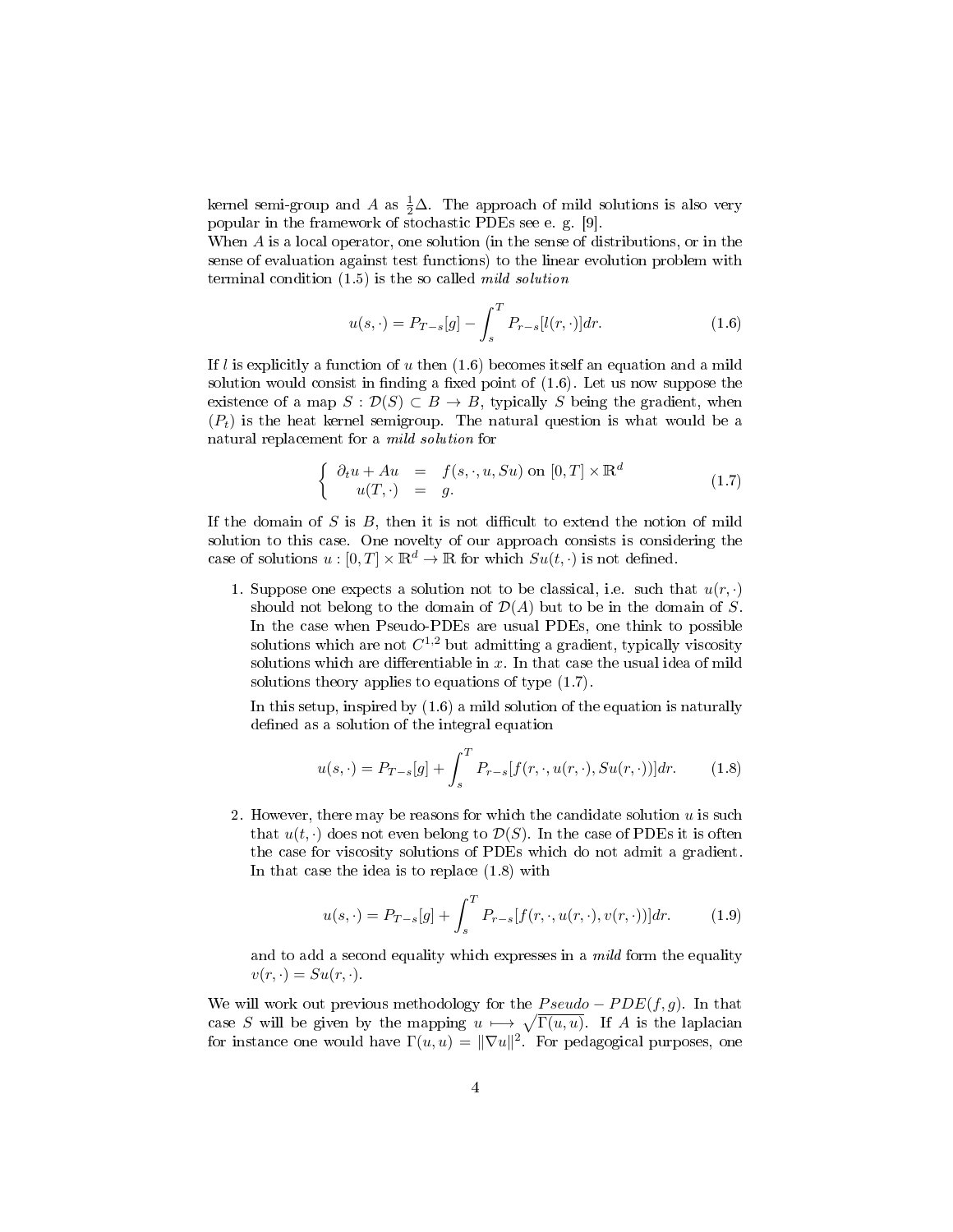kernel semi-group and $A$ as $\frac{1}{2}\Delta$. The approach of mild solutions is also very popular in the framework of stochastic PDEs see e. g. [9].
When $A$ is a local operator, one solution (in the sense of distributions, or in the sense of evaluation against test functions) to the linear evolution problem with terminal condition (1.5) is the so called *mild solution*

$$u(s,\cdot) = P_{T-s}[g] - \int_s^T P_{r-s}[l(r,\cdot)]dr. \tag{1.6}$$

If $l$ is explicitly a function of $u$ then (1.6) becomes itself an equation and a mild solution would consist in finding a fixed point of (1.6). Let us now suppose the existence of a map $S : \mathcal{D}(S) \subset B \to B$, typically $S$ being the gradient, when $(P_t)$ is the heat kernel semigroup. The natural question is what would be a natural replacement for a *mild solution* for

$$\left\{ \begin{array}{rcl} \partial_t u + Au & = & f(s,\cdot,u,Su) \text{ on } [0,T]\times\mathbb{R}^d \\ u(T,\cdot) & = & g. \end{array} \right. \tag{1.7}$$

If the domain of $S$ is $B$, then it is not difficult to extend the notion of mild solution to this case. One novelty of our approach consists is considering the case of solutions $u : [0,T]\times\mathbb{R}^d \to \mathbb{R}$ for which $Su(t,\cdot)$ is not defined.

1. Suppose one expects a solution not to be classical, i.e. such that $u(r,\cdot)$ should not belong to the domain of $\mathcal{D}(A)$ but to be in the domain of $S$. In the case when Pseudo-PDEs are usual PDEs, one think to possible solutions which are not $C^{1,2}$ but admitting a gradient, typically viscosity solutions which are differentiable in $x$. In that case the usual idea of mild solutions theory applies to equations of type (1.7).

   In this setup, inspired by (1.6) a mild solution of the equation is naturally defined as a solution of the integral equation

$$u(s,\cdot) = P_{T-s}[g] + \int_s^T P_{r-s}[f(r,\cdot,u(r,\cdot),Su(r,\cdot))]dr. \tag{1.8}$$

2. However, there may be reasons for which the candidate solution $u$ is such that $u(t,\cdot)$ does not even belong to $\mathcal{D}(S)$. In the case of PDEs it is often the case for viscosity solutions of PDEs which do not admit a gradient. In that case the idea is to replace (1.8) with

$$u(s,\cdot) = P_{T-s}[g] + \int_s^T P_{r-s}[f(r,\cdot,u(r,\cdot),v(r,\cdot))]dr. \tag{1.9}$$

   and to add a second equality which expresses in a *mild* form the equality $v(r,\cdot) = Su(r,\cdot)$.

We will work out previous methodology for the $Pseudo-PDE(f,g)$. In that case $S$ will be given by the mapping $u \longmapsto \sqrt{\Gamma(u,u)}$. If $A$ is the laplacian for instance one would have $\Gamma(u,u) = \|\nabla u\|^2$. For pedagogical purposes, one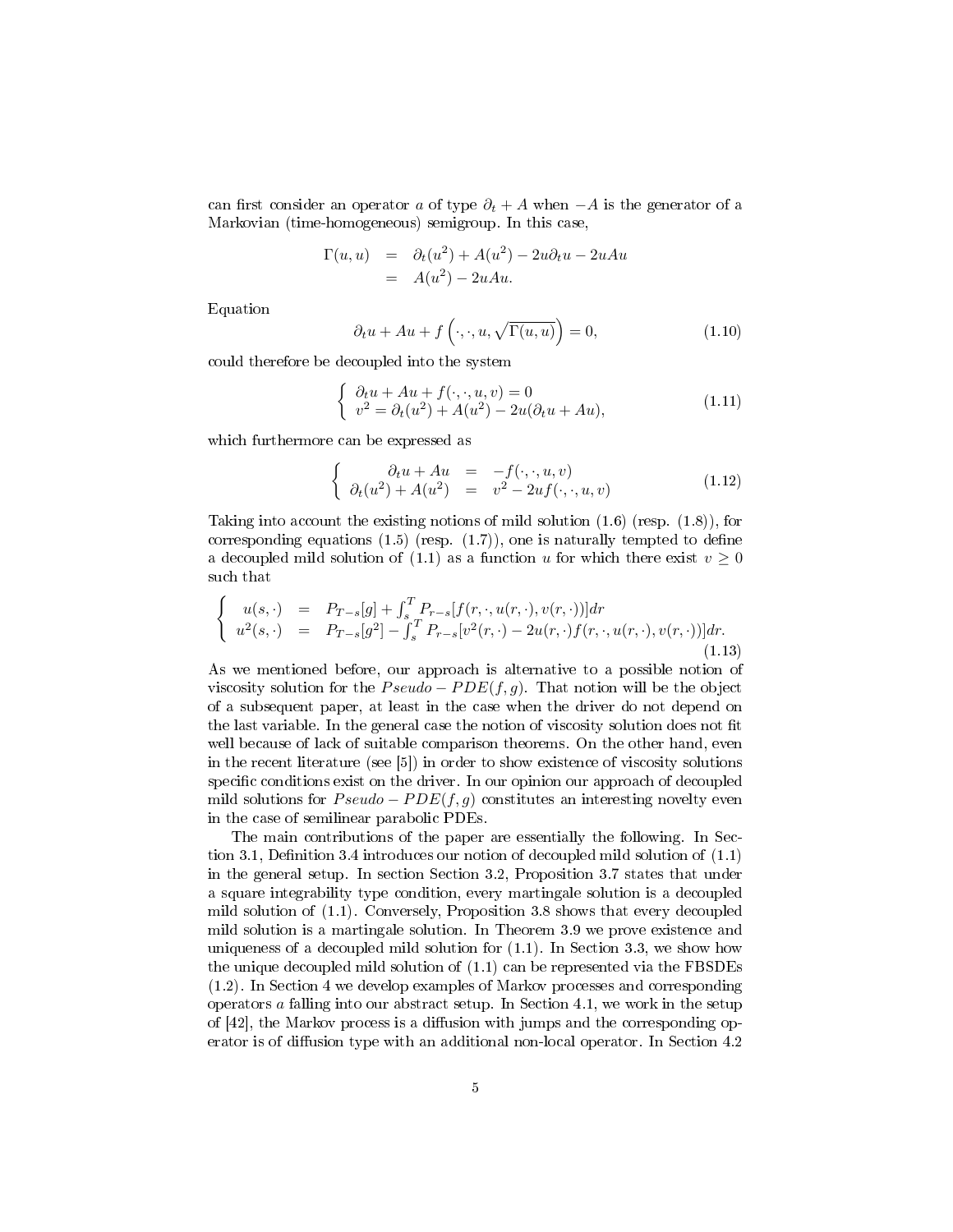can first consider an operator $a$ of type $\partial_t + A$ when $-A$ is the generator of a Markovian (time-homogeneous) semigroup. In this case,

$$
\begin{aligned}
\Gamma(u,u) &= \partial_t(u^2) + A(u^2) - 2u\partial_t u - 2uAu \\
&= A(u^2) - 2uAu.
\end{aligned}
$$

Equation

$$
\partial_t u + Au + f\left(\cdot,\cdot,u,\sqrt{\Gamma(u,u)}\right) = 0, \tag{1.10}
$$

could therefore be decoupled into the system

$$
\left\{
\begin{array}{l}
\partial_t u + Au + f(\cdot,\cdot,u,v) = 0 \\
v^2 = \partial_t(u^2) + A(u^2) - 2u(\partial_t u + Au),
\end{array}
\right. \tag{1.11}
$$

which furthermore can be expressed as

$$
\left\{
\begin{array}{rcl}
\partial_t u + Au &=& -f(\cdot,\cdot,u,v) \\
\partial_t(u^2) + A(u^2) &=& v^2 - 2uf(\cdot,\cdot,u,v)
\end{array}
\right. \tag{1.12}
$$

Taking into account the existing notions of mild solution (1.6) (resp. (1.8)), for corresponding equations (1.5) (resp. (1.7)), one is naturally tempted to define a decoupled mild solution of (1.1) as a function $u$ for which there exist $v \geq 0$ such that

$$
\left\{
\begin{array}{rcl}
u(s,\cdot) &=& P_{T-s}[g] + \int_s^T P_{r-s}[f(r,\cdot,u(r,\cdot),v(r,\cdot))]dr \\
u^2(s,\cdot) &=& P_{T-s}[g^2] - \int_s^T P_{r-s}[v^2(r,\cdot) - 2u(r,\cdot)f(r,\cdot,u(r,\cdot),v(r,\cdot))]dr.
\end{array}
\right. \tag{1.13}
$$

As we mentioned before, our approach is alternative to a possible notion of viscosity solution for the $Pseudo-PDE(f,g)$. That notion will be the object of a subsequent paper, at least in the case when the driver do not depend on the last variable. In the general case the notion of viscosity solution does not fit well because of lack of suitable comparison theorems. On the other hand, even in the recent literature (see [5]) in order to show existence of viscosity solutions specific conditions exist on the driver. In our opinion our approach of decoupled mild solutions for $Pseudo-PDE(f,g)$ constitutes an interesting novelty even in the case of semilinear parabolic PDEs.

The main contributions of the paper are essentially the following. In Section 3.1, Definition 3.4 introduces our notion of decoupled mild solution of (1.1) in the general setup. In section Section 3.2, Proposition 3.7 states that under a square integrability type condition, every martingale solution is a decoupled mild solution of (1.1). Conversely, Proposition 3.8 shows that every decoupled mild solution is a martingale solution. In Theorem 3.9 we prove existence and uniqueness of a decoupled mild solution for (1.1). In Section 3.3, we show how the unique decoupled mild solution of (1.1) can be represented via the FBSDEs (1.2). In Section 4 we develop examples of Markov processes and corresponding operators $a$ falling into our abstract setup. In Section 4.1, we work in the setup of [42], the Markov process is a diffusion with jumps and the corresponding operator is of diffusion type with an additional non-local operator. In Section 4.2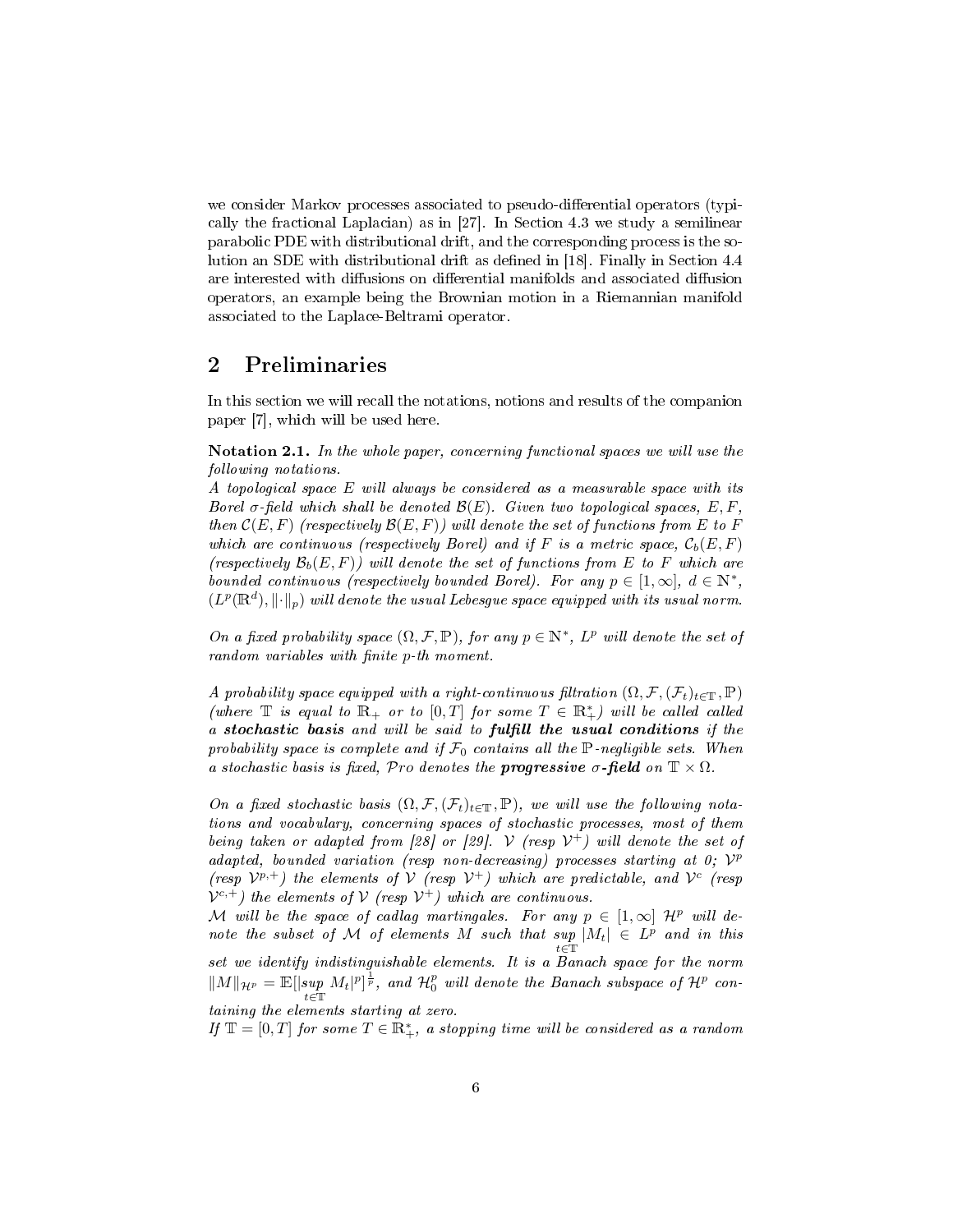we consider Markov processes associated to pseudo-differential operators (typically the fractional Laplacian) as in [27]. In Section 4.3 we study a semilinear parabolic PDE with distributional drift, and the corresponding process is the solution an SDE with distributional drift as defined in [18]. Finally in Section 4.4 are interested with diffusions on differential manifolds and associated diffusion operators, an example being the Brownian motion in a Riemannian manifold associated to the Laplace-Beltrami operator.

## 2 Preliminaries

In this section we will recall the notations, notions and results of the companion paper [7], which will be used here.

**Notation 2.1.** *In the whole paper, concerning functional spaces we will use the following notations.*

*A topological space $E$ will always be considered as a measurable space with its Borel $\sigma$-field which shall be denoted $\mathcal{B}(E)$. Given two topological spaces, $E, F$, then $\mathcal{C}(E,F)$ (respectively $\mathcal{B}(E,F)$) will denote the set of functions from $E$ to $F$ which are continuous (respectively Borel) and if $F$ is a metric space, $\mathcal{C}_b(E,F)$ (respectively $\mathcal{B}_b(E,F)$) will denote the set of functions from $E$ to $F$ which are bounded continuous (respectively bounded Borel). For any $p \in [1,\infty]$, $d \in \mathbb{N}^*$, $(L^p(\mathbb{R}^d), \|\cdot\|_p)$ will denote the usual Lebesgue space equipped with its usual norm.*

*On a fixed probability space $(\Omega, \mathcal{F}, \mathbb{P})$, for any $p \in \mathbb{N}^*$, $L^p$ will denote the set of random variables with finite $p$-th moment.*

*A probability space equipped with a right-continuous filtration $(\Omega, \mathcal{F}, (\mathcal{F}_t)_{t\in\mathbb{T}}, \mathbb{P})$ (where $\mathbb{T}$ is equal to $\mathbb{R}_+$ or to $[0,T]$ for some $T \in \mathbb{R}_+^*$) will be called called a* ***stochastic basis*** *and will be said to* ***fulfill the usual conditions*** *if the probability space is complete and if $\mathcal{F}_0$ contains all the $\mathbb{P}$-negligible sets. When a stochastic basis is fixed, $\mathcal{P}ro$ denotes the* ***progressive $\sigma$-field*** *on $\mathbb{T} \times \Omega$.*

*On a fixed stochastic basis $(\Omega, \mathcal{F}, (\mathcal{F}_t)_{t\in\mathbb{T}}, \mathbb{P})$, we will use the following notations and vocabulary, concerning spaces of stochastic processes, most of them being taken or adapted from [28] or [29]. $\mathcal{V}$ (resp $\mathcal{V}^+$) will denote the set of adapted, bounded variation (resp non-decreasing) processes starting at 0; $\mathcal{V}^p$ (resp $\mathcal{V}^{p,+}$) the elements of $\mathcal{V}$ (resp $\mathcal{V}^+$) which are predictable, and $\mathcal{V}^c$ (resp $\mathcal{V}^{c,+}$) the elements of $\mathcal{V}$ (resp $\mathcal{V}^+$) which are continuous.*

*$\mathcal{M}$ will be the space of cadlag martingales. For any $p \in [1,\infty]$ $\mathcal{H}^p$ will denote the subset of $\mathcal{M}$ of elements $M$ such that $\underset{t\in\mathbb{T}}{\sup}|M_t| \in L^p$ and in this set we identify indistinguishable elements. It is a Banach space for the norm $\|M\|_{\mathcal{H}^p} = \mathbb{E}[|\underset{t\in\mathbb{T}}{\sup}\, M_t|^p]^{\frac{1}{p}}$, and $\mathcal{H}_0^p$ will denote the Banach subspace of $\mathcal{H}^p$ containing the elements starting at zero.*

*If $\mathbb{T} = [0,T]$ for some $T \in \mathbb{R}_+^*$, a stopping time will be considered as a random*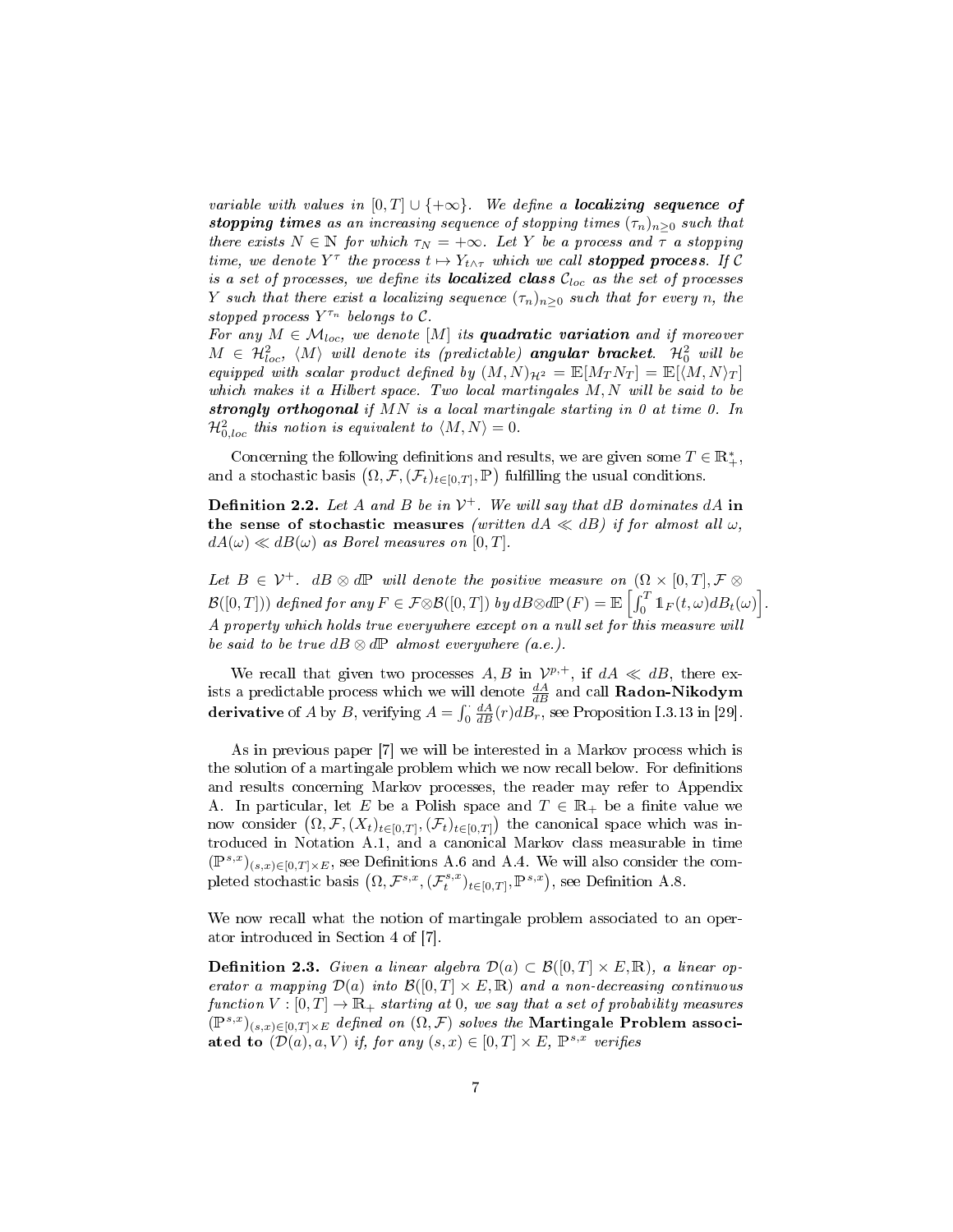*variable with values in $[0,T] \cup \{+\infty\}$. We define a* ***localizing sequence of stopping times*** *as an increasing sequence of stopping times $(\tau_n)_{n\geq 0}$ such that there exists $N \in \mathbb{N}$ for which $\tau_N = +\infty$. Let $Y$ be a process and $\tau$ a stopping time, we denote $Y^\tau$ the process $t \mapsto Y_{t\wedge\tau}$ which we call* ***stopped process****. If $\mathcal{C}$ is a set of processes, we define its* ***localized class*** *$\mathcal{C}_{loc}$ as the set of processes $Y$ such that there exist a localizing sequence $(\tau_n)_{n\geq 0}$ such that for every $n$, the stopped process $Y^{\tau_n}$ belongs to $\mathcal{C}$.*

*For any $M \in \mathcal{M}_{loc}$, we denote $[M]$ its* ***quadratic variation*** *and if moreover $M \in \mathcal{H}^2_{loc}$, $\langle M\rangle$ will denote its (predictable)* ***angular bracket****. $\mathcal{H}^2_0$ will be equipped with scalar product defined by $(M,N)_{\mathcal{H}^2} = \mathbb{E}[M_T N_T] = \mathbb{E}[\langle M,N\rangle_T]$ which makes it a Hilbert space. Two local martingales $M, N$ will be said to be* ***strongly orthogonal*** *if $MN$ is a local martingale starting in 0 at time 0. In $\mathcal{H}^2_{0,loc}$ this notion is equivalent to $\langle M,N\rangle = 0$.*

Concerning the following definitions and results, we are given some $T \in \mathbb{R}^*_+$, and a stochastic basis $\left(\Omega, \mathcal{F}, (\mathcal{F}_t)_{t\in[0,T]}, \mathbb{P}\right)$ fulfilling the usual conditions.

**Definition 2.2.** *Let $A$ and $B$ be in $\mathcal{V}^+$. We will say that $dB$ dominates $dA$* **in the sense of stochastic measures** *(written $dA \ll dB$) if for almost all $\omega$, $dA(\omega) \ll dB(\omega)$ as Borel measures on $[0,T]$.*

*Let $B \in \mathcal{V}^+$. $dB \otimes d\mathbb{P}$ will denote the positive measure on $(\Omega \times [0,T], \mathcal{F} \otimes \mathcal{B}([0,T]))$ defined for any $F \in \mathcal{F}\otimes\mathcal{B}([0,T])$ by $dB\otimes d\mathbb{P}(F) = \mathbb{E}\left[\int_0^T \mathbb{1}_F(t,\omega)dB_t(\omega)\right]$. A property which holds true everywhere except on a null set for this measure will be said to be true $dB \otimes d\mathbb{P}$ almost everywhere (a.e.).*

We recall that given two processes $A, B$ in $\mathcal{V}^{p,+}$, if $dA \ll dB$, there exists a predictable process which we will denote $\frac{dA}{dB}$ and call **Radon-Nikodym derivative** of $A$ by $B$, verifying $A = \int_0^\cdot \frac{dA}{dB}(r)dB_r$, see Proposition I.3.13 in [29].

As in previous paper [7] we will be interested in a Markov process which is the solution of a martingale problem which we now recall below. For definitions and results concerning Markov processes, the reader may refer to Appendix A. In particular, let $E$ be a Polish space and $T \in \mathbb{R}_+$ be a finite value we now consider $\left(\Omega, \mathcal{F}, (X_t)_{t\in[0,T]}, (\mathcal{F}_t)_{t\in[0,T]}\right)$ the canonical space which was introduced in Notation A.1, and a canonical Markov class measurable in time $(\mathbb{P}^{s,x})_{(s,x)\in[0,T]\times E}$, see Definitions A.6 and A.4. We will also consider the completed stochastic basis $\left(\Omega, \mathcal{F}^{s,x}, (\mathcal{F}^{s,x}_t)_{t\in[0,T]}, \mathbb{P}^{s,x}\right)$, see Definition A.8.

We now recall what the notion of martingale problem associated to an operator introduced in Section 4 of [7].

**Definition 2.3.** *Given a linear algebra $\mathcal{D}(a) \subset \mathcal{B}([0,T] \times E, \mathbb{R})$, a linear operator a mapping $\mathcal{D}(a)$ into $\mathcal{B}([0,T] \times E, \mathbb{R})$ and a non-decreasing continuous function $V : [0,T] \to \mathbb{R}_+$ starting at 0, we say that a set of probability measures $(\mathbb{P}^{s,x})_{(s,x)\in[0,T]\times E}$ defined on $(\Omega, \mathcal{F})$ solves the* **Martingale Problem associated to** $(\mathcal{D}(a), a, V)$ *if, for any $(s,x) \in [0,T] \times E$, $\mathbb{P}^{s,x}$ verifies*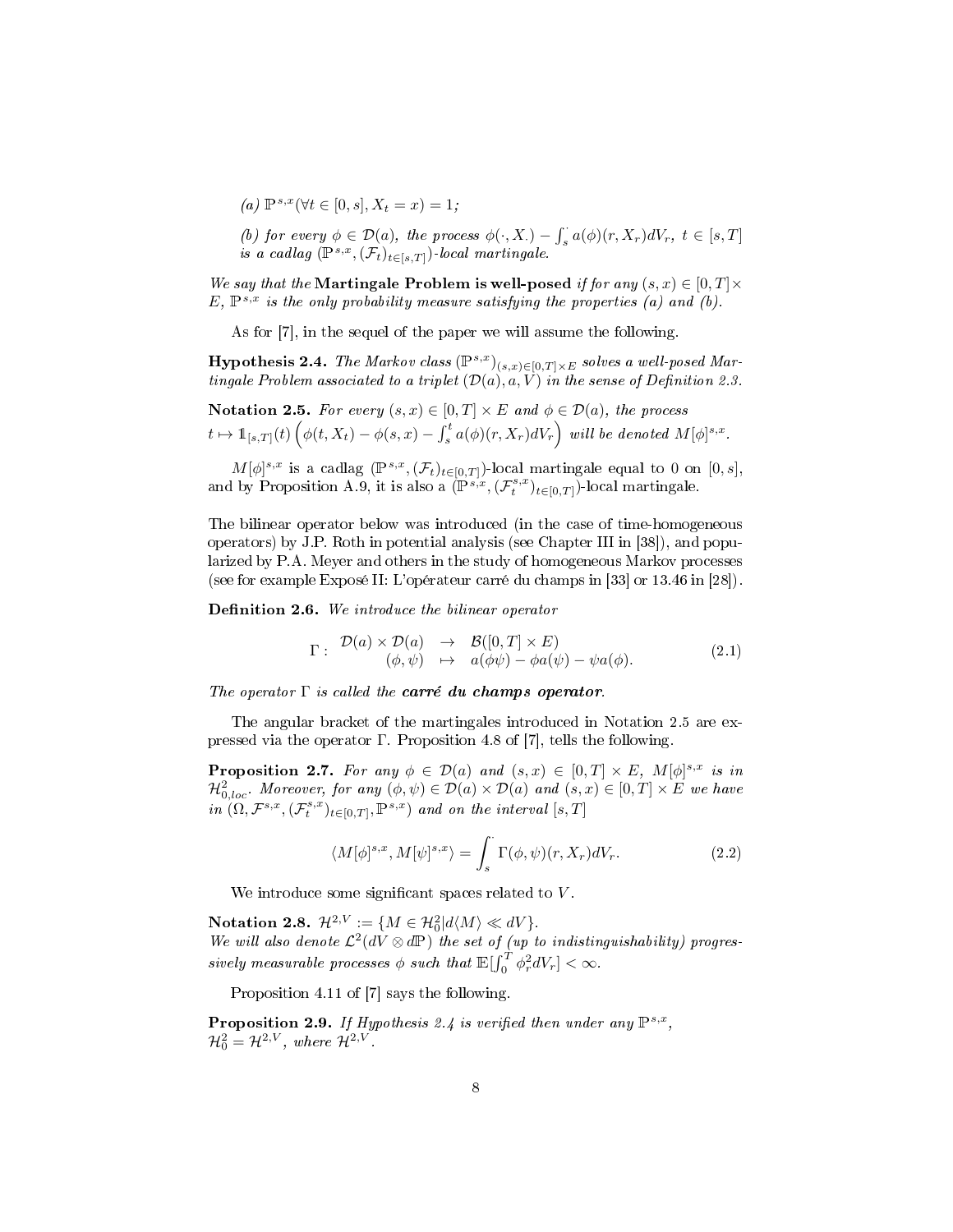*(a)* $\mathbb{P}^{s,x}(\forall t \in [0,s], X_t = x) = 1$*;*

*(b) for every* $\phi \in \mathcal{D}(a)$*, the process* $\phi(\cdot, X_\cdot) - \int_s^\cdot a(\phi)(r, X_r)dV_r$*,* $t \in [s,T]$ *is a cadlag* $(\mathbb{P}^{s,x}, (\mathcal{F}_t)_{t\in[s,T]})$*-local martingale.*

*We say that the* **Martingale Problem is well-posed** *if for any* $(s,x) \in [0,T] \times E$*,* $\mathbb{P}^{s,x}$ *is the only probability measure satisfying the properties (a) and (b).*

As for [7], in the sequel of the paper we will assume the following.

**Hypothesis 2.4.** *The Markov class* $(\mathbb{P}^{s,x})_{(s,x)\in[0,T]\times E}$ *solves a well-posed Martingale Problem associated to a triplet* $(\mathcal{D}(a), a, V)$ *in the sense of Definition 2.3.*

**Notation 2.5.** *For every* $(s,x) \in [0,T] \times E$ *and* $\phi \in \mathcal{D}(a)$*, the process* $t \mapsto \mathbb{1}_{[s,T]}(t)\left(\phi(t, X_t) - \phi(s,x) - \int_s^t a(\phi)(r, X_r)dV_r\right)$ *will be denoted* $M[\phi]^{s,x}$*.*

$M[\phi]^{s,x}$ is a cadlag $(\mathbb{P}^{s,x}, (\mathcal{F}_t)_{t\in[0,T]})$-local martingale equal to 0 on $[0,s]$, and by Proposition A.9, it is also a $(\mathbb{P}^{s,x}, (\mathcal{F}^{s,x}_t)_{t\in[0,T]})$-local martingale.

The bilinear operator below was introduced (in the case of time-homogeneous operators) by J.P. Roth in potential analysis (see Chapter III in [38]), and popularized by P.A. Meyer and others in the study of homogeneous Markov processes (see for example Exposé II: L'opérateur carré du champs in [33] or 13.46 in [28]).

**Definition 2.6.** *We introduce the bilinear operator*

$$\Gamma : \begin{array}{ccc} \mathcal{D}(a) \times \mathcal{D}(a) & \rightarrow & \mathcal{B}([0,T] \times E) \\ (\phi, \psi) & \mapsto & a(\phi\psi) - \phi a(\psi) - \psi a(\phi). \end{array} \tag{2.1}$$

*The operator* $\Gamma$ *is called the* ***carré du champs operator****.*

The angular bracket of the martingales introduced in Notation 2.5 are expressed via the operator $\Gamma$. Proposition 4.8 of [7], tells the following.

**Proposition 2.7.** *For any* $\phi \in \mathcal{D}(a)$ *and* $(s,x) \in [0,T] \times E$*,* $M[\phi]^{s,x}$ *is in* $\mathcal{H}^2_{0,loc}$*. Moreover, for any* $(\phi, \psi) \in \mathcal{D}(a) \times \mathcal{D}(a)$ *and* $(s,x) \in [0,T] \times E$ *we have in* $(\Omega, \mathcal{F}^{s,x}, (\mathcal{F}^{s,x}_t)_{t\in[0,T]}, \mathbb{P}^{s,x})$ *and on the interval* $[s,T]$

$$\langle M[\phi]^{s,x}, M[\psi]^{s,x}\rangle = \int_s^\cdot \Gamma(\phi,\psi)(r, X_r)dV_r. \tag{2.2}$$

We introduce some significant spaces related to $V$.

**Notation 2.8.** $\mathcal{H}^{2,V} := \{M \in \mathcal{H}^2_0 | d\langle M\rangle \ll dV\}$.
*We will also denote* $\mathcal{L}^2(dV \otimes d\mathbb{P})$ *the set of (up to indistinguishability) progressively measurable processes* $\phi$ *such that* $\mathbb{E}[\int_0^T \phi_r^2 dV_r] < \infty$*.*

Proposition 4.11 of [7] says the following.

**Proposition 2.9.** *If Hypothesis 2.4 is verified then under any* $\mathbb{P}^{s,x}$*,* $\mathcal{H}^2_0 = \mathcal{H}^{2,V}$*, where* $\mathcal{H}^{2,V}$*.*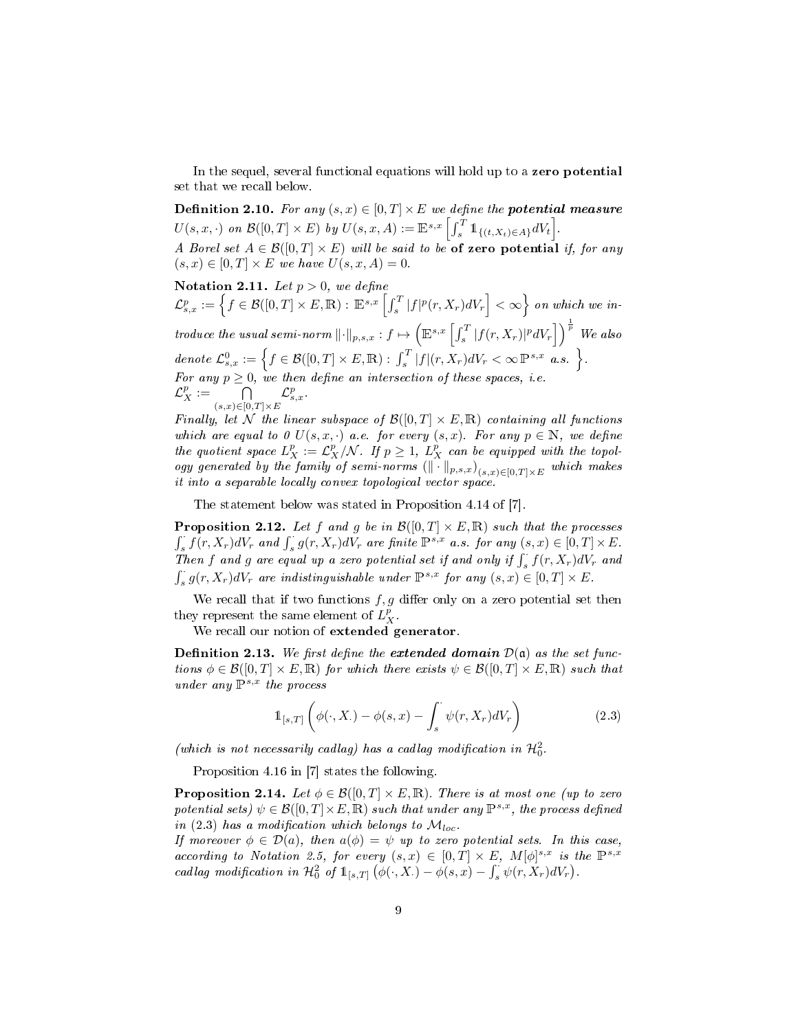In the sequel, several functional equations will hold up to a **zero potential** set that we recall below.

**Definition 2.10.** *For any $(s,x) \in [0,T] \times E$ we define the* ***potential measure*** *$U(s,x,\cdot)$ on $\mathcal{B}([0,T] \times E)$ by $U(s,x,A) := \mathbb{E}^{s,x}\left[\int_s^T \mathbb{1}_{\{(t,X_t)\in A\}} dV_t\right]$.*
*A Borel set $A \in \mathcal{B}([0,T] \times E)$ will be said to be* **of zero potential** *if, for any $(s,x) \in [0,T] \times E$ we have $U(s,x,A) = 0$.*

**Notation 2.11.** *Let $p > 0$, we define*
*$\mathcal{L}^p_{s,x} := \left\{ f \in \mathcal{B}([0,T] \times E, \mathbb{R}) : \mathbb{E}^{s,x}\left[\int_s^T |f|^p(r,X_r) dV_r\right] < \infty \right\}$ on which we introduce the usual semi-norm $\|\cdot\|_{p,s,x} : f \mapsto \left(\mathbb{E}^{s,x}\left[\int_s^T |f(r,X_r)|^p dV_r\right]\right)^{\frac{1}{p}}$ We also denote $\mathcal{L}^0_{s,x} := \left\{ f \in \mathcal{B}([0,T] \times E, \mathbb{R}) : \int_s^T |f|(r,X_r) dV_r < \infty \, \mathbb{P}^{s,x} \text{ a.s. } \right\}$.*
*For any $p \geq 0$, we then define an intersection of these spaces, i.e. $\mathcal{L}^p_X := \bigcap_{(s,x)\in[0,T]\times E} \mathcal{L}^p_{s,x}$.*
*Finally, let $\mathcal{N}$ the linear subspace of $\mathcal{B}([0,T] \times E, \mathbb{R})$ containing all functions which are equal to 0 $U(s,x,\cdot)$ a.e. for every $(s,x)$. For any $p \in \mathbb{N}$, we define the quotient space $L^p_X := \mathcal{L}^p_X / \mathcal{N}$. If $p \geq 1$, $L^p_X$ can be equipped with the topology generated by the family of semi-norms $(\|\cdot\|_{p,s,x})_{(s,x)\in[0,T]\times E}$ which makes it into a separable locally convex topological vector space.*

The statement below was stated in Proposition 4.14 of [7].

**Proposition 2.12.** *Let $f$ and $g$ be in $\mathcal{B}([0,T] \times E, \mathbb{R})$ such that the processes $\int_s^\cdot f(r,X_r) dV_r$ and $\int_s^\cdot g(r,X_r) dV_r$ are finite $\mathbb{P}^{s,x}$ a.s. for any $(s,x) \in [0,T] \times E$. Then $f$ and $g$ are equal up a zero potential set if and only if $\int_s^\cdot f(r,X_r) dV_r$ and $\int_s^\cdot g(r,X_r) dV_r$ are indistinguishable under $\mathbb{P}^{s,x}$ for any $(s,x) \in [0,T] \times E$.*

We recall that if two functions $f, g$ differ only on a zero potential set then they represent the same element of $L^p_X$.

We recall our notion of **extended generator**.

**Definition 2.13.** *We first define the* ***extended domain*** *$\mathcal{D}(\mathfrak{a})$ as the set functions $\phi \in \mathcal{B}([0,T] \times E, \mathbb{R})$ for which there exists $\psi \in \mathcal{B}([0,T] \times E, \mathbb{R})$ such that under any $\mathbb{P}^{s,x}$ the process*

$$\mathbb{1}_{[s,T]}\left(\phi(\cdot, X_\cdot) - \phi(s,x) - \int_s^\cdot \psi(r,X_r) dV_r\right) \tag{2.3}$$

*(which is not necessarily cadlag) has a cadlag modification in $\mathcal{H}^2_0$.*

Proposition 4.16 in [7] states the following.

**Proposition 2.14.** *Let $\phi \in \mathcal{B}([0,T] \times E, \mathbb{R})$. There is at most one (up to zero potential sets) $\psi \in \mathcal{B}([0,T] \times E, \mathbb{R})$ such that under any $\mathbb{P}^{s,x}$, the process defined in (2.3) has a modification which belongs to $\mathcal{M}_{loc}$.*
*If moreover $\phi \in \mathcal{D}(a)$, then $a(\phi) = \psi$ up to zero potential sets. In this case, according to Notation 2.5, for every $(s,x) \in [0,T] \times E$, $M[\phi]^{s,x}$ is the $\mathbb{P}^{s,x}$ cadlag modification in $\mathcal{H}^2_0$ of $\mathbb{1}_{[s,T]}\left(\phi(\cdot, X_\cdot) - \phi(s,x) - \int_s^\cdot \psi(r,X_r) dV_r\right)$.*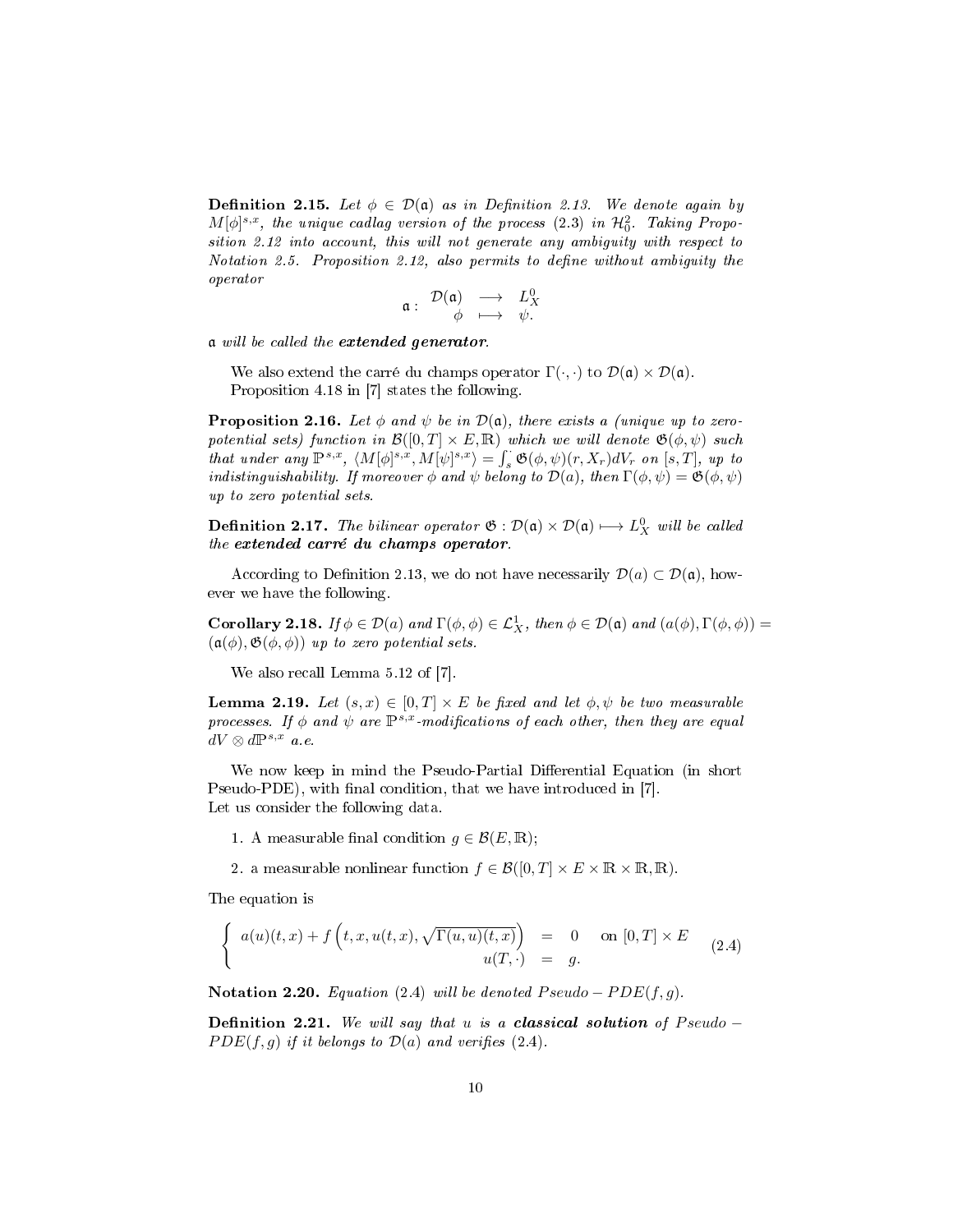**Definition 2.15.** *Let $\phi \in \mathcal{D}(\mathfrak{a})$ as in Definition 2.13. We denote again by $M[\phi]^{s,x}$, the unique cadlag version of the process (2.3) in $\mathcal{H}^2_0$. Taking Proposition 2.12 into account, this will not generate any ambiguity with respect to Notation 2.5. Proposition 2.12, also permits to define without ambiguity the operator*

$$\mathfrak{a}: \begin{array}{ccc} \mathcal{D}(\mathfrak{a}) & \longrightarrow & L^0_X \\ \phi & \longmapsto & \psi. \end{array}$$

*$\mathfrak{a}$ will be called the **extended generator**.*

We also extend the carré du champs operator $\Gamma(\cdot,\cdot)$ to $\mathcal{D}(\mathfrak{a}) \times \mathcal{D}(\mathfrak{a})$.
Proposition 4.18 in [7] states the following.

**Proposition 2.16.** *Let $\phi$ and $\psi$ be in $\mathcal{D}(\mathfrak{a})$, there exists a (unique up to zero-potential sets) function in $\mathcal{B}([0,T] \times E, \mathbb{R})$ which we will denote $\mathfrak{G}(\phi,\psi)$ such that under any $\mathbb{P}^{s,x}$, $\langle M[\phi]^{s,x}, M[\psi]^{s,x} \rangle = \int_s^{\cdot} \mathfrak{G}(\phi,\psi)(r, X_r) dV_r$ on $[s,T]$, up to indistinguishability. If moreover $\phi$ and $\psi$ belong to $\mathcal{D}(a)$, then $\Gamma(\phi,\psi) = \mathfrak{G}(\phi,\psi)$ up to zero potential sets.*

**Definition 2.17.** *The bilinear operator $\mathfrak{G} : \mathcal{D}(\mathfrak{a}) \times \mathcal{D}(\mathfrak{a}) \longmapsto L^0_X$ will be called the **extended carré du champs operator**.*

According to Definition 2.13, we do not have necessarily $\mathcal{D}(a) \subset \mathcal{D}(\mathfrak{a})$, however we have the following.

**Corollary 2.18.** *If $\phi \in \mathcal{D}(a)$ and $\Gamma(\phi,\phi) \in \mathcal{L}^1_X$, then $\phi \in \mathcal{D}(\mathfrak{a})$ and $(a(\phi), \Gamma(\phi,\phi)) = (\mathfrak{a}(\phi), \mathfrak{G}(\phi,\phi))$ up to zero potential sets.*

We also recall Lemma 5.12 of [7].

**Lemma 2.19.** *Let $(s,x) \in [0,T] \times E$ be fixed and let $\phi, \psi$ be two measurable processes. If $\phi$ and $\psi$ are $\mathbb{P}^{s,x}$-modifications of each other, then they are equal $dV \otimes d\mathbb{P}^{s,x}$ a.e.*

We now keep in mind the Pseudo-Partial Differential Equation (in short Pseudo-PDE), with final condition, that we have introduced in [7].
Let us consider the following data.

1. A measurable final condition $g \in \mathcal{B}(E, \mathbb{R})$;

2. a measurable nonlinear function $f \in \mathcal{B}([0,T] \times E \times \mathbb{R} \times \mathbb{R}, \mathbb{R})$.

The equation is

$$\left\{ \begin{array}{rcll} a(u)(t,x) + f\left(t, x, u(t,x), \sqrt{\Gamma(u,u)(t,x)}\right) & = & 0 & \text{on } [0,T] \times E \\ u(T,\cdot) & = & g. & \end{array} \right. \tag{2.4}$$

**Notation 2.20.** *Equation (2.4) will be denoted $Pseudo-PDE(f,g)$.*

**Definition 2.21.** *We will say that $u$ is a **classical solution** of $Pseudo-PDE(f,g)$ if it belongs to $\mathcal{D}(a)$ and verifies (2.4).*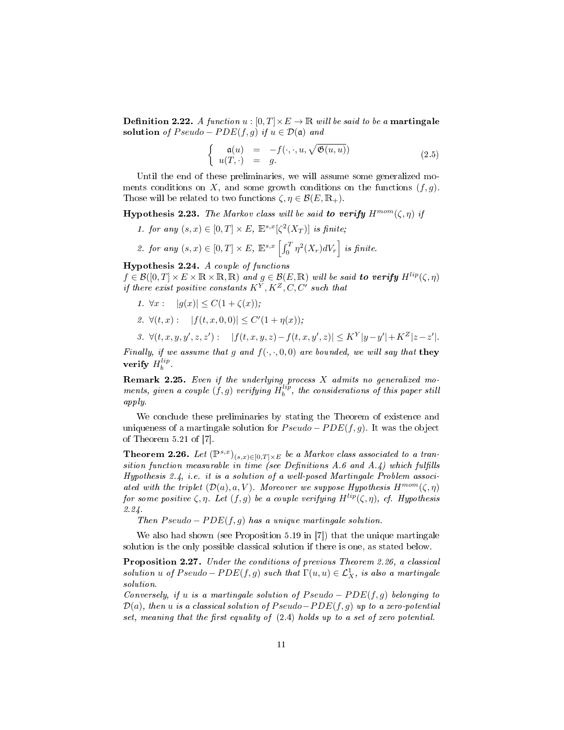**Definition 2.22.** *A function $u : [0,T] \times E \to \mathbb{R}$ will be said to be a* **martingale solution** *of $Pseudo-PDE(f,g)$ if $u \in \mathcal{D}(\mathfrak{a})$ and*

$$\left\{ \begin{array}{rcl} \mathfrak{a}(u) &=& -f(\cdot,\cdot,u,\sqrt{\mathfrak{G}(u,u)}) \\ u(T,\cdot) &=& g. \end{array} \right. \tag{2.5}$$

Until the end of these preliminaries, we will assume some generalized moments conditions on $X$, and some growth conditions on the functions $(f,g)$. Those will be related to two functions $\zeta, \eta \in \mathcal{B}(E, \mathbb{R}_+)$.

**Hypothesis 2.23.** *The Markov class will be said* ***to verify*** *$H^{mom}(\zeta,\eta)$ if*

1. *for any $(s,x) \in [0,T] \times E$, $\mathbb{E}^{s,x}[\zeta^2(X_T)]$ is finite;*
2. *for any $(s,x) \in [0,T] \times E$, $\mathbb{E}^{s,x}\left[\int_0^T \eta^2(X_r)dV_r\right]$ is finite.*

**Hypothesis 2.24.** *A couple of functions $f \in \mathcal{B}([0,T] \times E \times \mathbb{R} \times \mathbb{R}, \mathbb{R})$ and $g \in \mathcal{B}(E,\mathbb{R})$ will be said* ***to verify*** *$H^{lip}(\zeta,\eta)$ if there exist positive constants $K^Y, K^Z, C, C'$ such that*

1. *$\forall x: \quad |g(x)| \leq C(1+\zeta(x))$;*
2. *$\forall (t,x): \quad |f(t,x,0,0)| \leq C'(1+\eta(x))$;*
3. *$\forall (t,x,y,y',z,z'): \quad |f(t,x,y,z) - f(t,x,y',z)| \leq K^Y|y-y'| + K^Z|z-z'|$.*

*Finally, if we assume that $g$ and $f(\cdot,\cdot,0,0)$ are bounded, we will say that* **they verify** *$H_b^{lip}$.*

**Remark 2.25.** *Even if the underlying process $X$ admits no generalized moments, given a couple $(f,g)$ verifying $H_b^{lip}$, the considerations of this paper still apply.*

We conclude these preliminaries by stating the Theorem of existence and uniqueness of a martingale solution for $Pseudo-PDE(f,g)$. It was the object of Theorem 5.21 of [7].

**Theorem 2.26.** *Let $(\mathbb{P}^{s,x})_{(s,x)\in[0,T]\times E}$ be a Markov class associated to a transition function measurable in time (see Definitions A.6 and A.4) which fulfills Hypothesis 2.4, i.e. it is a solution of a well-posed Martingale Problem associated with the triplet $(\mathcal{D}(a), a, V)$. Moreover we suppose Hypothesis $H^{mom}(\zeta,\eta)$ for some positive $\zeta,\eta$. Let $(f,g)$ be a couple verifying $H^{lip}(\zeta,\eta)$, cf. Hypothesis 2.24.*

*Then $Pseudo-PDE(f,g)$ has a unique martingale solution.*

We also had shown (see Proposition 5.19 in [7]) that the unique martingale solution is the only possible classical solution if there is one, as stated below.

**Proposition 2.27.** *Under the conditions of previous Theorem 2.26, a classical solution $u$ of $Pseudo-PDE(f,g)$ such that $\Gamma(u,u) \in \mathcal{L}^1_X$, is also a martingale solution.*
*Conversely, if $u$ is a martingale solution of $Pseudo-PDE(f,g)$ belonging to $\mathcal{D}(a)$, then $u$ is a classical solution of $Pseudo-PDE(f,g)$ up to a zero-potential set, meaning that the first equality of (2.4) holds up to a set of zero potential.*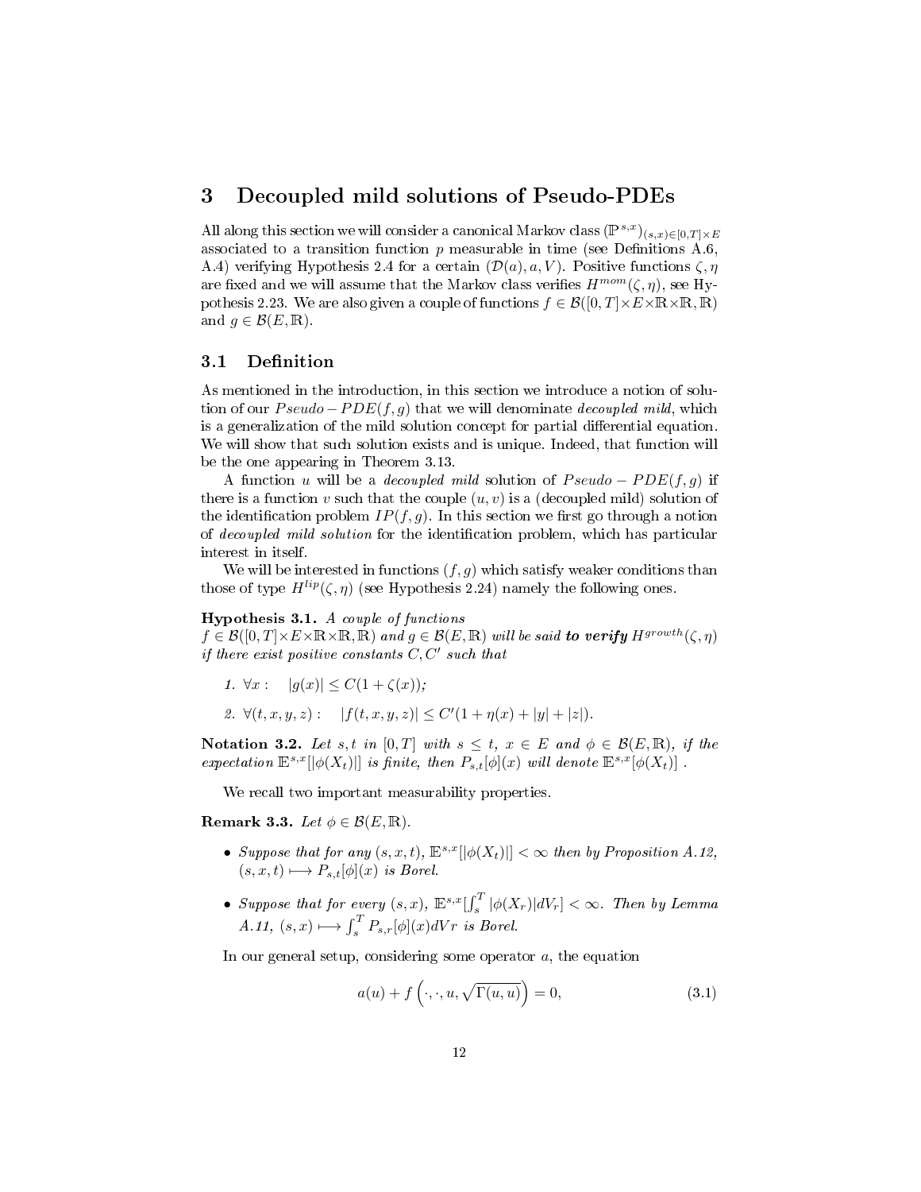# 3 Decoupled mild solutions of Pseudo-PDEs

All along this section we will consider a canonical Markov class $(\mathbb{P}^{s,x})_{(s,x)\in[0,T]\times E}$ associated to a transition function $p$ measurable in time (see Definitions A.6, A.4) verifying Hypothesis 2.4 for a certain $(\mathcal{D}(a), a, V)$. Positive functions $\zeta, \eta$ are fixed and we will assume that the Markov class verifies $H^{mom}(\zeta,\eta)$, see Hypothesis 2.23. We are also given a couple of functions $f \in \mathcal{B}([0,T]\times E\times\mathbb{R}\times\mathbb{R},\mathbb{R})$ and $g \in \mathcal{B}(E,\mathbb{R})$.

## 3.1 Definition

As mentioned in the introduction, in this section we introduce a notion of solution of our $Pseudo-PDE(f,g)$ that we will denominate *decoupled mild*, which is a generalization of the mild solution concept for partial differential equation. We will show that such solution exists and is unique. Indeed, that function will be the one appearing in Theorem 3.13.

A function $u$ will be a *decoupled mild* solution of $Pseudo-PDE(f,g)$ if there is a function $v$ such that the couple $(u,v)$ is a (decoupled mild) solution of the identification problem $IP(f,g)$. In this section we first go through a notion of *decoupled mild solution* for the identification problem, which has particular interest in itself.

We will be interested in functions $(f,g)$ which satisfy weaker conditions than those of type $H^{lip}(\zeta,\eta)$ (see Hypothesis 2.24) namely the following ones.

**Hypothesis 3.1.** *A couple of functions $f \in \mathcal{B}([0,T]\times E\times\mathbb{R}\times\mathbb{R},\mathbb{R})$ and $g \in \mathcal{B}(E,\mathbb{R})$ will be said* ***to verify*** *$H^{growth}(\zeta,\eta)$ if there exist positive constants $C, C'$ such that*

1. *$\forall x: \quad |g(x)| \leq C(1+\zeta(x))$;*
2. *$\forall (t,x,y,z): \quad |f(t,x,y,z)| \leq C'(1+\eta(x)+|y|+|z|)$.*

**Notation 3.2.** *Let $s,t$ in $[0,T]$ with $s \leq t$, $x \in E$ and $\phi \in \mathcal{B}(E,\mathbb{R})$, if the expectation $\mathbb{E}^{s,x}[|\phi(X_t)|]$ is finite, then $P_{s,t}[\phi](x)$ will denote $\mathbb{E}^{s,x}[\phi(X_t)]$ .*

We recall two important measurability properties.

**Remark 3.3.** *Let $\phi \in \mathcal{B}(E,\mathbb{R})$.*

- *Suppose that for any $(s,x,t)$, $\mathbb{E}^{s,x}[|\phi(X_t)|] < \infty$ then by Proposition A.12, $(s,x,t) \longmapsto P_{s,t}[\phi](x)$ is Borel.*
- *Suppose that for every $(s,x)$, $\mathbb{E}^{s,x}[\int_s^T |\phi(X_r)|dV_r] < \infty$. Then by Lemma A.11, $(s,x) \longmapsto \int_s^T P_{s,r}[\phi](x)dVr$ is Borel.*

In our general setup, considering some operator $a$, the equation

$$a(u) + f\left(\cdot,\cdot,u,\sqrt{\Gamma(u,u)}\right) = 0, \tag{3.1}$$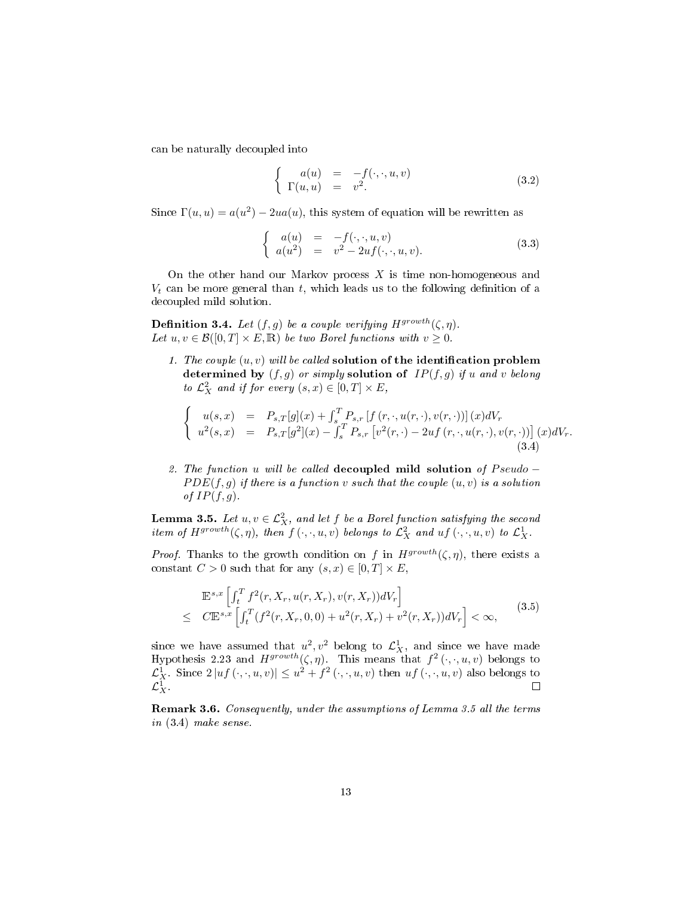can be naturally decoupled into

$$
\left\{ \begin{array}{rcl} a(u) & = & -f(\cdot,\cdot,u,v) \\ \Gamma(u,u) & = & v^2. \end{array} \right. \tag{3.2}
$$

Since $\Gamma(u,u) = a(u^2) - 2ua(u)$, this system of equation will be rewritten as

$$
\left\{ \begin{array}{rcl} a(u) & = & -f(\cdot,\cdot,u,v) \\ a(u^2) & = & v^2 - 2uf(\cdot,\cdot,u,v). \end{array} \right. \tag{3.3}
$$

On the other hand our Markov process $X$ is time non-homogeneous and $V_t$ can be more general than $t$, which leads us to the following definition of a decoupled mild solution.

**Definition 3.4.** *Let $(f,g)$ be a couple verifying $H^{growth}(\zeta,\eta)$. Let $u, v \in \mathcal{B}([0,T]\times E, \mathbb{R})$ be two Borel functions with $v \geq 0$.*

1. *The couple $(u,v)$ will be called* **solution of the identification problem determined by** *$(f,g)$ or simply* **solution of** *$IP(f,g)$ if $u$ and $v$ belong to $\mathcal{L}^2_X$ and if for every $(s,x) \in [0,T]\times E$,*

$$
\left\{ \begin{array}{rcl} u(s,x) & = & P_{s,T}[g](x) + \int_s^T P_{s,r}\left[f\left(r,\cdot,u(r,\cdot),v(r,\cdot)\right)\right](x)dV_r \\ u^2(s,x) & = & P_{s,T}[g^2](x) - \int_s^T P_{s,r}\left[v^2(r,\cdot) - 2uf\left(r,\cdot,u(r,\cdot),v(r,\cdot)\right)\right](x)dV_r. \end{array} \right. \tag{3.4}
$$

2. *The function $u$ will be called* **decoupled mild solution** *of $Pseudo-PDE(f,g)$ if there is a function $v$ such that the couple $(u,v)$ is a solution of $IP(f,g)$.*

**Lemma 3.5.** *Let $u, v \in \mathcal{L}^2_X$, and let $f$ be a Borel function satisfying the second item of $H^{growth}(\zeta,\eta)$, then $f(\cdot,\cdot,u,v)$ belongs to $\mathcal{L}^2_X$ and $uf(\cdot,\cdot,u,v)$ to $\mathcal{L}^1_X$.*

*Proof.* Thanks to the growth condition on $f$ in $H^{growth}(\zeta,\eta)$, there exists a constant $C > 0$ such that for any $(s,x) \in [0,T]\times E$,

$$
\begin{array}{rl} & \mathbb{E}^{s,x}\left[\int_t^T f^2(r,X_r,u(r,X_r),v(r,X_r))dV_r\right] \\ \leq & C\mathbb{E}^{s,x}\left[\int_t^T (f^2(r,X_r,0,0) + u^2(r,X_r) + v^2(r,X_r))dV_r\right] < \infty, \end{array} \tag{3.5}
$$

since we have assumed that $u^2, v^2$ belong to $\mathcal{L}^1_X$, and since we have made Hypothesis 2.23 and $H^{growth}(\zeta,\eta)$. This means that $f^2(\cdot,\cdot,u,v)$ belongs to $\mathcal{L}^1_X$. Since $2|uf(\cdot,\cdot,u,v)| \leq u^2 + f^2(\cdot,\cdot,u,v)$ then $uf(\cdot,\cdot,u,v)$ also belongs to $\mathcal{L}^1_X$. □

**Remark 3.6.** *Consequently, under the assumptions of Lemma 3.5 all the terms in (3.4) make sense.*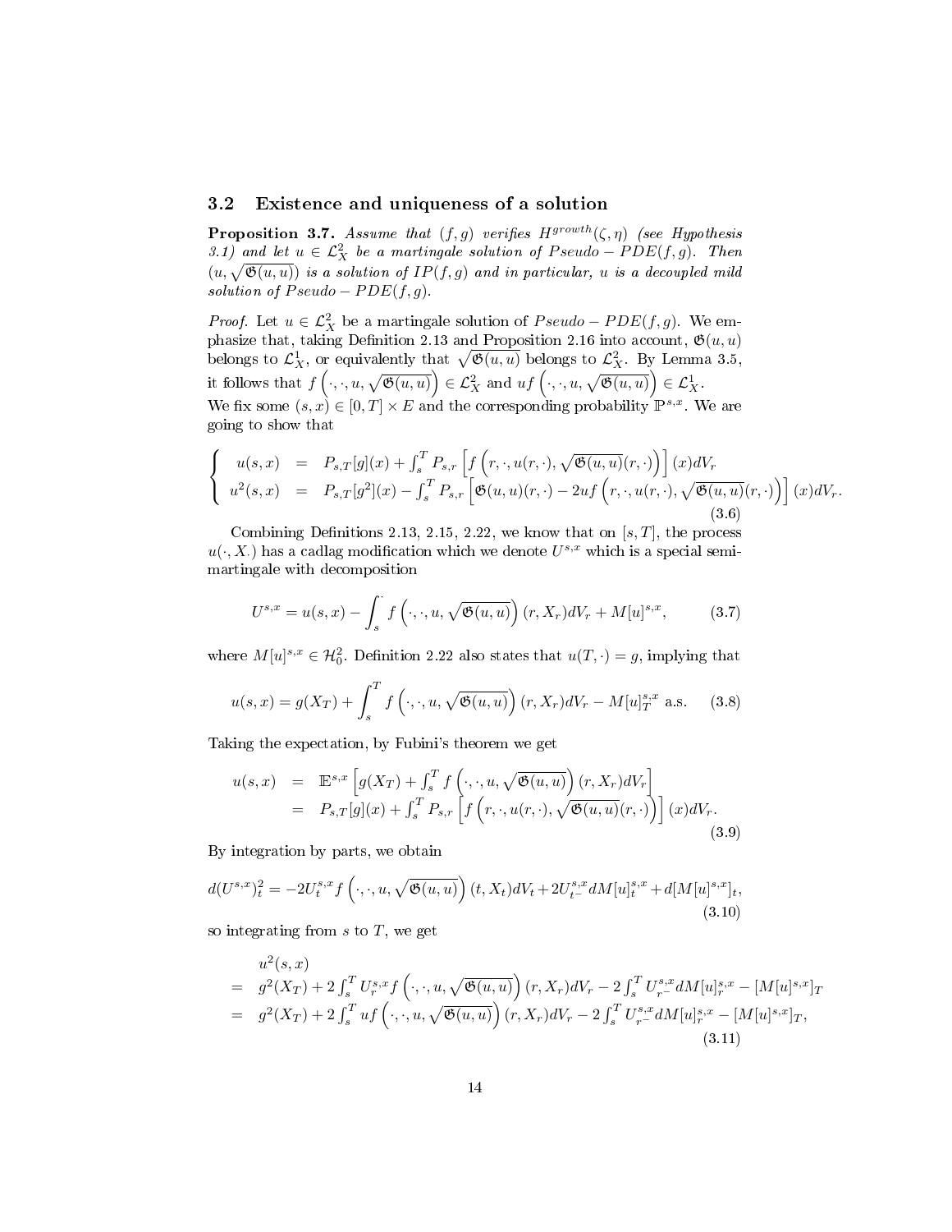### 3.2 Existence and uniqueness of a solution

**Proposition 3.7.** *Assume that $(f,g)$ verifies $H^{growth}(\zeta,\eta)$ (see Hypothesis 3.1) and let $u \in \mathcal{L}^2_X$ be a martingale solution of $Pseudo-PDE(f,g)$. Then $(u, \sqrt{\mathfrak{G}(u,u)})$ is a solution of $IP(f,g)$ and in particular, $u$ is a decoupled mild solution of $Pseudo-PDE(f,g)$.*

*Proof.* Let $u \in \mathcal{L}^2_X$ be a martingale solution of $Pseudo-PDE(f,g)$. We emphasize that, taking Definition 2.13 and Proposition 2.16 into account, $\mathfrak{G}(u,u)$ belongs to $\mathcal{L}^1_X$, or equivalently that $\sqrt{\mathfrak{G}(u,u)}$ belongs to $\mathcal{L}^2_X$. By Lemma 3.5, it follows that $f\left(\cdot,\cdot,u,\sqrt{\mathfrak{G}(u,u)}\right) \in \mathcal{L}^2_X$ and $uf\left(\cdot,\cdot,u,\sqrt{\mathfrak{G}(u,u)}\right) \in \mathcal{L}^1_X$.
We fix some $(s,x) \in [0,T]\times E$ and the corresponding probability $\mathbb{P}^{s,x}$. We are going to show that

$$\left\{\begin{array}{lcl} u(s,x) &=& P_{s,T}[g](x) + \int_s^T P_{s,r}\left[f\left(r,\cdot,u(r,\cdot),\sqrt{\mathfrak{G}(u,u)}(r,\cdot)\right)\right](x)dV_r \\ u^2(s,x) &=& P_{s,T}[g^2](x) - \int_s^T P_{s,r}\left[\mathfrak{G}(u,u)(r,\cdot) - 2uf\left(r,\cdot,u(r,\cdot),\sqrt{\mathfrak{G}(u,u)}(r,\cdot)\right)\right](x)dV_r. \end{array}\right. \tag{3.6}$$

Combining Definitions 2.13, 2.15, 2.22, we know that on $[s,T]$, the process $u(\cdot,X_\cdot)$ has a cadlag modification which we denote $U^{s,x}$ which is a special semi-martingale with decomposition

$$U^{s,x} = u(s,x) - \int_s^\cdot f\left(\cdot,\cdot,u,\sqrt{\mathfrak{G}(u,u)}\right)(r,X_r)dV_r + M[u]^{s,x}, \tag{3.7}$$

where $M[u]^{s,x} \in \mathcal{H}^2_0$. Definition 2.22 also states that $u(T,\cdot) = g$, implying that

$$u(s,x) = g(X_T) + \int_s^T f\left(\cdot,\cdot,u,\sqrt{\mathfrak{G}(u,u)}\right)(r,X_r)dV_r - M[u]^{s,x}_T \text{ a.s.} \tag{3.8}$$

Taking the expectation, by Fubini's theorem we get

$$\begin{array}{lcl} u(s,x) &=& \mathbb{E}^{s,x}\left[g(X_T) + \int_s^T f\left(\cdot,\cdot,u,\sqrt{\mathfrak{G}(u,u)}\right)(r,X_r)dV_r\right] \\ &=& P_{s,T}[g](x) + \int_s^T P_{s,r}\left[f\left(r,\cdot,u(r,\cdot),\sqrt{\mathfrak{G}(u,u)}(r,\cdot)\right)\right](x)dV_r. \end{array} \tag{3.9}$$

By integration by parts, we obtain

$$d(U^{s,x})^2_t = -2U^{s,x}_t f\left(\cdot,\cdot,u,\sqrt{\mathfrak{G}(u,u)}\right)(t,X_t)dV_t + 2U^{s,x}_{t^-}dM[u]^{s,x}_t + d[M[u]^{s,x}]_t, \tag{3.10}$$

so integrating from $s$ to $T$, we get

$$\begin{array}{cl} & u^2(s,x) \\ = & g^2(X_T) + 2\int_s^T U^{s,x}_r f\left(\cdot,\cdot,u,\sqrt{\mathfrak{G}(u,u)}\right)(r,X_r)dV_r - 2\int_s^T U^{s,x}_{r^-}dM[u]^{s,x}_r - [M[u]^{s,x}]_T \\ = & g^2(X_T) + 2\int_s^T uf\left(\cdot,\cdot,u,\sqrt{\mathfrak{G}(u,u)}\right)(r,X_r)dV_r - 2\int_s^T U^{s,x}_{r^-}dM[u]^{s,x}_r - [M[u]^{s,x}]_T, \end{array} \tag{3.11}$$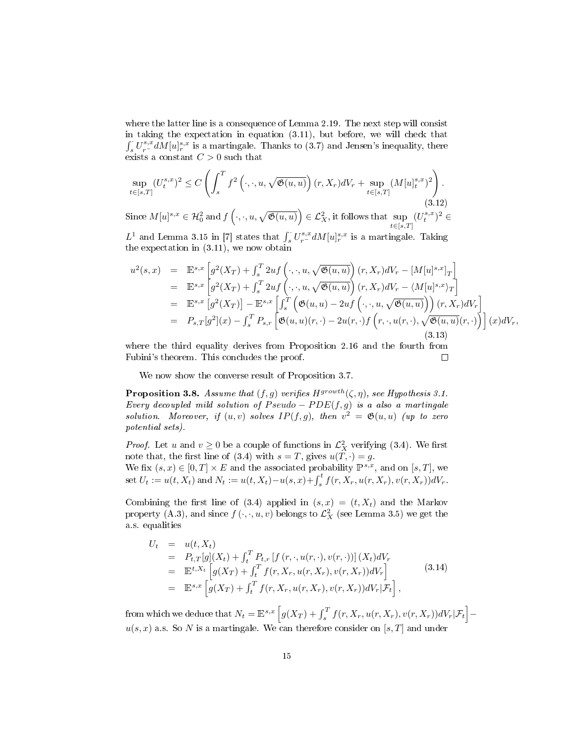where the latter line is a consequence of Lemma 2.19. The next step will consist in taking the expectation in equation (3.11), but before, we will check that $\int_s^{\cdot} U^{s,x}_{r^-} dM[u]^{s,x}_r$ is a martingale. Thanks to (3.7) and Jensen's inequality, there exists a constant $C > 0$ such that

$$\sup_{t\in[s,T]} (U^{s,x}_t)^2 \leq C \left( \int_s^T f^2\left(\cdot,\cdot,u,\sqrt{\mathfrak{G}(u,u)}\right)(r,X_r)dV_r + \sup_{t\in[s,T]} (M[u]^{s,x}_t)^2 \right). \tag{3.12}$$

Since $M[u]^{s,x} \in \mathcal{H}^2_0$ and $f\left(\cdot,\cdot,u,\sqrt{\mathfrak{G}(u,u)}\right) \in \mathcal{L}^2_X$, it follows that $\sup_{t\in[s,T]} (U^{s,x}_t)^2 \in L^1$ and Lemma 3.15 in [7] states that $\int_s^{\cdot} U^{s,x}_{r^-} dM[u]^{s,x}_r$ is a martingale. Taking the expectation in (3.11), we now obtain

$$\begin{array}{rcl}
u^2(s,x) & = & \mathbb{E}^{s,x}\left[g^2(X_T) + \int_s^T 2uf\left(\cdot,\cdot,u,\sqrt{\mathfrak{G}(u,u)}\right)(r,X_r)dV_r - [M[u]^{s,x}]_T\right] \\
& = & \mathbb{E}^{s,x}\left[g^2(X_T) + \int_s^T 2uf\left(\cdot,\cdot,u,\sqrt{\mathfrak{G}(u,u)}\right)(r,X_r)dV_r - \langle M[u]^{s,x}\rangle_T\right] \\
& = & \mathbb{E}^{s,x}\left[g^2(X_T)\right] - \mathbb{E}^{s,x}\left[\int_s^T \left(\mathfrak{G}(u,u) - 2uf\left(\cdot,\cdot,u,\sqrt{\mathfrak{G}(u,u)}\right)\right)(r,X_r)dV_r\right] \\
& = & P_{s,T}[g^2](x) - \int_s^T P_{s,r}\left[\mathfrak{G}(u,u)(r,\cdot) - 2u(r,\cdot)f\left(r,\cdot,u(r,\cdot),\sqrt{\mathfrak{G}(u,u)}(r,\cdot)\right)\right](x)dV_r,
\end{array} \tag{3.13}$$

where the third equality derives from Proposition 2.16 and the fourth from Fubini's theorem. This concludes the proof. ☐

We now show the converse result of Proposition 3.7.

**Proposition 3.8.** *Assume that $(f,g)$ verifies $H^{growth}(\zeta,\eta)$, see Hypothesis 3.1. Every decoupled mild solution of $Pseudo-PDE(f,g)$ is a also a martingale solution. Moreover, if $(u,v)$ solves $IP(f,g)$, then $v^2 = \mathfrak{G}(u,u)$ (up to zero potential sets).*

*Proof.* Let $u$ and $v \geq 0$ be a couple of functions in $\mathcal{L}^2_X$ verifying (3.4). We first note that, the first line of (3.4) with $s=T$, gives $u(T,\cdot) = g$.
We fix $(s,x) \in [0,T]\times E$ and the associated probability $\mathbb{P}^{s,x}$, and on $[s,T]$, we set $U_t := u(t,X_t)$ and $N_t := u(t,X_t) - u(s,x) + \int_s^t f(r,X_r,u(r,X_r),v(r,X_r))dV_r$.

Combining the first line of (3.4) applied in $(s,x) = (t,X_t)$ and the Markov property (A.3), and since $f(\cdot,\cdot,u,v)$ belongs to $\mathcal{L}^2_X$ (see Lemma 3.5) we get the a.s. equalities

$$\begin{array}{rcl}
U_t & = & u(t,X_t) \\
& = & P_{t,T}[g](X_t) + \int_t^T P_{t,r}\left[f(r,\cdot,u(r,\cdot),v(r,\cdot))\right](X_t)dV_r \\
& = & \mathbb{E}^{t,X_t}\left[g(X_T) + \int_t^T f(r,X_r,u(r,X_r),v(r,X_r))dV_r\right] \\
& = & \mathbb{E}^{s,x}\left[g(X_T) + \int_t^T f(r,X_r,u(r,X_r),v(r,X_r))dV_r|\mathcal{F}_t\right],
\end{array} \tag{3.14}$$

from which we deduce that $N_t = \mathbb{E}^{s,x}\left[g(X_T) + \int_s^T f(r,X_r,u(r,X_r),v(r,X_r))dV_r|\mathcal{F}_t\right] - u(s,x)$ a.s. So $N$ is a martingale. We can therefore consider on $[s,T]$ and under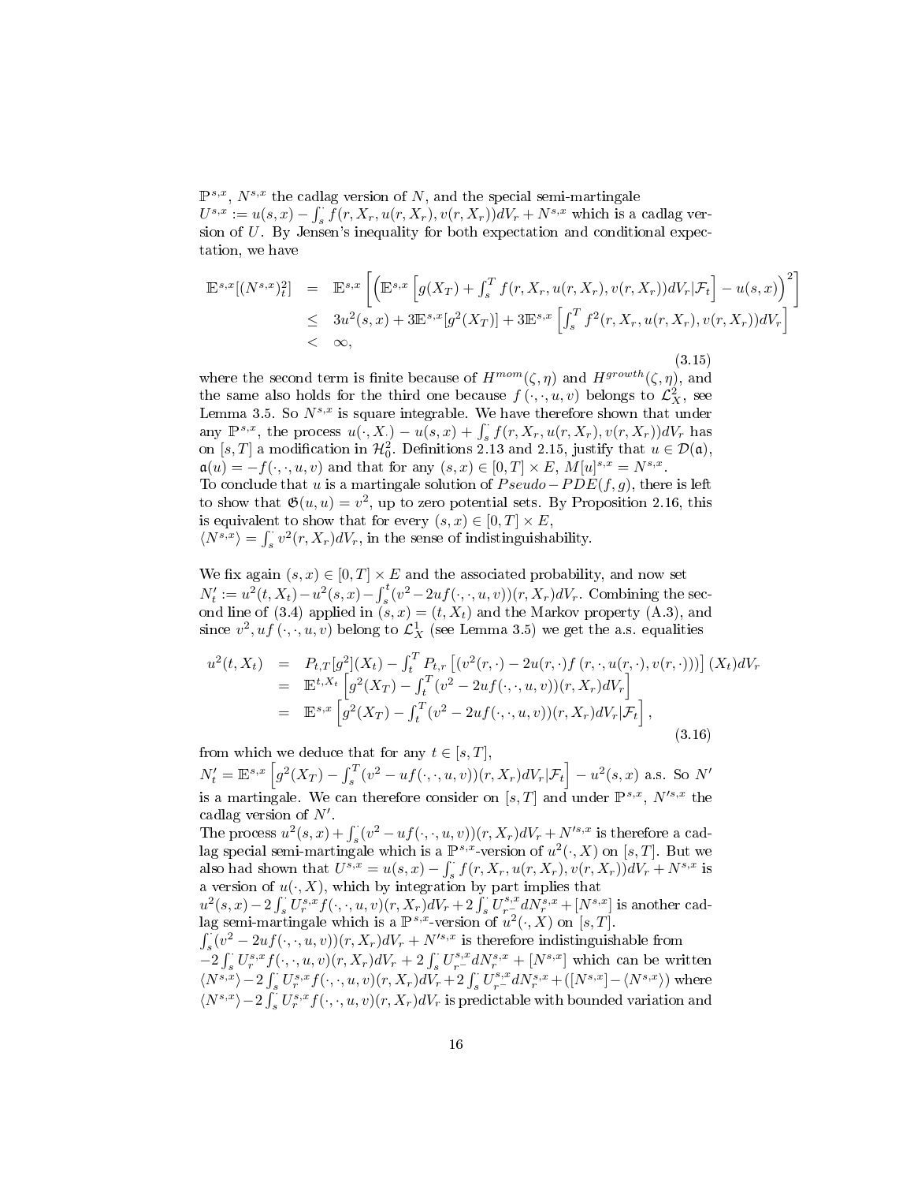$\mathbb{P}^{s,x}$, $N^{s,x}$ the cadlag version of $N$, and the special semi-martingale $U^{s,x} := u(s,x) - \int_s^{\cdot} f(r, X_r, u(r,X_r), v(r,X_r))dV_r + N^{s,x}$ which is a cadlag version of $U$. By Jensen's inequality for both expectation and conditional expectation, we have

$$
\begin{array}{rcl}
\mathbb{E}^{s,x}[(N^{s,x})_t^2] & = & \mathbb{E}^{s,x}\left[\left(\mathbb{E}^{s,x}\left[g(X_T) + \int_s^T f(r,X_r,u(r,X_r),v(r,X_r))dV_r|\mathcal{F}_t\right] - u(s,x)\right)^2\right] \\
& \leq & 3u^2(s,x) + 3\mathbb{E}^{s,x}[g^2(X_T)] + 3\mathbb{E}^{s,x}\left[\int_s^T f^2(r,X_r,u(r,X_r),v(r,X_r))dV_r\right] \\
& < & \infty,
\end{array}
\tag{3.15}
$$

where the second term is finite because of $H^{mom}(\zeta,\eta)$ and $H^{growth}(\zeta,\eta)$, and the same also holds for the third one because $f(\cdot,\cdot,u,v)$ belongs to $\mathcal{L}^2_X$, see Lemma 3.5. So $N^{s,x}$ is square integrable. We have therefore shown that under any $\mathbb{P}^{s,x}$, the process $u(\cdot,X_\cdot) - u(s,x) + \int_s^{\cdot} f(r,X_r,u(r,X_r),v(r,X_r))dV_r$ has on $[s,T]$ a modification in $\mathcal{H}^2_0$. Definitions 2.13 and 2.15, justify that $u \in \mathcal{D}(\mathfrak{a})$, $\mathfrak{a}(u) = -f(\cdot,\cdot,u,v)$ and that for any $(s,x) \in [0,T]\times E$, $M[u]^{s,x} = N^{s,x}$.
To conclude that $u$ is a martingale solution of $Pseudo-PDE(f,g)$, there is left to show that $\mathfrak{G}(u,u) = v^2$, up to zero potential sets. By Proposition 2.16, this is equivalent to show that for every $(s,x) \in [0,T]\times E$, $\langle N^{s,x}\rangle = \int_s^{\cdot} v^2(r,X_r)dV_r$, in the sense of indistinguishability.

We fix again $(s,x) \in [0,T]\times E$ and the associated probability, and now set $N'_t := u^2(t,X_t) - u^2(s,x) - \int_s^t (v^2 - 2uf(\cdot,\cdot,u,v))(r,X_r)dV_r$. Combining the second line of (3.4) applied in $(s,x) = (t,X_t)$ and the Markov property (A.3), and since $v^2, uf(\cdot,\cdot,u,v)$ belong to $\mathcal{L}^1_X$ (see Lemma 3.5) we get the a.s. equalities

$$
\begin{array}{rcl}
u^2(t,X_t) & = & P_{t,T}[g^2](X_t) - \int_t^T P_{t,r}\left[(v^2(r,\cdot) - 2u(r,\cdot)f(r,\cdot,u(r,\cdot),v(r,\cdot)))\right](X_t)dV_r \\
& = & \mathbb{E}^{t,X_t}\left[g^2(X_T) - \int_t^T (v^2 - 2uf(\cdot,\cdot,u,v))(r,X_r)dV_r\right] \\
& = & \mathbb{E}^{s,x}\left[g^2(X_T) - \int_t^T (v^2 - 2uf(\cdot,\cdot,u,v))(r,X_r)dV_r|\mathcal{F}_t\right],
\end{array}
\tag{3.16}
$$

from which we deduce that for any $t \in [s,T]$,
$N'_t = \mathbb{E}^{s,x}\left[g^2(X_T) - \int_s^T (v^2 - uf(\cdot,\cdot,u,v))(r,X_r)dV_r|\mathcal{F}_t\right] - u^2(s,x)$ a.s. So $N'$ is a martingale. We can therefore consider on $[s,T]$ and under $\mathbb{P}^{s,x}$, $N'^{s,x}$ the cadlag version of $N'$.
The process $u^2(s,x) + \int_s^{\cdot}(v^2 - uf(\cdot,\cdot,u,v))(r,X_r)dV_r + N'^{s,x}$ is therefore a cadlag special semi-martingale which is a $\mathbb{P}^{s,x}$-version of $u^2(\cdot,X)$ on $[s,T]$. But we also had shown that $U^{s,x} = u(s,x) - \int_s^{\cdot} f(r,X_r,u(r,X_r),v(r,X_r))dV_r + N^{s,x}$ is a version of $u(\cdot,X)$, which by integration by part implies that
$u^2(s,x) - 2\int_s^{\cdot} U^{s,x}_r f(\cdot,\cdot,u,v)(r,X_r)dV_r + 2\int_s^{\cdot} U^{s,x}_{r^-}dN^{s,x}_r + [N^{s,x}]$ is another cadlag semi-martingale which is a $\mathbb{P}^{s,x}$-version of $u^2(\cdot,X)$ on $[s,T]$.
$\int_s^{\cdot}(v^2 - 2uf(\cdot,\cdot,u,v))(r,X_r)dV_r + N'^{s,x}$ is therefore indistinguishable from $-2\int_s^{\cdot} U^{s,x}_r f(\cdot,\cdot,u,v)(r,X_r)dV_r + 2\int_s^{\cdot} U^{s,x}_{r^-}dN^{s,x}_r + [N^{s,x}]$ which can be written $\langle N^{s,x}\rangle - 2\int_s^{\cdot} U^{s,x}_r f(\cdot,\cdot,u,v)(r,X_r)dV_r + 2\int_s^{\cdot} U^{s,x}_{r^-}dN^{s,x}_r + ([N^{s,x}] - \langle N^{s,x}\rangle)$ where $\langle N^{s,x}\rangle - 2\int_s^{\cdot} U^{s,x}_r f(\cdot,\cdot,u,v)(r,X_r)dV_r$ is predictable with bounded variation and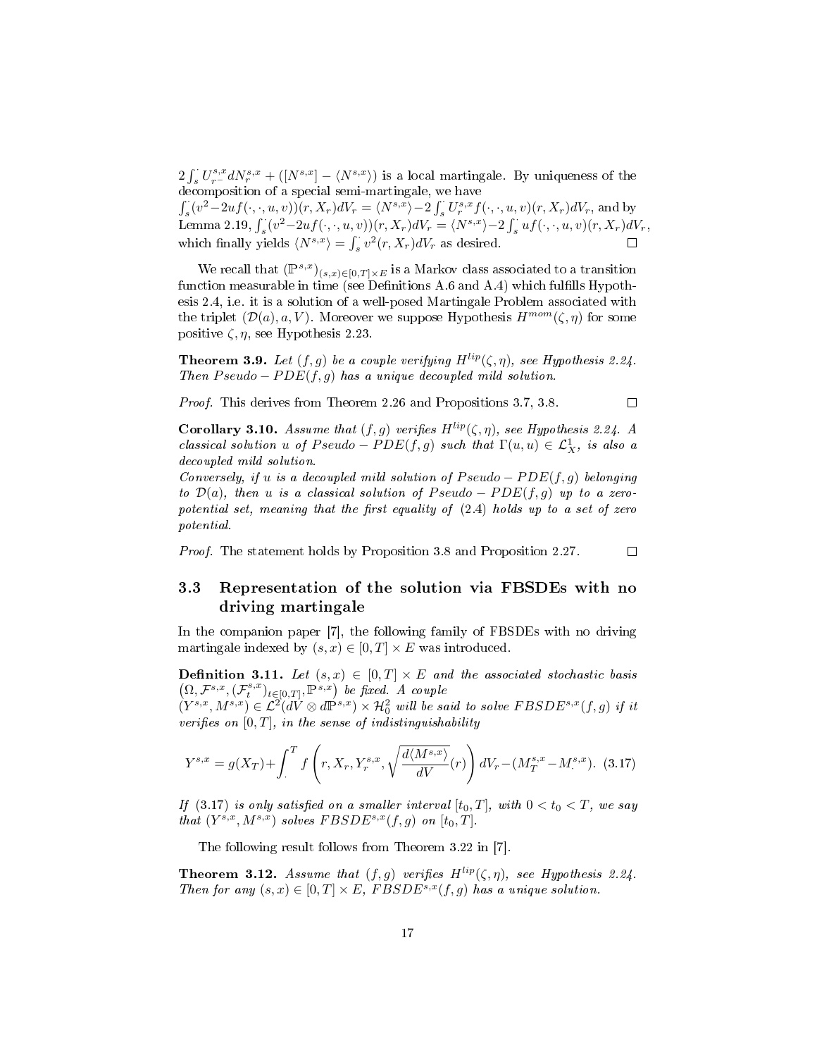$2\int_s^\cdot U^{s,x}_{r^-}dN^{s,x}_r + ([N^{s,x}] - \langle N^{s,x}\rangle)$ is a local martingale. By uniqueness of the decomposition of a special semi-martingale, we have $\int_s^\cdot (v^2 - 2uf(\cdot,\cdot,u,v))(r,X_r)dV_r = \langle N^{s,x}\rangle - 2\int_s^\cdot U^{s,x}_r f(\cdot,\cdot,u,v)(r,X_r)dV_r$, and by Lemma 2.19, $\int_s^\cdot (v^2 - 2uf(\cdot,\cdot,u,v))(r,X_r)dV_r = \langle N^{s,x}\rangle - 2\int_s^\cdot uf(\cdot,\cdot,u,v)(r,X_r)dV_r$, which finally yields $\langle N^{s,x}\rangle = \int_s^\cdot v^2(r,X_r)dV_r$ as desired. □

We recall that $(\mathbb{P}^{s,x})_{(s,x)\in[0,T]\times E}$ is a Markov class associated to a transition function measurable in time (see Definitions A.6 and A.4) which fulfills Hypothesis 2.4, i.e. it is a solution of a well-posed Martingale Problem associated with the triplet $(\mathcal{D}(a), a, V)$. Moreover we suppose Hypothesis $H^{mom}(\zeta,\eta)$ for some positive $\zeta,\eta$, see Hypothesis 2.23.

**Theorem 3.9.** *Let $(f,g)$ be a couple verifying $H^{lip}(\zeta,\eta)$, see Hypothesis 2.24. Then $Pseudo-PDE(f,g)$ has a unique decoupled mild solution.*

*Proof.* This derives from Theorem 2.26 and Propositions 3.7, 3.8. □

**Corollary 3.10.** *Assume that $(f,g)$ verifies $H^{lip}(\zeta,\eta)$, see Hypothesis 2.24. A classical solution $u$ of $Pseudo-PDE(f,g)$ such that $\Gamma(u,u)\in\mathcal{L}^1_X$, is also a decoupled mild solution.*
*Conversely, if $u$ is a decoupled mild solution of $Pseudo-PDE(f,g)$ belonging to $\mathcal{D}(a)$, then $u$ is a classical solution of $Pseudo-PDE(f,g)$ up to a zero-potential set, meaning that the first equality of (2.4) holds up to a set of zero potential.*

*Proof.* The statement holds by Proposition 3.8 and Proposition 2.27. □

### 3.3 Representation of the solution via FBSDEs with no driving martingale

In the companion paper [7], the following family of FBSDEs with no driving martingale indexed by $(s,x)\in[0,T]\times E$ was introduced.

**Definition 3.11.** *Let $(s,x)\in[0,T]\times E$ and the associated stochastic basis $\left(\Omega,\mathcal{F}^{s,x},(\mathcal{F}^{s,x}_t)_{t\in[0,T]},\mathbb{P}^{s,x}\right)$ be fixed. A couple $(Y^{s,x},M^{s,x})\in\mathcal{L}^2(dV\otimes d\mathbb{P}^{s,x})\times\mathcal{H}^2_0$ will be said to solve $FBSDE^{s,x}(f,g)$ if it verifies on $[0,T]$, in the sense of indistinguishability*

$$Y^{s,x} = g(X_T) + \int_\cdot^T f\left(r, X_r, Y^{s,x}_r, \sqrt{\frac{d\langle M^{s,x}\rangle}{dV}(r)}\right)dV_r - (M^{s,x}_T - M^{s,x}_\cdot). \quad (3.17)$$

*If (3.17) is only satisfied on a smaller interval $[t_0,T]$, with $0<t_0<T$, we say that $(Y^{s,x},M^{s,x})$ solves $FBSDE^{s,x}(f,g)$ on $[t_0,T]$.*

The following result follows from Theorem 3.22 in [7].

**Theorem 3.12.** *Assume that $(f,g)$ verifies $H^{lip}(\zeta,\eta)$, see Hypothesis 2.24. Then for any $(s,x)\in[0,T]\times E$, $FBSDE^{s,x}(f,g)$ has a unique solution.*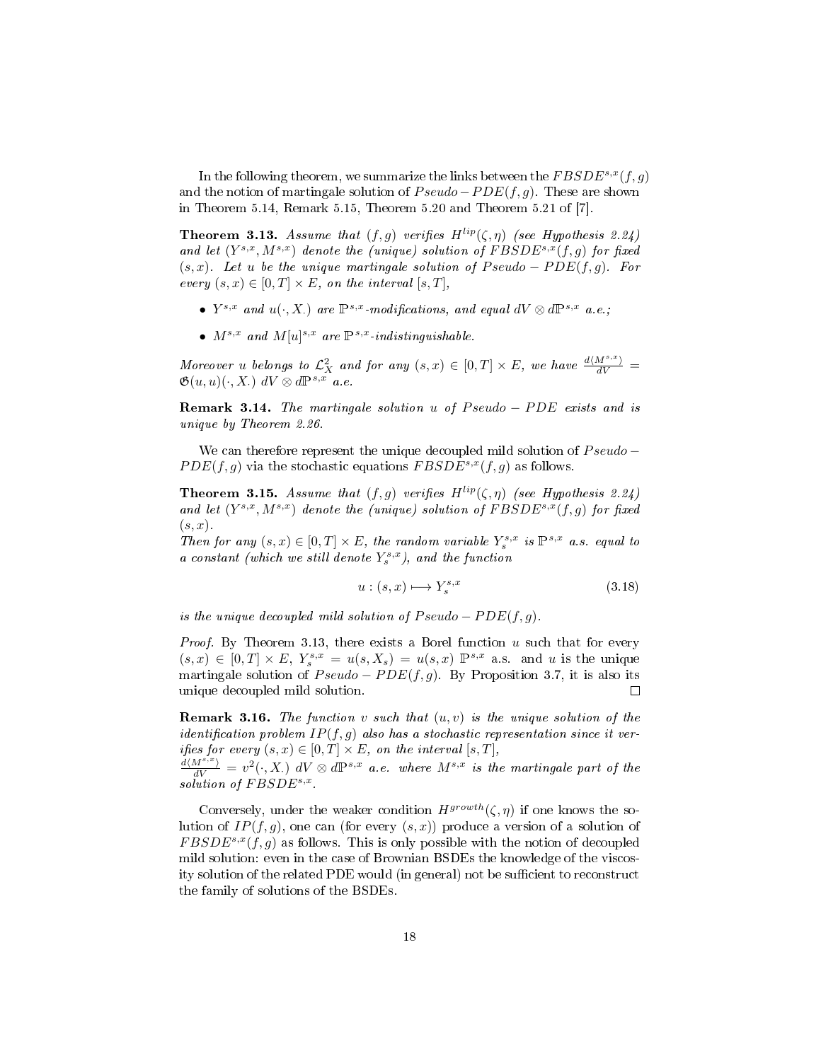In the following theorem, we summarize the links between the $FBSDE^{s,x}(f,g)$ and the notion of martingale solution of $Pseudo-PDE(f,g)$. These are shown in Theorem 5.14, Remark 5.15, Theorem 5.20 and Theorem 5.21 of [7].

**Theorem 3.13.** *Assume that $(f,g)$ verifies $H^{lip}(\zeta,\eta)$ (see Hypothesis 2.24) and let $(Y^{s,x},M^{s,x})$ denote the (unique) solution of $FBSDE^{s,x}(f,g)$ for fixed $(s,x)$. Let $u$ be the unique martingale solution of $Pseudo-PDE(f,g)$. For every $(s,x)\in[0,T]\times E$, on the interval $[s,T]$,*

- *$Y^{s,x}$ and $u(\cdot,X_\cdot)$ are $\mathbb{P}^{s,x}$-modifications, and equal $dV\otimes d\mathbb{P}^{s,x}$ a.e.;*
- *$M^{s,x}$ and $M[u]^{s,x}$ are $\mathbb{P}^{s,x}$-indistinguishable.*

*Moreover $u$ belongs to $\mathcal{L}^2_X$ and for any $(s,x)\in[0,T]\times E$, we have $\frac{d\langle M^{s,x}\rangle}{dV}=\mathfrak{G}(u,u)(\cdot,X_\cdot)\ dV\otimes d\mathbb{P}^{s,x}$ a.e.*

**Remark 3.14.** *The martingale solution $u$ of $Pseudo-PDE$ exists and is unique by Theorem 2.26.*

We can therefore represent the unique decoupled mild solution of $Pseudo-PDE(f,g)$ via the stochastic equations $FBSDE^{s,x}(f,g)$ as follows.

**Theorem 3.15.** *Assume that $(f,g)$ verifies $H^{lip}(\zeta,\eta)$ (see Hypothesis 2.24) and let $(Y^{s,x},M^{s,x})$ denote the (unique) solution of $FBSDE^{s,x}(f,g)$ for fixed $(s,x)$.*
*Then for any $(s,x)\in[0,T]\times E$, the random variable $Y^{s,x}_s$ is $\mathbb{P}^{s,x}$ a.s. equal to a constant (which we still denote $Y^{s,x}_s$), and the function*

$$u:(s,x)\longmapsto Y^{s,x}_s \tag{3.18}$$

*is the unique decoupled mild solution of $Pseudo-PDE(f,g)$.*

*Proof.* By Theorem 3.13, there exists a Borel function $u$ such that for every $(s,x)\in[0,T]\times E$, $Y^{s,x}_s=u(s,X_s)=u(s,x)$ $\mathbb{P}^{s,x}$ a.s. and $u$ is the unique martingale solution of $Pseudo-PDE(f,g)$. By Proposition 3.7, it is also its unique decoupled mild solution. ☐

**Remark 3.16.** *The function $v$ such that $(u,v)$ is the unique solution of the identification problem $IP(f,g)$ also has a stochastic representation since it verifies for every $(s,x)\in[0,T]\times E$, on the interval $[s,T]$,*
*$\frac{d\langle M^{s,x}\rangle}{dV}=v^2(\cdot,X_\cdot)\ dV\otimes d\mathbb{P}^{s,x}$ a.e. where $M^{s,x}$ is the martingale part of the solution of $FBSDE^{s,x}$.*

Conversely, under the weaker condition $H^{growth}(\zeta,\eta)$ if one knows the solution of $IP(f,g)$, one can (for every $(s,x)$) produce a version of a solution of $FBSDE^{s,x}(f,g)$ as follows. This is only possible with the notion of decoupled mild solution: even in the case of Brownian BSDEs the knowledge of the viscosity solution of the related PDE would (in general) not be sufficient to reconstruct the family of solutions of the BSDEs.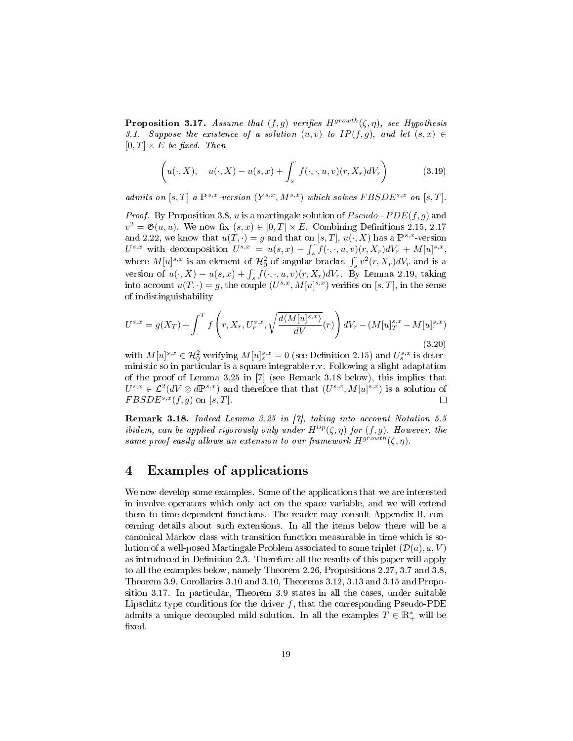**Proposition 3.17.** *Assume that $(f,g)$ verifies $H^{growth}(\zeta,\eta)$, see Hypothesis 3.1. Suppose the existence of a solution $(u,v)$ to $IP(f,g)$, and let $(s,x)\in[0,T]\times E$ be fixed. Then*

$$\left(u(\cdot,X),\quad u(\cdot,X)-u(s,x)+\int_s^{\cdot} f(\cdot,\cdot,u,v)(r,X_r)dV_r\right) \tag{3.19}$$

*admits on $[s,T]$ a $\mathbb{P}^{s,x}$-version $(Y^{s,x},M^{s,x})$ which solves $FBSDE^{s,x}$ on $[s,T]$.*

*Proof.* By Proposition 3.8, $u$ is a martingale solution of $Pseudo-PDE(f,g)$ and $v^2=\mathfrak{G}(u,u)$. We now fix $(s,x)\in[0,T]\times E$. Combining Definitions 2.15, 2.17 and 2.22, we know that $u(T,\cdot)=g$ and that on $[s,T]$, $u(\cdot,X)$ has a $\mathbb{P}^{s,x}$-version $U^{s,x}$ with decomposition $U^{s,x}=u(s,x)-\int_s^{\cdot} f(\cdot,\cdot,u,v)(r,X_r)dV_r+M[u]^{s,x}$, where $M[u]^{s,x}$ is an element of $\mathcal{H}^2_0$ of angular bracket $\int_s^{\cdot} v^2(r,X_r)dV_r$ and is a version of $u(\cdot,X)-u(s,x)+\int_s^{\cdot} f(\cdot,\cdot,u,v)(r,X_r)dV_r$. By Lemma 2.19, taking into account $u(T,\cdot)=g$, the couple $(U^{s,x},M[u]^{s,x})$ verifies on $[s,T]$, in the sense of indistinguishability

$$U^{s,x}=g(X_T)+\int_{\cdot}^{T} f\left(r,X_r,U^{s,x}_r,\sqrt{\frac{d\langle M[u]^{s,x}\rangle}{dV}(r)}\right)dV_r-(M[u]^{s,x}_T-M[u]^{s,x}_{\cdot}) \tag{3.20}$$

with $M[u]^{s,x}\in\mathcal{H}^2_0$ verifying $M[u]^{s,x}_s=0$ (see Definition 2.15) and $U^{s,x}_s$ is deterministic so in particular is a square integrable r.v. Following a slight adaptation of the proof of Lemma 3.25 in [7] (see Remark 3.18 below), this implies that $U^{s,x}\in\mathcal{L}^2(dV\otimes d\mathbb{P}^{s,x})$ and therefore that that $(U^{s,x},M[u]^{s,x})$ is a solution of $FBSDE^{s,x}(f,g)$ on $[s,T]$. $\square$

**Remark 3.18.** *Indeed Lemma 3.25 in [7], taking into account Notation 5.5 ibidem, can be applied rigorously only under $H^{lip}(\zeta,\eta)$ for $(f,g)$. However, the same proof easily allows an extension to our framework $H^{growth}(\zeta,\eta)$.*

# 4 Examples of applications

We now develop some examples. Some of the applications that we are interested in involve operators which only act on the space variable, and we will extend them to time-dependent functions. The reader may consult Appendix B, concerning details about such extensions. In all the items below there will be a canonical Markov class with transition function measurable in time which is solution of a well-posed Martingale Problem associated to some triplet $(\mathcal{D}(a),a,V)$ as introduced in Definition 2.3. Therefore all the results of this paper will apply to all the examples below, namely Theorem 2.26, Propositions 2.27, 3.7 and 3.8, Theorem 3.9, Corollaries 3.10 and 3.10, Theorems 3.12, 3.13 and 3.15 and Proposition 3.17. In particular, Theorem 3.9 states in all the cases, under suitable Lipschitz type conditions for the driver $f$, that the corresponding Pseudo-PDE admits a unique decoupled mild solution. In all the examples $T\in\mathbb{R}^*_+$ will be fixed.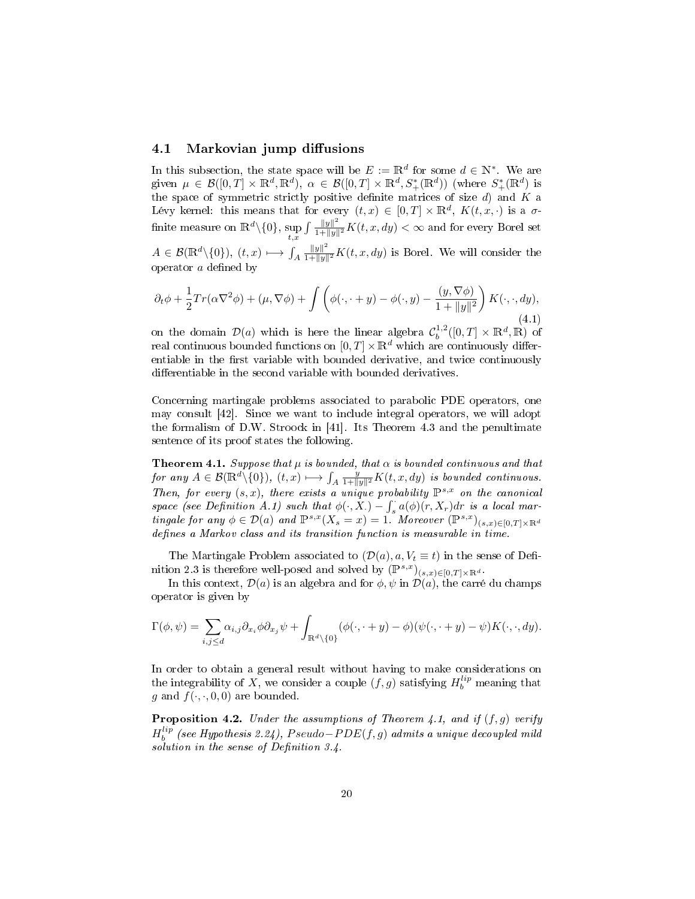### 4.1 Markovian jump diffusions

In this subsection, the state space will be $E := \mathbb{R}^d$ for some $d \in \mathbb{N}^*$. We are given $\mu \in \mathcal{B}([0,T] \times \mathbb{R}^d, \mathbb{R}^d)$, $\alpha \in \mathcal{B}([0,T] \times \mathbb{R}^d, S_+^*(\mathbb{R}^d))$ (where $S_+^*(\mathbb{R}^d)$ is the space of symmetric strictly positive definite matrices of size $d$) and $K$ a Lévy kernel: this means that for every $(t,x) \in [0,T] \times \mathbb{R}^d$, $K(t,x,\cdot)$ is a $\sigma$-finite measure on $\mathbb{R}^d \backslash \{0\}$, $\sup\limits_{t,x} \int \frac{\|y\|^2}{1+\|y\|^2} K(t,x,dy) < \infty$ and for every Borel set $A \in \mathcal{B}(\mathbb{R}^d \backslash \{0\})$, $(t,x) \longmapsto \int_A \frac{\|y\|^2}{1+\|y\|^2} K(t,x,dy)$ is Borel. We will consider the operator $a$ defined by

$$\partial_t \phi + \frac{1}{2} Tr(\alpha \nabla^2 \phi) + (\mu, \nabla \phi) + \int \left( \phi(\cdot, \cdot + y) - \phi(\cdot, y) - \frac{(y, \nabla \phi)}{1 + \|y\|^2} \right) K(\cdot, \cdot, dy), \tag{4.1}$$

on the domain $\mathcal{D}(a)$ which is here the linear algebra $\mathcal{C}_b^{1,2}([0,T] \times \mathbb{R}^d, \mathbb{R})$ of real continuous bounded functions on $[0,T] \times \mathbb{R}^d$ which are continuously differentiable in the first variable with bounded derivative, and twice continuously differentiable in the second variable with bounded derivatives.

Concerning martingale problems associated to parabolic PDE operators, one may consult [42]. Since we want to include integral operators, we will adopt the formalism of D.W. Stroock in [41]. Its Theorem 4.3 and the penultimate sentence of its proof states the following.

**Theorem 4.1.** *Suppose that $\mu$ is bounded, that $\alpha$ is bounded continuous and that for any $A \in \mathcal{B}(\mathbb{R}^d \backslash \{0\})$, $(t,x) \longmapsto \int_A \frac{y}{1+\|y\|^2} K(t,x,dy)$ is bounded continuous. Then, for every $(s,x)$, there exists a unique probability $\mathbb{P}^{s,x}$ on the canonical space (see Definition A.1) such that $\phi(\cdot, X_\cdot) - \int_s^\cdot a(\phi)(r, X_r)dr$ is a local martingale for any $\phi \in \mathcal{D}(a)$ and $\mathbb{P}^{s,x}(X_s = x) = 1$. Moreover $(\mathbb{P}^{s,x})_{(s,x) \in [0,T] \times \mathbb{R}^d}$ defines a Markov class and its transition function is measurable in time.*

The Martingale Problem associated to $(\mathcal{D}(a), a, V_t \equiv t)$ in the sense of Definition 2.3 is therefore well-posed and solved by $(\mathbb{P}^{s,x})_{(s,x) \in [0,T] \times \mathbb{R}^d}$.

In this context, $\mathcal{D}(a)$ is an algebra and for $\phi, \psi$ in $\mathcal{D}(a)$, the carré du champs operator is given by

$$\Gamma(\phi, \psi) = \sum_{i,j \leq d} \alpha_{i,j} \partial_{x_i} \phi \partial_{x_j} \psi + \int_{\mathbb{R}^d \backslash \{0\}} (\phi(\cdot, \cdot + y) - \phi)(\psi(\cdot, \cdot + y) - \psi) K(\cdot, \cdot, dy).$$

In order to obtain a general result without having to make considerations on the integrability of $X$, we consider a couple $(f,g)$ satisfying $H_b^{lip}$ meaning that $g$ and $f(\cdot, \cdot, 0, 0)$ are bounded.

**Proposition 4.2.** *Under the assumptions of Theorem 4.1, and if $(f,g)$ verify $H_b^{lip}$ (see Hypothesis 2.24), $Pseudo-PDE(f,g)$ admits a unique decoupled mild solution in the sense of Definition 3.4.*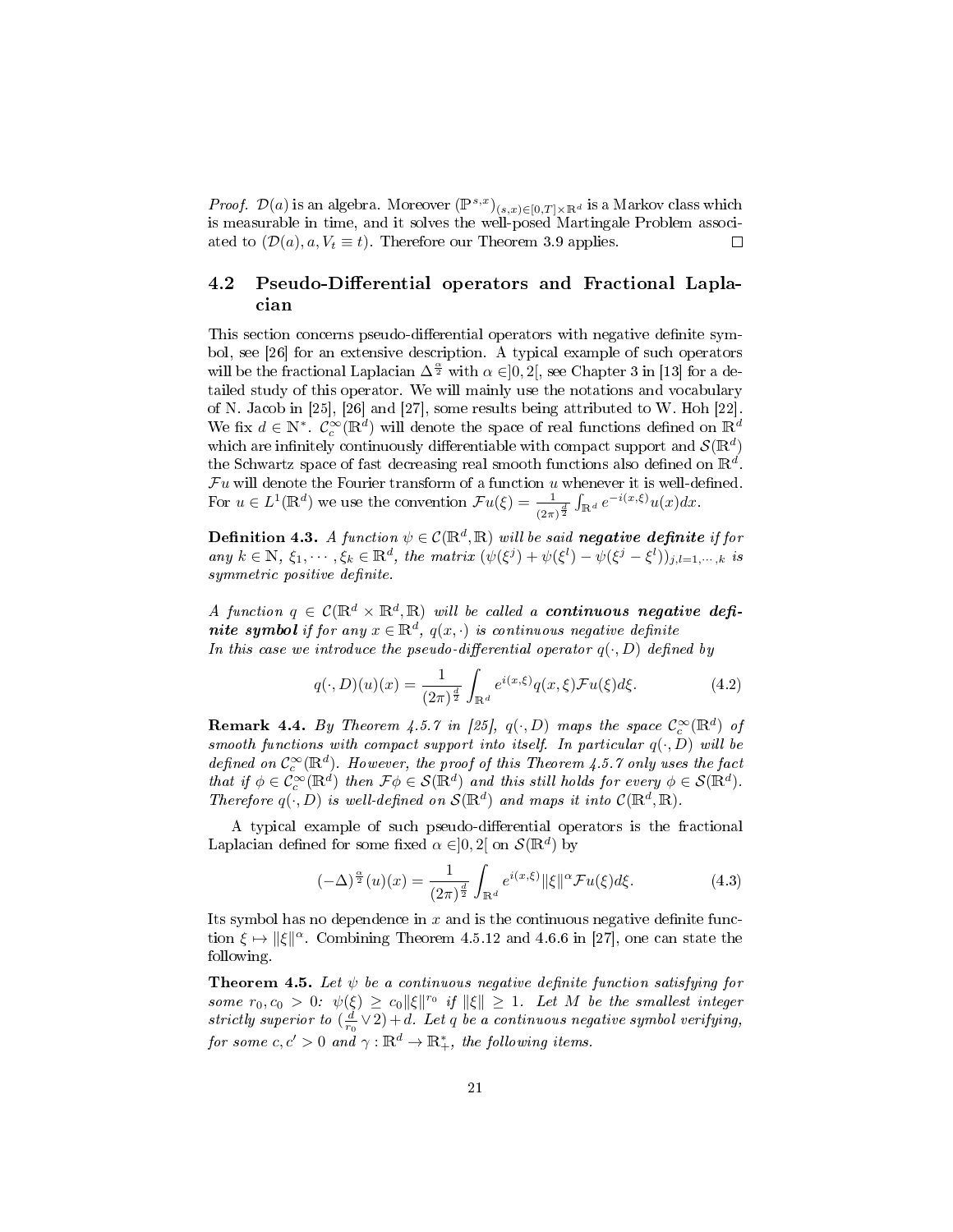*Proof.* $\mathcal{D}(a)$ is an algebra. Moreover $(\mathbb{P}^{s,x})_{(s,x)\in[0,T]\times\mathbb{R}^d}$ is a Markov class which is measurable in time, and it solves the well-posed Martingale Problem associated to $(\mathcal{D}(a), a, V_t \equiv t)$. Therefore our Theorem 3.9 applies. □

## 4.2 Pseudo-Differential operators and Fractional Laplacian

This section concerns pseudo-differential operators with negative definite symbol, see [26] for an extensive description. A typical example of such operators will be the fractional Laplacian $\Delta^{\frac{\alpha}{2}}$ with $\alpha \in ]0, 2[$, see Chapter 3 in [13] for a detailed study of this operator. We will mainly use the notations and vocabulary of N. Jacob in [25], [26] and [27], some results being attributed to W. Hoh [22]. We fix $d \in \mathbb{N}^*$. $\mathcal{C}_c^\infty(\mathbb{R}^d)$ will denote the space of real functions defined on $\mathbb{R}^d$ which are infinitely continuously differentiable with compact support and $\mathcal{S}(\mathbb{R}^d)$ the Schwartz space of fast decreasing real smooth functions also defined on $\mathbb{R}^d$. $\mathcal{F}u$ will denote the Fourier transform of a function $u$ whenever it is well-defined. For $u \in L^1(\mathbb{R}^d)$ we use the convention $\mathcal{F}u(\xi) = \frac{1}{(2\pi)^{\frac{d}{2}}}\int_{\mathbb{R}^d} e^{-i(x,\xi)}u(x)dx$.

**Definition 4.3.** *A function $\psi \in \mathcal{C}(\mathbb{R}^d, \mathbb{R})$ will be said* ***negative definite*** *if for any $k \in \mathbb{N}$, $\xi_1, \cdots, \xi_k \in \mathbb{R}^d$, the matrix $(\psi(\xi^j) + \psi(\xi^l) - \psi(\xi^j - \xi^l))_{j,l=1,\cdots,k}$ is symmetric positive definite.*

*A function $q \in \mathcal{C}(\mathbb{R}^d \times \mathbb{R}^d, \mathbb{R})$ will be called a* ***continuous negative definite symbol*** *if for any $x \in \mathbb{R}^d$, $q(x, \cdot)$ is continuous negative definite*
*In this case we introduce the pseudo-differential operator $q(\cdot, D)$ defined by*

$$q(\cdot, D)(u)(x) = \frac{1}{(2\pi)^{\frac{d}{2}}}\int_{\mathbb{R}^d} e^{i(x,\xi)}q(x,\xi)\mathcal{F}u(\xi)d\xi. \tag{4.2}$$

**Remark 4.4.** *By Theorem 4.5.7 in [25], $q(\cdot, D)$ maps the space $\mathcal{C}_c^\infty(\mathbb{R}^d)$ of smooth functions with compact support into itself. In particular $q(\cdot, D)$ will be defined on $\mathcal{C}_c^\infty(\mathbb{R}^d)$. However, the proof of this Theorem 4.5.7 only uses the fact that if $\phi \in \mathcal{C}_c^\infty(\mathbb{R}^d)$ then $\mathcal{F}\phi \in \mathcal{S}(\mathbb{R}^d)$ and this still holds for every $\phi \in \mathcal{S}(\mathbb{R}^d)$. Therefore $q(\cdot, D)$ is well-defined on $\mathcal{S}(\mathbb{R}^d)$ and maps it into $\mathcal{C}(\mathbb{R}^d, \mathbb{R})$.*

A typical example of such pseudo-differential operators is the fractional Laplacian defined for some fixed $\alpha \in ]0, 2[$ on $\mathcal{S}(\mathbb{R}^d)$ by

$$(-\Delta)^{\frac{\alpha}{2}}(u)(x) = \frac{1}{(2\pi)^{\frac{d}{2}}}\int_{\mathbb{R}^d} e^{i(x,\xi)}\|\xi\|^\alpha \mathcal{F}u(\xi)d\xi. \tag{4.3}$$

Its symbol has no dependence in $x$ and is the continuous negative definite function $\xi \mapsto \|\xi\|^\alpha$. Combining Theorem 4.5.12 and 4.6.6 in [27], one can state the following.

**Theorem 4.5.** *Let $\psi$ be a continuous negative definite function satisfying for some $r_0, c_0 > 0$: $\psi(\xi) \geq c_0\|\xi\|^{r_0}$ if $\|\xi\| \geq 1$. Let $M$ be the smallest integer strictly superior to $(\frac{d}{r_0} \vee 2) + d$. Let $q$ be a continuous negative symbol verifying, for some $c, c' > 0$ and $\gamma : \mathbb{R}^d \to \mathbb{R}_+^*$, the following items.*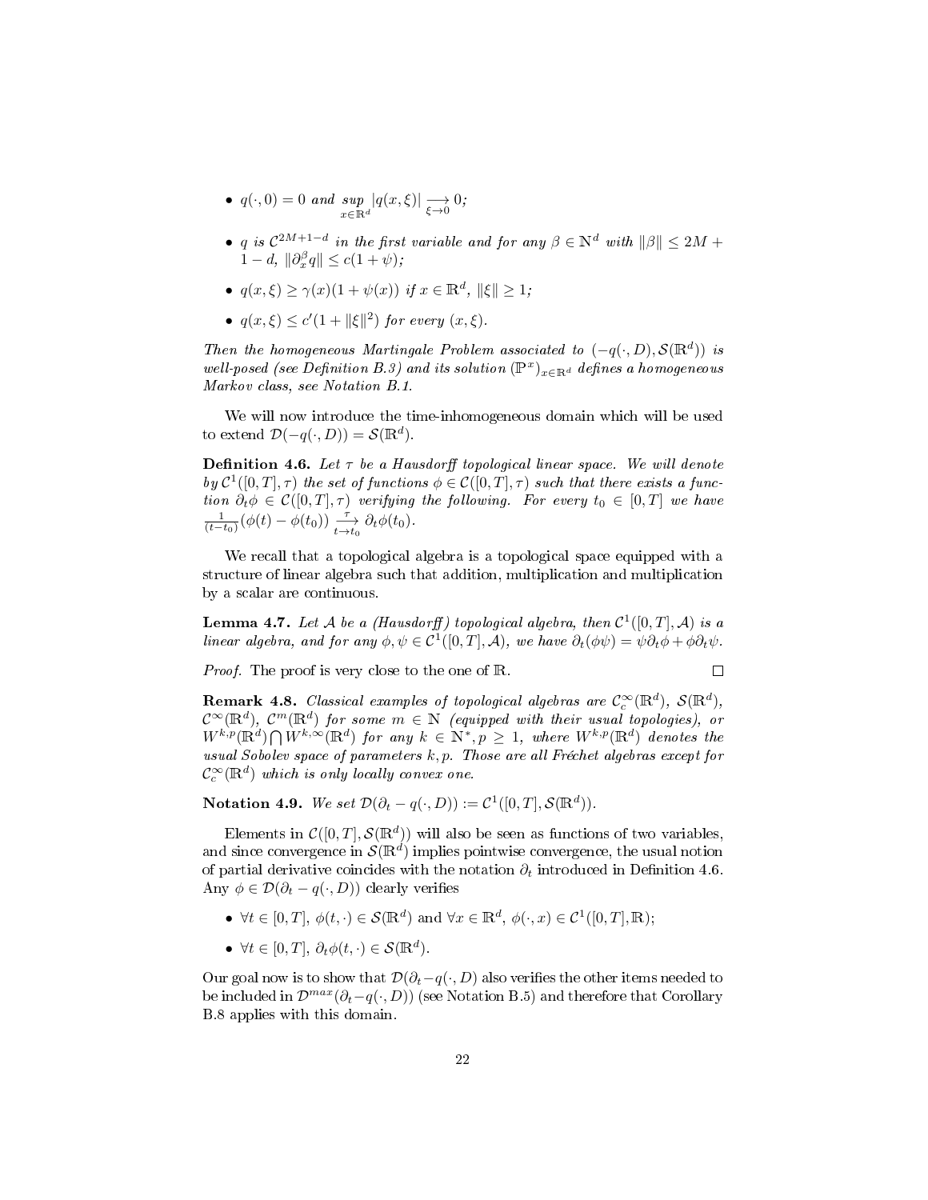- $q(\cdot, 0) = 0$ *and* $\underset{x\in\mathbb{R}^d}{sup} |q(x,\xi)| \underset{\xi\to 0}{\longrightarrow} 0$*;*

- $q$ *is* $\mathcal{C}^{2M+1-d}$ *in the first variable and for any* $\beta \in \mathbb{N}^d$ *with* $\|\beta\| \leq 2M + 1 - d$, $\|\partial_x^\beta q\| \leq c(1+\psi)$*;*

- $q(x,\xi) \geq \gamma(x)(1+\psi(x))$ *if* $x \in \mathbb{R}^d$, $\|\xi\| \geq 1$*;*

- $q(x,\xi) \leq c'(1+\|\xi\|^2)$ *for every* $(x,\xi)$.

*Then the homogeneous Martingale Problem associated to* $(-q(\cdot, D), \mathcal{S}(\mathbb{R}^d))$ *is well-posed (see Definition B.3) and its solution* $(\mathbb{P}^x)_{x\in\mathbb{R}^d}$ *defines a homogeneous Markov class, see Notation B.1.*

We will now introduce the time-inhomogeneous domain which will be used to extend $\mathcal{D}(-q(\cdot, D)) = \mathcal{S}(\mathbb{R}^d)$.

**Definition 4.6.** *Let* $\tau$ *be a Hausdorff topological linear space. We will denote by* $\mathcal{C}^1([0,T],\tau)$ *the set of functions* $\phi \in \mathcal{C}([0,T],\tau)$ *such that there exists a function* $\partial_t\phi \in \mathcal{C}([0,T],\tau)$ *verifying the following. For every* $t_0 \in [0,T]$ *we have* $\frac{1}{(t-t_0)}(\phi(t) - \phi(t_0)) \underset{t\to t_0}{\overset{\tau}{\longrightarrow}} \partial_t\phi(t_0)$.

We recall that a topological algebra is a topological space equipped with a structure of linear algebra such that addition, multiplication and multiplication by a scalar are continuous.

**Lemma 4.7.** *Let* $\mathcal{A}$ *be a (Hausdorff) topological algebra, then* $\mathcal{C}^1([0,T],\mathcal{A})$ *is a linear algebra, and for any* $\phi, \psi \in \mathcal{C}^1([0,T],\mathcal{A})$*, we have* $\partial_t(\phi\psi) = \psi\partial_t\phi + \phi\partial_t\psi$.

*Proof.* The proof is very close to the one of $\mathbb{R}$. □

**Remark 4.8.** *Classical examples of topological algebras are* $\mathcal{C}_c^\infty(\mathbb{R}^d)$*,* $\mathcal{S}(\mathbb{R}^d)$*,* $\mathcal{C}^\infty(\mathbb{R}^d)$*,* $\mathcal{C}^m(\mathbb{R}^d)$ *for some* $m \in \mathbb{N}$ *(equipped with their usual topologies), or* $W^{k,p}(\mathbb{R}^d) \bigcap W^{k,\infty}(\mathbb{R}^d)$ *for any* $k \in \mathbb{N}^*, p \geq 1$*, where* $W^{k,p}(\mathbb{R}^d)$ *denotes the usual Sobolev space of parameters* $k,p$*. Those are all Fréchet algebras except for* $\mathcal{C}_c^\infty(\mathbb{R}^d)$ *which is only locally convex one.*

**Notation 4.9.** *We set* $\mathcal{D}(\partial_t - q(\cdot, D)) := \mathcal{C}^1([0,T],\mathcal{S}(\mathbb{R}^d))$.

Elements in $\mathcal{C}([0,T],\mathcal{S}(\mathbb{R}^d))$ will also be seen as functions of two variables, and since convergence in $\mathcal{S}(\mathbb{R}^d)$ implies pointwise convergence, the usual notion of partial derivative coincides with the notation $\partial_t$ introduced in Definition 4.6. Any $\phi \in \mathcal{D}(\partial_t - q(\cdot, D))$ clearly verifies

- $\forall t \in [0,T]$, $\phi(t,\cdot) \in \mathcal{S}(\mathbb{R}^d)$ and $\forall x \in \mathbb{R}^d$, $\phi(\cdot, x) \in \mathcal{C}^1([0,T],\mathbb{R})$;

- $\forall t \in [0,T]$, $\partial_t\phi(t,\cdot) \in \mathcal{S}(\mathbb{R}^d)$.

Our goal now is to show that $\mathcal{D}(\partial_t - q(\cdot, D)$ also verifies the other items needed to be included in $\mathcal{D}^{max}(\partial_t - q(\cdot, D))$ (see Notation B.5) and therefore that Corollary B.8 applies with this domain.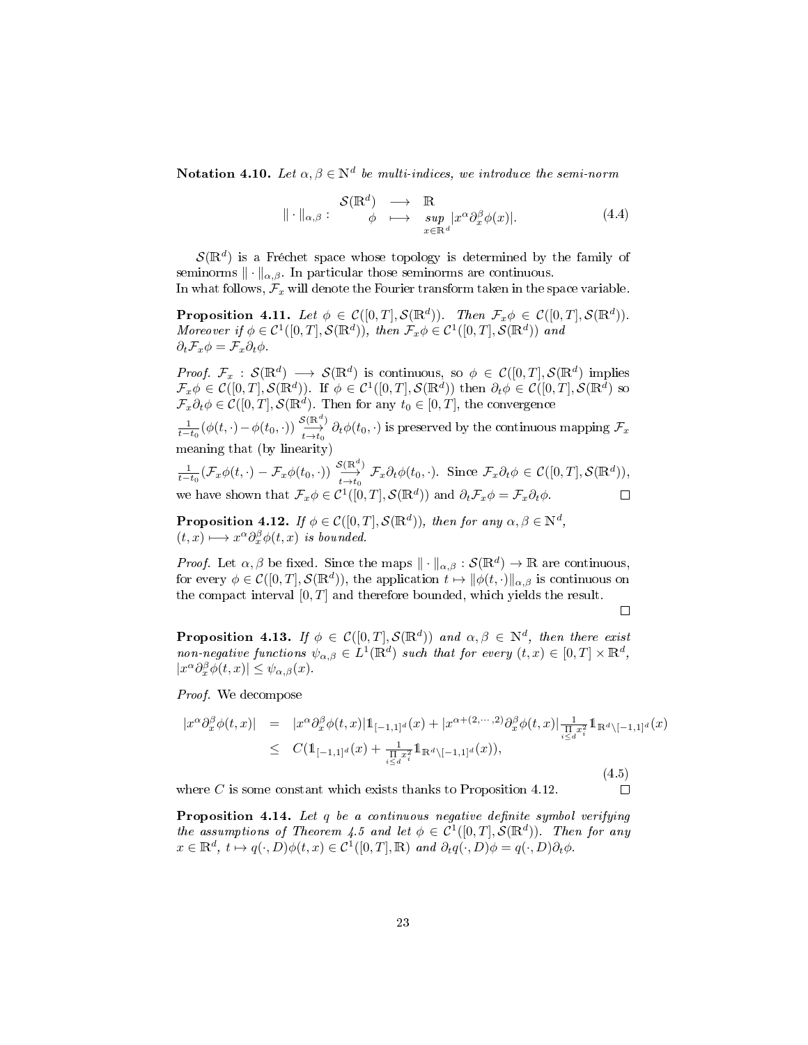**Notation 4.10.** *Let $\alpha, \beta \in \mathbb{N}^d$ be multi-indices, we introduce the semi-norm*

$$\| \cdot \|_{\alpha,\beta} : \begin{array}{ccc} \mathcal{S}(\mathbb{R}^d) & \longrightarrow & \mathbb{R} \\ \phi & \longmapsto & \underset{x\in\mathbb{R}^d}{sup} |x^\alpha \partial_x^\beta \phi(x)|. \end{array} \tag{4.4}$$

$\mathcal{S}(\mathbb{R}^d)$ is a Fréchet space whose topology is determined by the family of seminorms $\| \cdot \|_{\alpha,\beta}$. In particular those seminorms are continuous.
In what follows, $\mathcal{F}_x$ will denote the Fourier transform taken in the space variable.

**Proposition 4.11.** *Let $\phi \in \mathcal{C}([0,T], \mathcal{S}(\mathbb{R}^d))$. Then $\mathcal{F}_x \phi \in \mathcal{C}([0,T], \mathcal{S}(\mathbb{R}^d))$. Moreover if $\phi \in \mathcal{C}^1([0,T], \mathcal{S}(\mathbb{R}^d))$, then $\mathcal{F}_x \phi \in \mathcal{C}^1([0,T], \mathcal{S}(\mathbb{R}^d))$ and $\partial_t \mathcal{F}_x \phi = \mathcal{F}_x \partial_t \phi$.*

*Proof.* $\mathcal{F}_x : \mathcal{S}(\mathbb{R}^d) \longrightarrow \mathcal{S}(\mathbb{R}^d)$ is continuous, so $\phi \in \mathcal{C}([0,T], \mathcal{S}(\mathbb{R}^d)$ implies $\mathcal{F}_x \phi \in \mathcal{C}([0,T], \mathcal{S}(\mathbb{R}^d))$. If $\phi \in \mathcal{C}^1([0,T], \mathcal{S}(\mathbb{R}^d))$ then $\partial_t \phi \in \mathcal{C}([0,T], \mathcal{S}(\mathbb{R}^d)$ so $\mathcal{F}_x \partial_t \phi \in \mathcal{C}([0,T], \mathcal{S}(\mathbb{R}^d)$. Then for any $t_0 \in [0,T]$, the convergence
$\frac{1}{t-t_0}(\phi(t,\cdot) - \phi(t_0,\cdot)) \underset{t\to t_0}{\overset{\mathcal{S}(\mathbb{R}^d)}{\longrightarrow}} \partial_t \phi(t_0,\cdot)$ is preserved by the continuous mapping $\mathcal{F}_x$ meaning that (by linearity)
$\frac{1}{t-t_0}(\mathcal{F}_x\phi(t,\cdot) - \mathcal{F}_x\phi(t_0,\cdot)) \underset{t\to t_0}{\overset{\mathcal{S}(\mathbb{R}^d)}{\longrightarrow}} \mathcal{F}_x \partial_t \phi(t_0,\cdot)$. Since $\mathcal{F}_x \partial_t \phi \in \mathcal{C}([0,T], \mathcal{S}(\mathbb{R}^d))$, we have shown that $\mathcal{F}_x \phi \in \mathcal{C}^1([0,T], \mathcal{S}(\mathbb{R}^d))$ and $\partial_t \mathcal{F}_x \phi = \mathcal{F}_x \partial_t \phi$. $\square$

**Proposition 4.12.** *If $\phi \in \mathcal{C}([0,T], \mathcal{S}(\mathbb{R}^d))$, then for any $\alpha, \beta \in \mathbb{N}^d$, $(t,x) \longmapsto x^\alpha \partial_x^\beta \phi(t,x)$ is bounded.*

*Proof.* Let $\alpha, \beta$ be fixed. Since the maps $\| \cdot \|_{\alpha,\beta} : \mathcal{S}(\mathbb{R}^d) \to \mathbb{R}$ are continuous, for every $\phi \in \mathcal{C}([0,T], \mathcal{S}(\mathbb{R}^d))$, the application $t \mapsto \|\phi(t,\cdot)\|_{\alpha,\beta}$ is continuous on the compact interval $[0,T]$ and therefore bounded, which yields the result. $\square$

**Proposition 4.13.** *If $\phi \in \mathcal{C}([0,T], \mathcal{S}(\mathbb{R}^d))$ and $\alpha, \beta \in \mathbb{N}^d$, then there exist non-negative functions $\psi_{\alpha,\beta} \in L^1(\mathbb{R}^d)$ such that for every $(t,x) \in [0,T] \times \mathbb{R}^d$, $|x^\alpha \partial_x^\beta \phi(t,x)| \leq \psi_{\alpha,\beta}(x)$.*

*Proof.* We decompose

$$\begin{aligned} |x^\alpha \partial_x^\beta \phi(t,x)| &= |x^\alpha \partial_x^\beta \phi(t,x)| \mathbb{1}_{[-1,1]^d}(x) + |x^{\alpha+(2,\cdots,2)} \partial_x^\beta \phi(t,x)| \frac{1}{\prod_{i\leq d} x_i^2} \mathbb{1}_{\mathbb{R}^d \setminus [-1,1]^d}(x) \\ &\leq C(\mathbb{1}_{[-1,1]^d}(x) + \frac{1}{\prod_{i\leq d} x_i^2} \mathbb{1}_{\mathbb{R}^d \setminus [-1,1]^d}(x)), \end{aligned} \tag{4.5}$$

where $C$ is some constant which exists thanks to Proposition 4.12. $\square$

**Proposition 4.14.** *Let $q$ be a continuous negative definite symbol verifying the assumptions of Theorem 4.5 and let $\phi \in \mathcal{C}^1([0,T], \mathcal{S}(\mathbb{R}^d))$. Then for any $x \in \mathbb{R}^d$, $t \mapsto q(\cdot, D)\phi(t,x) \in \mathcal{C}^1([0,T], \mathbb{R})$ and $\partial_t q(\cdot, D)\phi = q(\cdot, D)\partial_t \phi$.*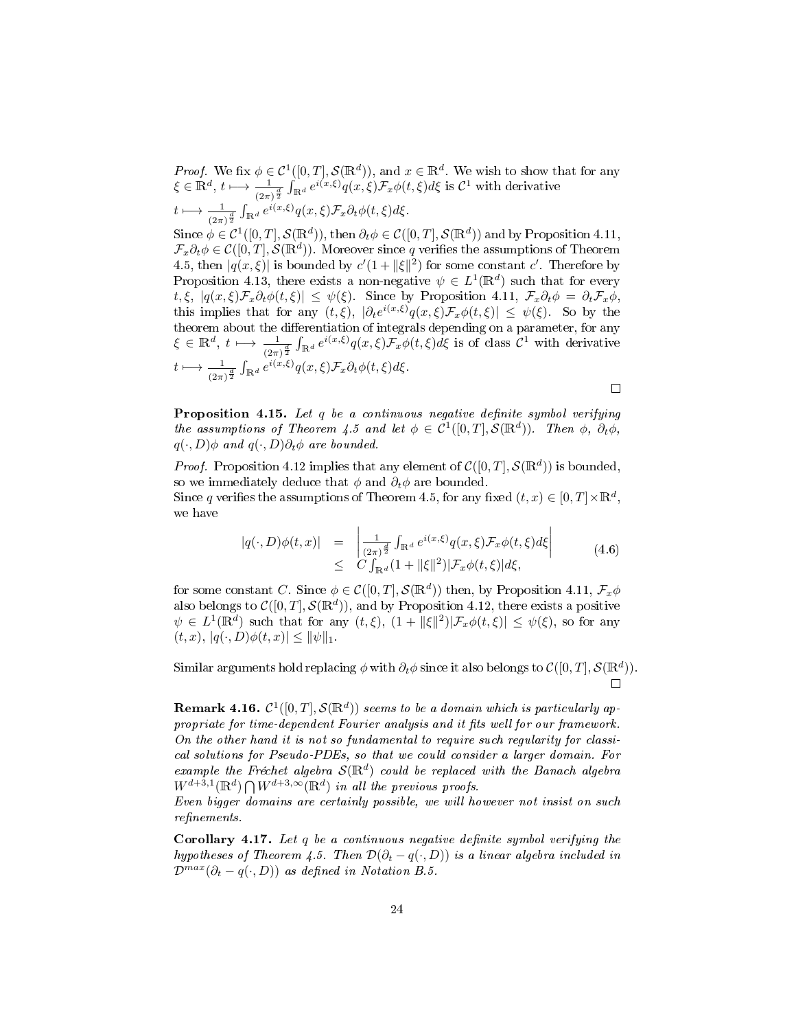*Proof.* We fix $\phi \in \mathcal{C}^1([0,T], \mathcal{S}(\mathbb{R}^d))$, and $x \in \mathbb{R}^d$. We wish to show that for any $\xi \in \mathbb{R}^d$, $t \longmapsto \frac{1}{(2\pi)^{\frac{d}{2}}} \int_{\mathbb{R}^d} e^{i(x,\xi)} q(x,\xi) \mathcal{F}_x \phi(t,\xi) d\xi$ is $\mathcal{C}^1$ with derivative $t \longmapsto \frac{1}{(2\pi)^{\frac{d}{2}}} \int_{\mathbb{R}^d} e^{i(x,\xi)} q(x,\xi) \mathcal{F}_x \partial_t \phi(t,\xi) d\xi$.

Since $\phi \in \mathcal{C}^1([0,T], \mathcal{S}(\mathbb{R}^d))$, then $\partial_t \phi \in \mathcal{C}([0,T], \mathcal{S}(\mathbb{R}^d))$ and by Proposition 4.11, $\mathcal{F}_x \partial_t \phi \in \mathcal{C}([0,T], \mathcal{S}(\mathbb{R}^d))$. Moreover since $q$ verifies the assumptions of Theorem 4.5, then $|q(x,\xi)|$ is bounded by $c'(1 + \|\xi\|^2)$ for some constant $c'$. Therefore by Proposition 4.13, there exists a non-negative $\psi \in L^1(\mathbb{R}^d)$ such that for every $t, \xi$, $|q(x,\xi)\mathcal{F}_x \partial_t \phi(t,\xi)| \leq \psi(\xi)$. Since by Proposition 4.11, $\mathcal{F}_x \partial_t \phi = \partial_t \mathcal{F}_x \phi$, this implies that for any $(t,\xi)$, $|\partial_t e^{i(x,\xi)} q(x,\xi) \mathcal{F}_x \phi(t,\xi)| \leq \psi(\xi)$. So by the theorem about the differentiation of integrals depending on a parameter, for any $\xi \in \mathbb{R}^d$, $t \longmapsto \frac{1}{(2\pi)^{\frac{d}{2}}} \int_{\mathbb{R}^d} e^{i(x,\xi)} q(x,\xi) \mathcal{F}_x \phi(t,\xi) d\xi$ is of class $\mathcal{C}^1$ with derivative $t \longmapsto \frac{1}{(2\pi)^{\frac{d}{2}}} \int_{\mathbb{R}^d} e^{i(x,\xi)} q(x,\xi) \mathcal{F}_x \partial_t \phi(t,\xi) d\xi$. □

**Proposition 4.15.** *Let $q$ be a continuous negative definite symbol verifying the assumptions of Theorem 4.5 and let $\phi \in \mathcal{C}^1([0,T], \mathcal{S}(\mathbb{R}^d))$. Then $\phi$, $\partial_t \phi$, $q(\cdot, D)\phi$ and $q(\cdot, D)\partial_t \phi$ are bounded.*

*Proof.* Proposition 4.12 implies that any element of $\mathcal{C}([0,T], \mathcal{S}(\mathbb{R}^d))$ is bounded, so we immediately deduce that $\phi$ and $\partial_t \phi$ are bounded.
Since $q$ verifies the assumptions of Theorem 4.5, for any fixed $(t,x) \in [0,T] \times \mathbb{R}^d$, we have

$$
\begin{array}{rcl}
|q(\cdot, D)\phi(t,x)| & = & \left| \frac{1}{(2\pi)^{\frac{d}{2}}} \int_{\mathbb{R}^d} e^{i(x,\xi)} q(x,\xi) \mathcal{F}_x \phi(t,\xi) d\xi \right| \\
& \leq & C \int_{\mathbb{R}^d} (1 + \|\xi\|^2) |\mathcal{F}_x \phi(t,\xi)| d\xi,
\end{array}
\tag{4.6}
$$

for some constant $C$. Since $\phi \in \mathcal{C}([0,T], \mathcal{S}(\mathbb{R}^d))$ then, by Proposition 4.11, $\mathcal{F}_x \phi$ also belongs to $\mathcal{C}([0,T], \mathcal{S}(\mathbb{R}^d))$, and by Proposition 4.12, there exists a positive $\psi \in L^1(\mathbb{R}^d)$ such that for any $(t,\xi)$, $(1 + \|\xi\|^2)|\mathcal{F}_x \phi(t,\xi)| \leq \psi(\xi)$, so for any $(t,x)$, $|q(\cdot, D)\phi(t,x)| \leq \|\psi\|_1$.

Similar arguments hold replacing $\phi$ with $\partial_t \phi$ since it also belongs to $\mathcal{C}([0,T], \mathcal{S}(\mathbb{R}^d))$. □

**Remark 4.16.** *$\mathcal{C}^1([0,T], \mathcal{S}(\mathbb{R}^d))$ seems to be a domain which is particularly appropriate for time-dependent Fourier analysis and it fits well for our framework. On the other hand it is not so fundamental to require such regularity for classical solutions for Pseudo-PDEs, so that we could consider a larger domain. For example the Fréchet algebra $\mathcal{S}(\mathbb{R}^d)$ could be replaced with the Banach algebra $W^{d+3,1}(\mathbb{R}^d) \bigcap W^{d+3,\infty}(\mathbb{R}^d)$ in all the previous proofs.*
*Even bigger domains are certainly possible, we will however not insist on such refinements.*

**Corollary 4.17.** *Let $q$ be a continuous negative definite symbol verifying the hypotheses of Theorem 4.5. Then $\mathcal{D}(\partial_t - q(\cdot, D))$ is a linear algebra included in $\mathcal{D}^{max}(\partial_t - q(\cdot, D))$ as defined in Notation B.5.*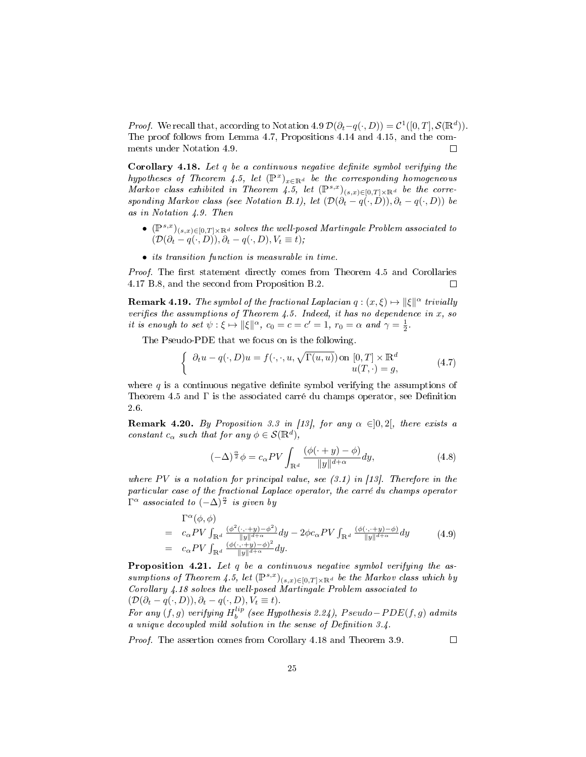*Proof.* We recall that, according to Notation 4.9 $\mathcal{D}(\partial_t - q(\cdot, D)) = \mathcal{C}^1([0,T], \mathcal{S}(\mathbb{R}^d))$. The proof follows from Lemma 4.7, Propositions 4.14 and 4.15, and the comments under Notation 4.9. □

**Corollary 4.18.** *Let $q$ be a continuous negative definite symbol verifying the hypotheses of Theorem 4.5, let $(\mathbb{P}^x)_{x\in\mathbb{R}^d}$ be the corresponding homogeneous Markov class exhibited in Theorem 4.5, let $(\mathbb{P}^{s,x})_{(s,x)\in[0,T]\times\mathbb{R}^d}$ be the corresponding Markov class (see Notation B.1), let $(\mathcal{D}(\partial_t - q(\cdot, D)), \partial_t - q(\cdot, D))$ be as in Notation 4.9. Then*

- *$(\mathbb{P}^{s,x})_{(s,x)\in[0,T]\times\mathbb{R}^d}$ solves the well-posed Martingale Problem associated to $(\mathcal{D}(\partial_t - q(\cdot, D)), \partial_t - q(\cdot, D), V_t \equiv t)$;*
- *its transition function is measurable in time.*

*Proof.* The first statement directly comes from Theorem 4.5 and Corollaries 4.17 B.8, and the second from Proposition B.2. □

**Remark 4.19.** *The symbol of the fractional Laplacian $q : (x, \xi) \mapsto \|\xi\|^\alpha$ trivially verifies the assumptions of Theorem 4.5. Indeed, it has no dependence in $x$, so it is enough to set $\psi : \xi \mapsto \|\xi\|^\alpha$, $c_0 = c = c' = 1$, $r_0 = \alpha$ and $\gamma = \frac{1}{2}$.*

The Pseudo-PDE that we focus on is the following.

$$\left\{ \begin{array}{rl} \partial_t u - q(\cdot, D)u = f(\cdot, \cdot, u, \sqrt{\Gamma(u,u)}) & \text{on } [0,T]\times\mathbb{R}^d \\ u(T, \cdot) = g, & \end{array} \right. \tag{4.7}$$

where $q$ is a continuous negative definite symbol verifying the assumptions of Theorem 4.5 and $\Gamma$ is the associated carré du champs operator, see Definition 2.6.

**Remark 4.20.** *By Proposition 3.3 in [13], for any $\alpha \in ]0, 2[$, there exists a constant $c_\alpha$ such that for any $\phi \in \mathcal{S}(\mathbb{R}^d)$,*

$$(-\Delta)^{\frac{\alpha}{2}}\phi = c_\alpha PV \int_{\mathbb{R}^d} \frac{(\phi(\cdot + y) - \phi)}{\|y\|^{d+\alpha}} dy, \tag{4.8}$$

*where $PV$ is a notation for principal value, see (3.1) in [13]. Therefore in the particular case of the fractional Laplace operator, the carré du champs operator $\Gamma^\alpha$ associated to $(-\Delta)^{\frac{\alpha}{2}}$ is given by*

$$\begin{array}{rl} & \Gamma^\alpha(\phi,\phi) \\ = & c_\alpha PV \int_{\mathbb{R}^d} \frac{(\phi^2(\cdot,\cdot+y) - \phi^2)}{\|y\|^{d+\alpha}} dy - 2\phi c_\alpha PV \int_{\mathbb{R}^d} \frac{(\phi(\cdot,\cdot+y) - \phi)}{\|y\|^{d+\alpha}} dy \\ = & c_\alpha PV \int_{\mathbb{R}^d} \frac{(\phi(\cdot,\cdot+y) - \phi)^2}{\|y\|^{d+\alpha}} dy. \end{array} \tag{4.9}$$

**Proposition 4.21.** *Let $q$ be a continuous negative symbol verifying the assumptions of Theorem 4.5, let $(\mathbb{P}^{s,x})_{(s,x)\in[0,T]\times\mathbb{R}^d}$ be the Markov class which by Corollary 4.18 solves the well-posed Martingale Problem associated to $(\mathcal{D}(\partial_t - q(\cdot, D)), \partial_t - q(\cdot, D), V_t \equiv t)$.*
*For any $(f, g)$ verifying $H^{lip}_b$ (see Hypothesis 2.24), $Pseudo-PDE(f, g)$ admits a unique decoupled mild solution in the sense of Definition 3.4.*

*Proof.* The assertion comes from Corollary 4.18 and Theorem 3.9. □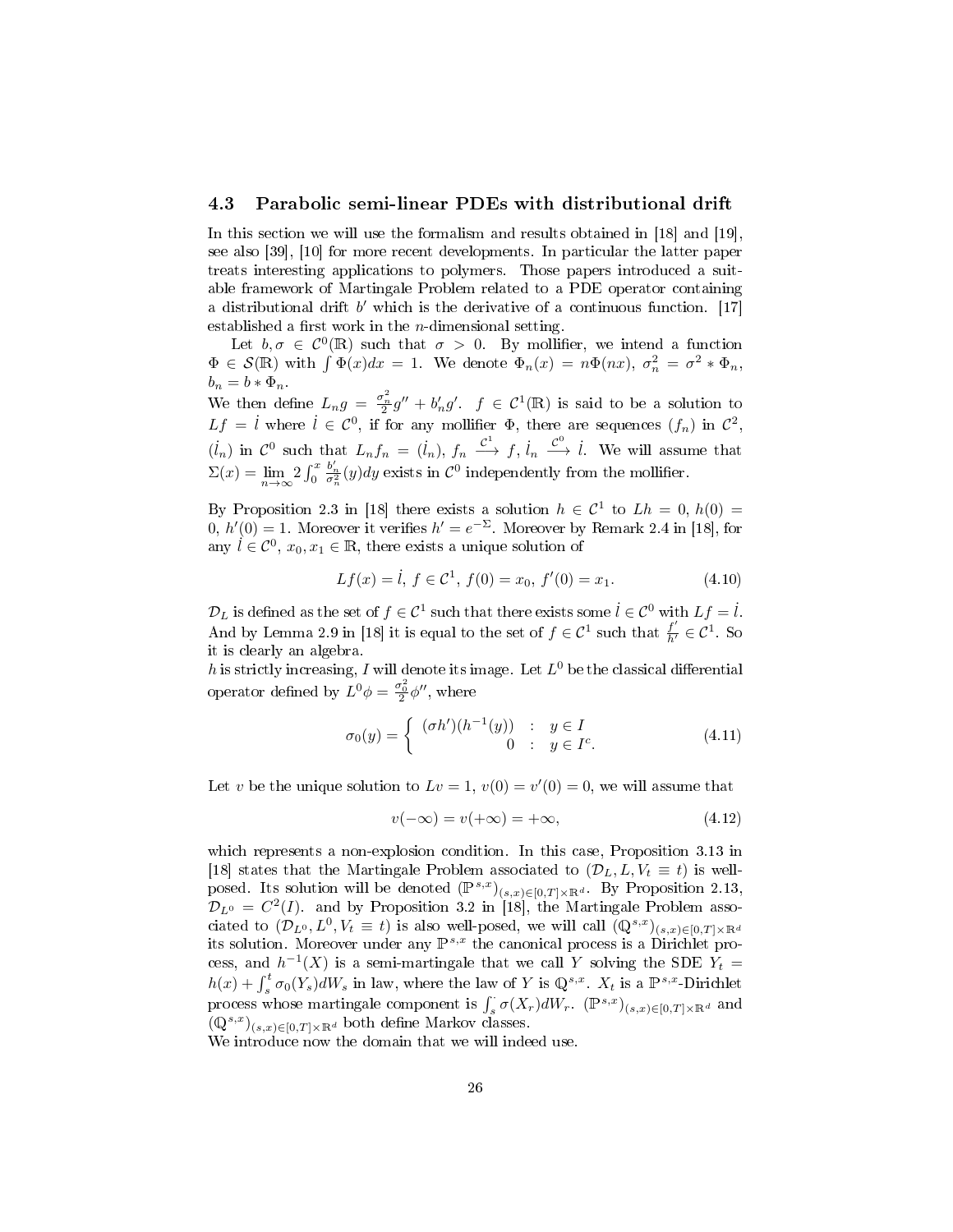### 4.3 Parabolic semi-linear PDEs with distributional drift

In this section we will use the formalism and results obtained in [18] and [19], see also [39], [10] for more recent developments. In particular the latter paper treats interesting applications to polymers. Those papers introduced a suitable framework of Martingale Problem related to a PDE operator containing a distributional drift $b'$ which is the derivative of a continuous function. [17] established a first work in the $n$-dimensional setting.

Let $b, \sigma \in \mathcal{C}^0(\mathbb{R})$ such that $\sigma > 0$. By mollifier, we intend a function $\Phi \in \mathcal{S}(\mathbb{R})$ with $\int \Phi(x)dx = 1$. We denote $\Phi_n(x) = n\Phi(nx)$, $\sigma_n^2 = \sigma^2 * \Phi_n$, $b_n = b * \Phi_n$.
We then define $L_n g = \frac{\sigma_n^2}{2} g'' + b_n' g'$. $f \in \mathcal{C}^1(\mathbb{R})$ is said to be a solution to $Lf = \dot{l}$ where $\dot{l} \in \mathcal{C}^0$, if for any mollifier $\Phi$, there are sequences $(f_n)$ in $\mathcal{C}^2$, $(\dot{l}_n)$ in $\mathcal{C}^0$ such that $L_n f_n = (\dot{l}_n)$, $f_n \overset{\mathcal{C}^1}{\longrightarrow} f$, $\dot{l}_n \overset{\mathcal{C}^0}{\longrightarrow} \dot{l}$. We will assume that $\Sigma(x) = \lim_{n\to\infty} 2\int_0^x \frac{b_n'}{\sigma_n^2}(y)dy$ exists in $\mathcal{C}^0$ independently from the mollifier.

By Proposition 2.3 in [18] there exists a solution $h \in \mathcal{C}^1$ to $Lh = 0$, $h(0) = 0$, $h'(0) = 1$. Moreover it verifies $h' = e^{-\Sigma}$. Moreover by Remark 2.4 in [18], for any $\dot{l} \in \mathcal{C}^0$, $x_0, x_1 \in \mathbb{R}$, there exists a unique solution of

$$Lf(x) = \dot{l},\ f \in \mathcal{C}^1,\ f(0) = x_0,\ f'(0) = x_1. \tag{4.10}$$

$\mathcal{D}_L$ is defined as the set of $f \in \mathcal{C}^1$ such that there exists some $\dot{l} \in \mathcal{C}^0$ with $Lf = \dot{l}$. And by Lemma 2.9 in [18] it is equal to the set of $f \in \mathcal{C}^1$ such that $\frac{f'}{h'} \in \mathcal{C}^1$. So it is clearly an algebra.
$h$ is strictly increasing, $I$ will denote its image. Let $L^0$ be the classical differential operator defined by $L^0\phi = \frac{\sigma_0^2}{2}\phi''$, where

$$\sigma_0(y) = \begin{cases} (\sigma h')(h^{-1}(y)) & : \ y \in I \\ 0 & : \ y \in I^c. \end{cases} \tag{4.11}$$

Let $v$ be the unique solution to $Lv = 1$, $v(0) = v'(0) = 0$, we will assume that

$$v(-\infty) = v(+\infty) = +\infty, \tag{4.12}$$

which represents a non-explosion condition. In this case, Proposition 3.13 in [18] states that the Martingale Problem associated to $(\mathcal{D}_L, L, V_t \equiv t)$ is well-posed. Its solution will be denoted $(\mathbb{P}^{s,x})_{(s,x)\in[0,T]\times\mathbb{R}^d}$. By Proposition 2.13, $\mathcal{D}_{L^0} = C^2(I)$. and by Proposition 3.2 in [18], the Martingale Problem associated to $(\mathcal{D}_{L^0}, L^0, V_t \equiv t)$ is also well-posed, we will call $(\mathbb{Q}^{s,x})_{(s,x)\in[0,T]\times\mathbb{R}^d}$ its solution. Moreover under any $\mathbb{P}^{s,x}$ the canonical process is a Dirichlet process, and $h^{-1}(X)$ is a semi-martingale that we call $Y$ solving the SDE $Y_t = h(x) + \int_s^t \sigma_0(Y_s)dW_s$ in law, where the law of $Y$ is $\mathbb{Q}^{s,x}$. $X_t$ is a $\mathbb{P}^{s,x}$-Dirichlet process whose martingale component is $\int_s^{\cdot} \sigma(X_r)dW_r$. $(\mathbb{P}^{s,x})_{(s,x)\in[0,T]\times\mathbb{R}^d}$ and $(\mathbb{Q}^{s,x})_{(s,x)\in[0,T]\times\mathbb{R}^d}$ both define Markov classes.
We introduce now the domain that we will indeed use.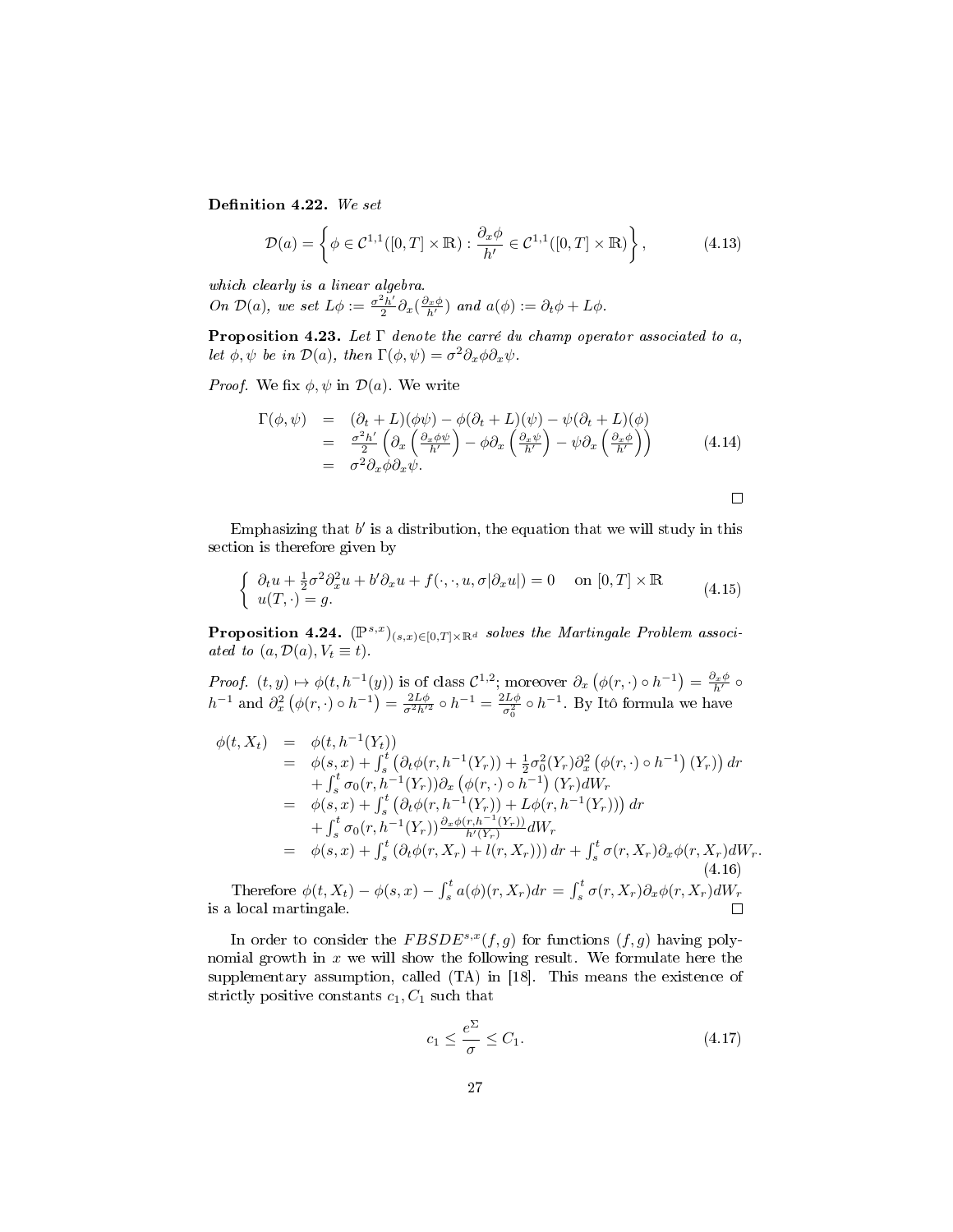**Definition 4.22.** *We set*

$$\mathcal{D}(a) = \left\{ \phi \in \mathcal{C}^{1,1}([0,T]\times\mathbb{R}) : \frac{\partial_x \phi}{h'} \in \mathcal{C}^{1,1}([0,T]\times\mathbb{R}) \right\}, \tag{4.13}$$

*which clearly is a linear algebra.*
*On $\mathcal{D}(a)$, we set $L\phi := \frac{\sigma^2 h'}{2}\partial_x(\frac{\partial_x \phi}{h'})$ and $a(\phi) := \partial_t \phi + L\phi$.*

**Proposition 4.23.** *Let $\Gamma$ denote the carré du champ operator associated to $a$, let $\phi, \psi$ be in $\mathcal{D}(a)$, then $\Gamma(\phi,\psi) = \sigma^2 \partial_x\phi\partial_x\psi$.*

*Proof.* We fix $\phi, \psi$ in $\mathcal{D}(a)$. We write

$$\begin{array}{rcl} \Gamma(\phi,\psi) & = & (\partial_t + L)(\phi\psi) - \phi(\partial_t + L)(\psi) - \psi(\partial_t + L)(\phi) \\ & = & \frac{\sigma^2 h'}{2}\left(\partial_x\left(\frac{\partial_x \phi\psi}{h'}\right) - \phi\partial_x\left(\frac{\partial_x\psi}{h'}\right) - \psi\partial_x\left(\frac{\partial_x\phi}{h'}\right)\right) \\ & = & \sigma^2\partial_x\phi\partial_x\psi. \end{array} \tag{4.14}$$

□

Emphasizing that $b'$ is a distribution, the equation that we will study in this section is therefore given by

$$\left\{ \begin{array}{l} \partial_t u + \frac{1}{2}\sigma^2\partial_x^2 u + b'\partial_x u + f(\cdot,\cdot,u,\sigma|\partial_x u|) = 0 \quad \text{ on } [0,T]\times\mathbb{R} \\ u(T,\cdot) = g. \end{array} \right. \tag{4.15}$$

**Proposition 4.24.** *$(\mathbb{P}^{s,x})_{(s,x)\in[0,T]\times\mathbb{R}^d}$ solves the Martingale Problem associated to $(a, \mathcal{D}(a), V_t \equiv t)$.*

*Proof.* $(t,y) \mapsto \phi(t, h^{-1}(y))$ is of class $\mathcal{C}^{1,2}$; moreover $\partial_x\left(\phi(r,\cdot)\circ h^{-1}\right) = \frac{\partial_x\phi}{h'}\circ h^{-1}$ and $\partial_x^2\left(\phi(r,\cdot)\circ h^{-1}\right) = \frac{2L\phi}{\sigma^2 h'^2}\circ h^{-1} = \frac{2L\phi}{\sigma_0^2}\circ h^{-1}$. By Itô formula we have

$$\begin{array}{rcl} \phi(t,X_t) & = & \phi(t,h^{-1}(Y_t)) \\ & = & \phi(s,x) + \int_s^t \left(\partial_t\phi(r,h^{-1}(Y_r)) + \frac{1}{2}\sigma_0^2(Y_r)\partial_x^2\left(\phi(r,\cdot)\circ h^{-1}\right)(Y_r)\right)dr \\ & & + \int_s^t \sigma_0(r,h^{-1}(Y_r))\partial_x\left(\phi(r,\cdot)\circ h^{-1}\right)(Y_r)dW_r \\ & = & \phi(s,x) + \int_s^t \left(\partial_t\phi(r,h^{-1}(Y_r)) + L\phi(r,h^{-1}(Y_r))\right)dr \\ & & + \int_s^t \sigma_0(r,h^{-1}(Y_r))\frac{\partial_x\phi(r,h^{-1}(Y_r))}{h'(Y_r)}dW_r \\ & = & \phi(s,x) + \int_s^t \left(\partial_t\phi(r,X_r) + l(r,X_r)\right)dr + \int_s^t \sigma(r,X_r)\partial_x\phi(r,X_r)dW_r. \end{array} \tag{4.16}$$

Therefore $\phi(t,X_t) - \phi(s,x) - \int_s^t a(\phi)(r,X_r)dr = \int_s^t \sigma(r,X_r)\partial_x\phi(r,X_r)dW_r$ is a local martingale. □

In order to consider the $FBSDE^{s,x}(f,g)$ for functions $(f,g)$ having polynomial growth in $x$ we will show the following result. We formulate here the supplementary assumption, called (TA) in [18]. This means the existence of strictly positive constants $c_1, C_1$ such that

$$c_1 \leq \frac{e^{\Sigma}}{\sigma} \leq C_1. \tag{4.17}$$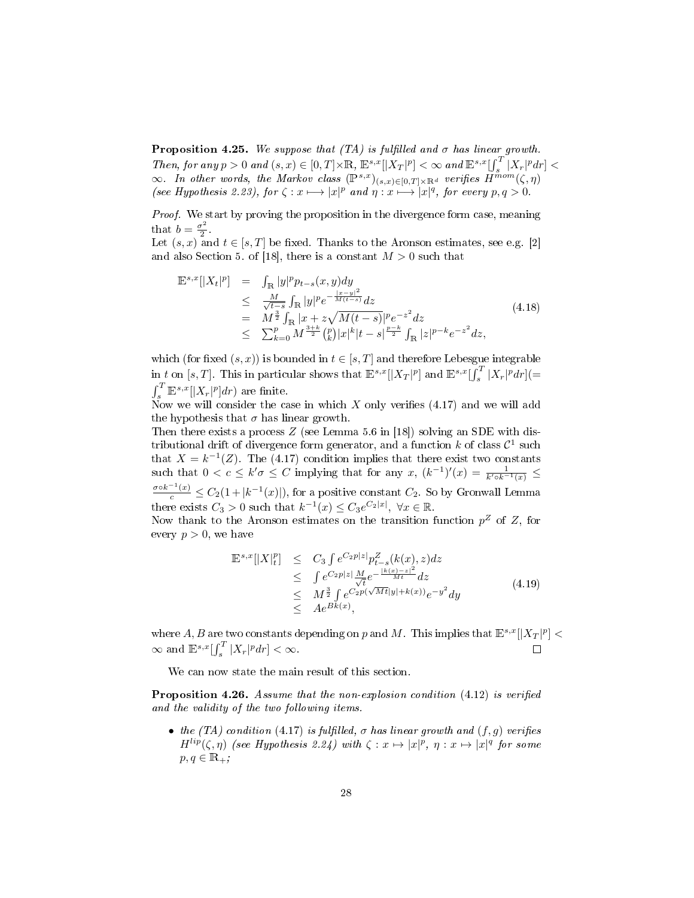**Proposition 4.25.** *We suppose that (TA) is fulfilled and $\sigma$ has linear growth. Then, for any $p > 0$ and $(s,x) \in [0,T]\times\mathbb{R}$, $\mathbb{E}^{s,x}[|X_T|^p] < \infty$ and $\mathbb{E}^{s,x}[\int_s^T |X_r|^p dr] < \infty$. In other words, the Markov class $(\mathbb{P}^{s,x})_{(s,x)\in[0,T]\times\mathbb{R}^d}$ verifies $H^{mom}(\zeta,\eta)$ (see Hypothesis 2.23), for $\zeta : x \longmapsto |x|^p$ and $\eta : x \longmapsto |x|^q$, for every $p,q > 0$.*

*Proof.* We start by proving the proposition in the divergence form case, meaning that $b = \frac{\sigma^2}{2}$.

Let $(s,x)$ and $t \in [s,T]$ be fixed. Thanks to the Aronson estimates, see e.g. [2] and also Section 5. of [18], there is a constant $M > 0$ such that

$$
\begin{array}{rcl}
\mathbb{E}^{s,x}[|X_t|^p] & = & \int_{\mathbb{R}} |y|^p p_{t-s}(x,y)dy \\
& \leq & \frac{M}{\sqrt{t-s}} \int_{\mathbb{R}} |y|^p e^{-\frac{|x-y|^2}{M(t-s)}} dz \\
& = & M^{\frac{3}{2}} \int_{\mathbb{R}} |x + z\sqrt{M(t-s)}|^p e^{-z^2} dz \\
& \leq & \sum_{k=0}^{p} M^{\frac{3+k}{2}} \binom{p}{k} |x|^k |t-s|^{\frac{p-k}{2}} \int_{\mathbb{R}} |z|^{p-k} e^{-z^2} dz,
\end{array}
\tag{4.18}
$$

which (for fixed $(s,x)$) is bounded in $t \in [s,T]$ and therefore Lebesgue integrable in $t$ on $[s,T]$. This in particular shows that $\mathbb{E}^{s,x}[|X_T|^p]$ and $\mathbb{E}^{s,x}[\int_s^T |X_r|^p dr] (= \int_s^T \mathbb{E}^{s,x}[|X_r|^p]dr)$ are finite.

Now we will consider the case in which $X$ only verifies (4.17) and we will add the hypothesis that $\sigma$ has linear growth.

Then there exists a process $Z$ (see Lemma 5.6 in [18]) solving an SDE with distributional drift of divergence form generator, and a function $k$ of class $\mathcal{C}^1$ such that $X = k^{-1}(Z)$. The (4.17) condition implies that there exist two constants such that $0 < c \leq k'\sigma \leq C$ implying that for any $x$, $(k^{-1})'(x) = \frac{1}{k'\circ k^{-1}(x)} \leq \frac{\sigma\circ k^{-1}(x)}{c} \leq C_2(1 + |k^{-1}(x)|)$, for a positive constant $C_2$. So by Gronwall Lemma there exists $C_3 > 0$ such that $k^{-1}(x) \leq C_3 e^{C_2|x|}$, $\forall x \in \mathbb{R}$.

Now thank to the Aronson estimates on the transition function $p^Z$ of $Z$, for every $p > 0$, we have

$$
\begin{array}{rcl}
\mathbb{E}^{s,x}[|X|_t^p] & \leq & C_3 \int e^{C_2 p|z|} p^Z_{t-s}(k(x),z)dz \\
& \leq & \int e^{C_2 p|z|} \frac{M}{\sqrt{t}} e^{-\frac{|k(x)-z|^2}{Mt}} dz \\
& \leq & M^{\frac{3}{2}} \int e^{C_2 p(\sqrt{Mt}|y| + k(x))} e^{-y^2} dy \\
& \leq & A e^{Bk(x)},
\end{array}
\tag{4.19}
$$

where $A, B$ are two constants depending on $p$ and $M$. This implies that $\mathbb{E}^{s,x}[|X_T|^p] < \infty$ and $\mathbb{E}^{s,x}[\int_s^T |X_r|^p dr] < \infty$. $\square$

We can now state the main result of this section.

**Proposition 4.26.** *Assume that the non-explosion condition (4.12) is verified and the validity of the two following items.*

- *the (TA) condition (4.17) is fulfilled, $\sigma$ has linear growth and $(f,g)$ verifies $H^{lip}(\zeta,\eta)$ (see Hypothesis 2.24) with $\zeta : x \mapsto |x|^p$, $\eta : x \mapsto |x|^q$ for some $p,q \in \mathbb{R}_+$;*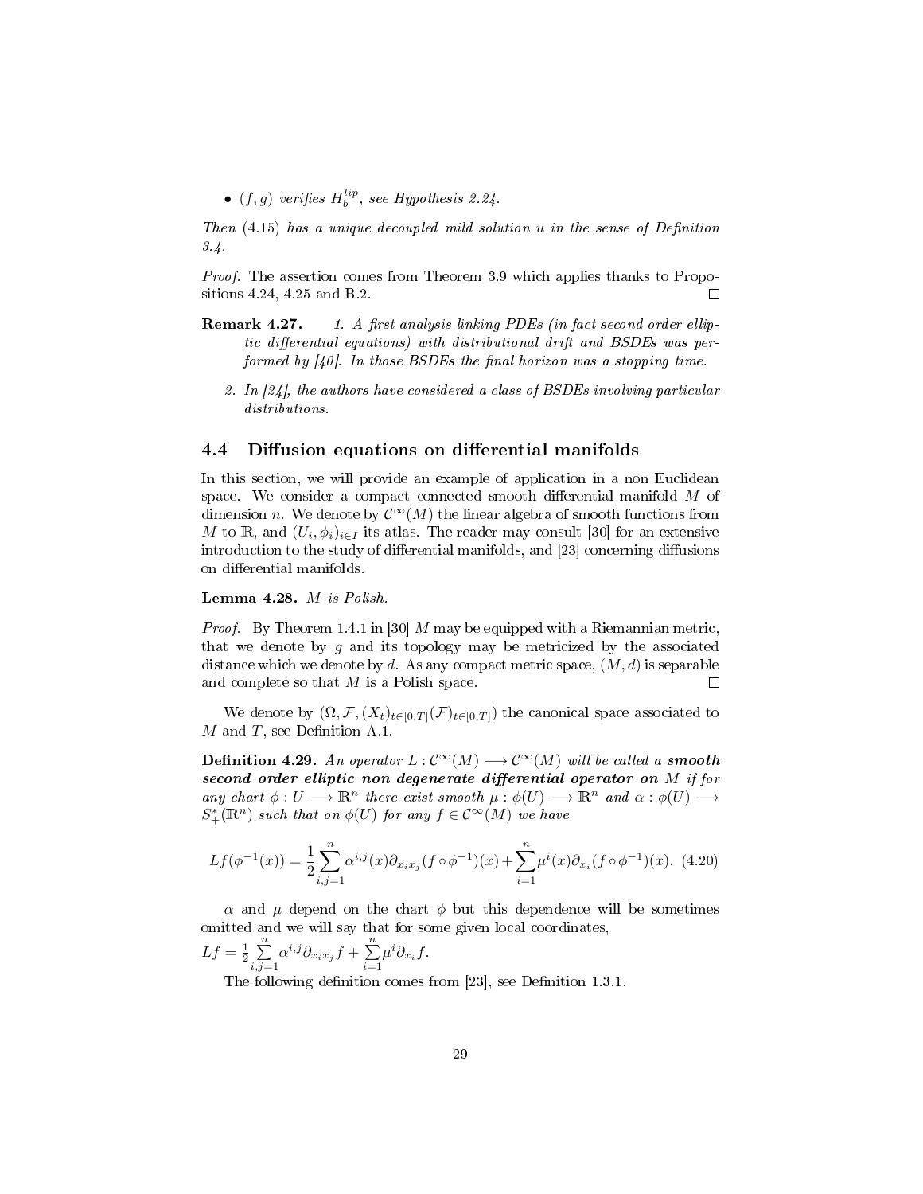- $(f, g)$ verifies $H_b^{lip}$, see Hypothesis 2.24.

*Then (4.15) has a unique decoupled mild solution $u$ in the sense of Definition 3.4.*

*Proof.* The assertion comes from Theorem 3.9 which applies thanks to Propositions 4.24, 4.25 and B.2. □

**Remark 4.27.**

1. *A first analysis linking PDEs (in fact second order elliptic differential equations) with distributional drift and BSDEs was performed by [40]. In those BSDEs the final horizon was a stopping time.*
2. *In [24], the authors have considered a class of BSDEs involving particular distributions.*

## 4.4 Diffusion equations on differential manifolds

In this section, we will provide an example of application in a non Euclidean space. We consider a compact connected smooth differential manifold $M$ of dimension $n$. We denote by $\mathcal{C}^\infty(M)$ the linear algebra of smooth functions from $M$ to $\mathbb{R}$, and $(U_i, \phi_i)_{i\in I}$ its atlas. The reader may consult [30] for an extensive introduction to the study of differential manifolds, and [23] concerning diffusions on differential manifolds.

**Lemma 4.28.** *$M$ is Polish.*

*Proof.* By Theorem 1.4.1 in [30] $M$ may be equipped with a Riemannian metric, that we denote by $g$ and its topology may be metricized by the associated distance which we denote by $d$. As any compact metric space, $(M, d)$ is separable and complete so that $M$ is a Polish space. □

We denote by $(\Omega, \mathcal{F}, (X_t)_{t\in[0,T]}(\mathcal{F})_{t\in[0,T]})$ the canonical space associated to $M$ and $T$, see Definition A.1.

**Definition 4.29.** *An operator $L : \mathcal{C}^\infty(M) \longrightarrow \mathcal{C}^\infty(M)$ will be called a* ***smooth second order elliptic non degenerate differential operator on*** *$M$ if for any chart $\phi : U \longrightarrow \mathbb{R}^n$ there exist smooth $\mu : \phi(U) \longrightarrow \mathbb{R}^n$ and $\alpha : \phi(U) \longrightarrow S_+^*(\mathbb{R}^n)$ such that on $\phi(U)$ for any $f \in \mathcal{C}^\infty(M)$ we have*

$$Lf(\phi^{-1}(x)) = \frac{1}{2}\sum_{i,j=1}^{n} \alpha^{i,j}(x)\partial_{x_ix_j}(f\circ\phi^{-1})(x) + \sum_{i=1}^{n}\mu^i(x)\partial_{x_i}(f\circ\phi^{-1})(x). \quad (4.20)$$

$\alpha$ and $\mu$ depend on the chart $\phi$ but this dependence will be sometimes omitted and we will say that for some given local coordinates, $Lf = \frac{1}{2}\sum\limits_{i,j=1}^{n} \alpha^{i,j}\partial_{x_ix_j}f + \sum\limits_{i=1}^{n}\mu^i\partial_{x_i}f$.

The following definition comes from [23], see Definition 1.3.1.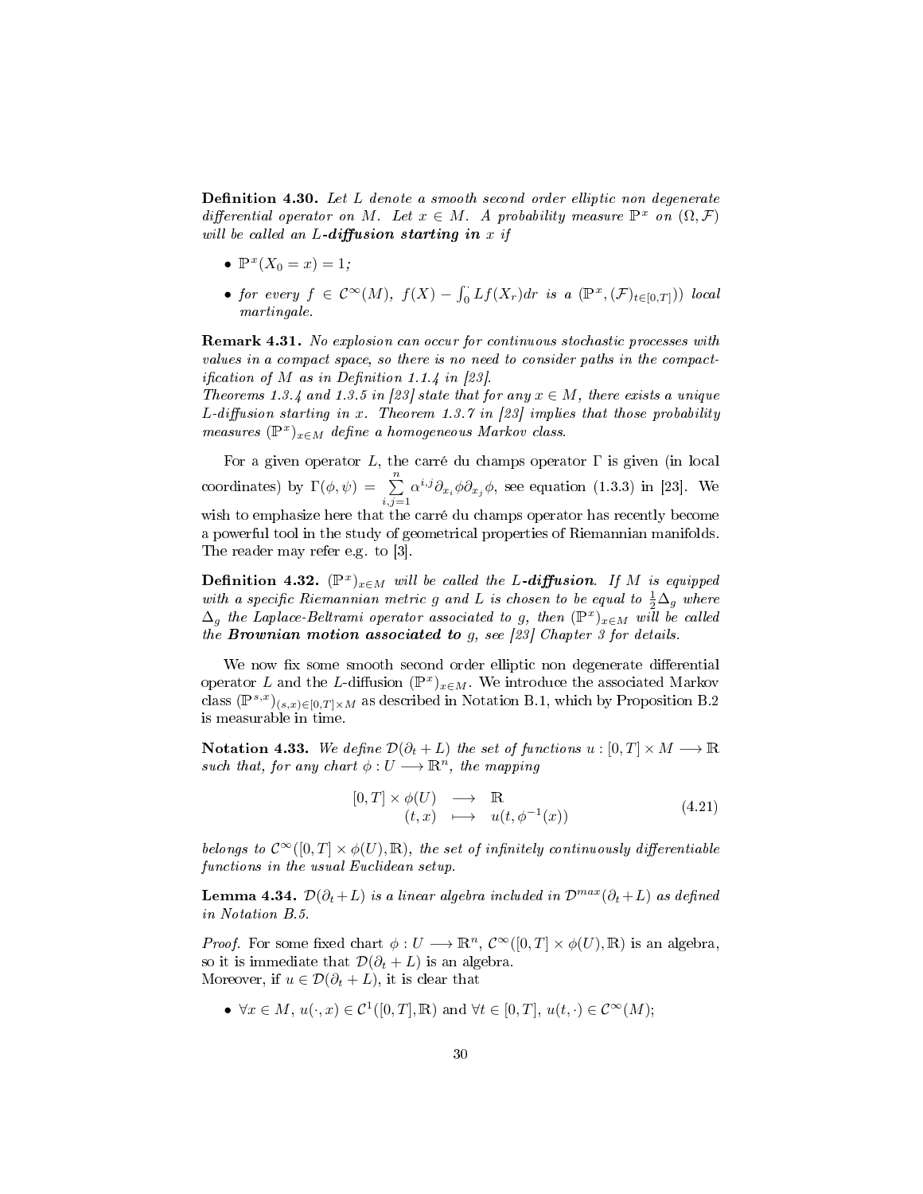**Definition 4.30.** *Let $L$ denote a smooth second order elliptic non degenerate differential operator on $M$. Let $x \in M$. A probability measure $\mathbb{P}^x$ on $(\Omega, \mathcal{F})$ will be called an* ***L-diffusion starting in*** *$x$ if*

- *$\mathbb{P}^x(X_0 = x) = 1$;*
- *for every $f \in \mathcal{C}^\infty(M)$, $f(X) - \int_0^\cdot Lf(X_r)dr$ is a $(\mathbb{P}^x, (\mathcal{F})_{t\in[0,T]})$ local martingale.*

**Remark 4.31.** *No explosion can occur for continuous stochastic processes with values in a compact space, so there is no need to consider paths in the compactification of $M$ as in Definition 1.1.4 in [23].*
*Theorems 1.3.4 and 1.3.5 in [23] state that for any $x \in M$, there exists a unique $L$-diffusion starting in $x$. Theorem 1.3.7 in [23] implies that those probability measures $(\mathbb{P}^x)_{x\in M}$ define a homogeneous Markov class.*

For a given operator $L$, the carré du champs operator $\Gamma$ is given (in local coordinates) by $\Gamma(\phi, \psi) = \sum_{i,j=1}^{n} \alpha^{i,j}\partial_{x_i}\phi\partial_{x_j}\phi$, see equation (1.3.3) in [23]. We wish to emphasize here that the carré du champs operator has recently become a powerful tool in the study of geometrical properties of Riemannian manifolds. The reader may refer e.g. to [3].

**Definition 4.32.** *$(\mathbb{P}^x)_{x\in M}$ will be called the* ***L-diffusion****. If $M$ is equipped with a specific Riemannian metric $g$ and $L$ is chosen to be equal to $\frac{1}{2}\Delta_g$ where $\Delta_g$ the Laplace-Beltrami operator associated to $g$, then $(\mathbb{P}^x)_{x\in M}$ will be called the* ***Brownian motion associated to*** *$g$, see [23] Chapter 3 for details.*

We now fix some smooth second order elliptic non degenerate differential operator $L$ and the $L$-diffusion $(\mathbb{P}^x)_{x\in M}$. We introduce the associated Markov class $(\mathbb{P}^{s,x})_{(s,x)\in[0,T]\times M}$ as described in Notation B.1, which by Proposition B.2 is measurable in time.

**Notation 4.33.** *We define $\mathcal{D}(\partial_t + L)$ the set of functions $u : [0, T] \times M \longrightarrow \mathbb{R}$ such that, for any chart $\phi : U \longrightarrow \mathbb{R}^n$, the mapping*

$$\begin{array}{ccc} [0,T]\times\phi(U) & \longrightarrow & \mathbb{R} \\ (t,x) & \longmapsto & u(t,\phi^{-1}(x)) \end{array} \tag{4.21}$$

*belongs to $\mathcal{C}^\infty([0, T] \times \phi(U), \mathbb{R})$, the set of infinitely continuously differentiable functions in the usual Euclidean setup.*

**Lemma 4.34.** *$\mathcal{D}(\partial_t + L)$ is a linear algebra included in $\mathcal{D}^{max}(\partial_t + L)$ as defined in Notation B.5.*

*Proof.* For some fixed chart $\phi : U \longrightarrow \mathbb{R}^n$, $\mathcal{C}^\infty([0, T] \times \phi(U), \mathbb{R})$ is an algebra, so it is immediate that $\mathcal{D}(\partial_t + L)$ is an algebra.
Moreover, if $u \in \mathcal{D}(\partial_t + L)$, it is clear that

- $\forall x \in M$, $u(\cdot, x) \in \mathcal{C}^1([0, T], \mathbb{R})$ and $\forall t \in [0, T]$, $u(t, \cdot) \in \mathcal{C}^\infty(M)$;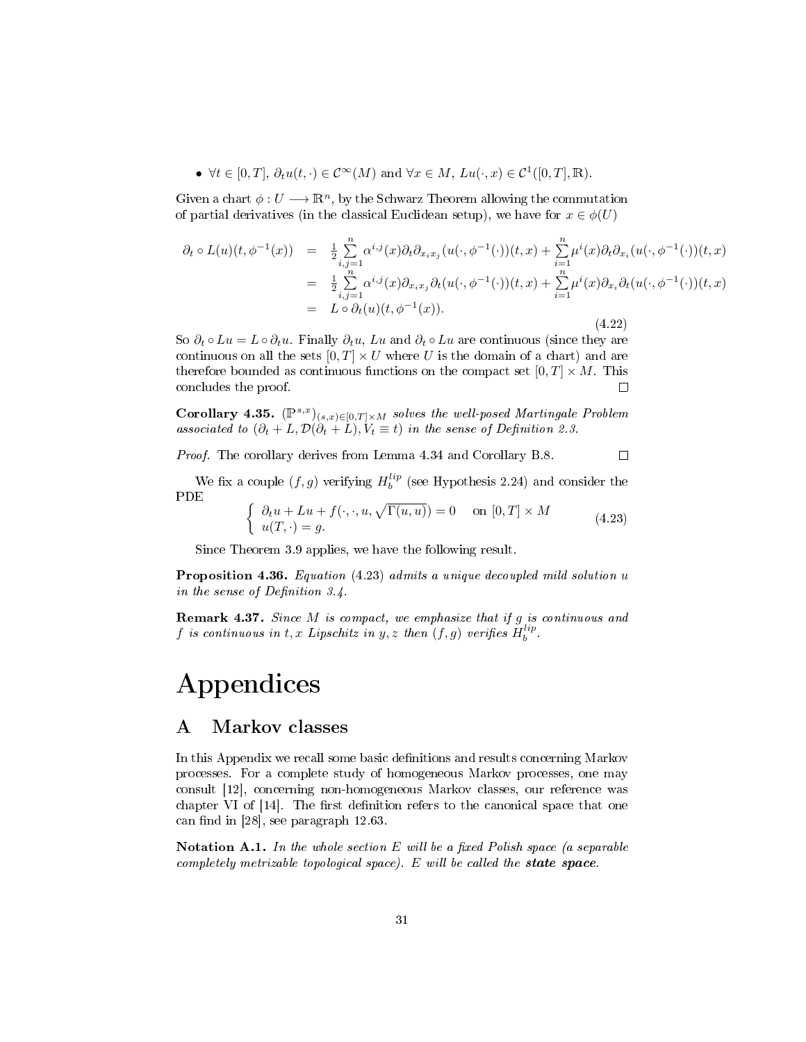- $\forall t \in [0,T]$, $\partial_t u(t,\cdot) \in \mathcal{C}^\infty(M)$ and $\forall x \in M$, $Lu(\cdot,x) \in \mathcal{C}^1([0,T],\mathbb{R})$.

Given a chart $\phi : U \longrightarrow \mathbb{R}^n$, by the Schwarz Theorem allowing the commutation of partial derivatives (in the classical Euclidean setup), we have for $x \in \phi(U)$

$$
\begin{array}{rcl}
\partial_t \circ L(u)(t,\phi^{-1}(x)) & = & \frac{1}{2}\sum\limits_{i,j=1}^{n} \alpha^{i,j}(x)\partial_t\partial_{x_i x_j}(u(\cdot,\phi^{-1}(\cdot))(t,x) + \sum\limits_{i=1}^{n}\mu^i(x)\partial_t\partial_{x_i}(u(\cdot,\phi^{-1}(\cdot))(t,x) \\
& = & \frac{1}{2}\sum\limits_{i,j=1}^{n} \alpha^{i,j}(x)\partial_{x_i x_j}\partial_t(u(\cdot,\phi^{-1}(\cdot))(t,x) + \sum\limits_{i=1}^{n}\mu^i(x)\partial_{x_i}\partial_t(u(\cdot,\phi^{-1}(\cdot))(t,x) \\
& = & L \circ \partial_t(u)(t,\phi^{-1}(x)).
\end{array}
\tag{4.22}
$$

So $\partial_t \circ Lu = L \circ \partial_t u$. Finally $\partial_t u$, $Lu$ and $\partial_t \circ Lu$ are continuous (since they are continuous on all the sets $[0,T] \times U$ where $U$ is the domain of a chart) and are therefore bounded as continuous functions on the compact set $[0,T] \times M$. This concludes the proof. □

**Corollary 4.35.** *$(\mathbb{P}^{s,x})_{(s,x)\in[0,T]\times M}$ solves the well-posed Martingale Problem associated to $(\partial_t + L, \mathcal{D}(\partial_t + L), V_t \equiv t)$ in the sense of Definition 2.3.*

*Proof.* The corollary derives from Lemma 4.34 and Corollary B.8. □

We fix a couple $(f,g)$ verifying $H^{lip}_b$ (see Hypothesis 2.24) and consider the PDE

$$
\left\{\begin{array}{l}
\partial_t u + Lu + f(\cdot,\cdot,u,\sqrt{\Gamma(u,u)}) = 0 \quad \text{ on } [0,T]\times M \\
u(T,\cdot) = g.
\end{array}\right.
\tag{4.23}
$$

Since Theorem 3.9 applies, we have the following result.

**Proposition 4.36.** *Equation (4.23) admits a unique decoupled mild solution $u$ in the sense of Definition 3.4.*

**Remark 4.37.** *Since $M$ is compact, we emphasize that if $g$ is continuous and $f$ is continuous in $t,x$ Lipschitz in $y,z$ then $(f,g)$ verifies $H^{lip}_b$.*

# Appendices

## A Markov classes

In this Appendix we recall some basic definitions and results concerning Markov processes. For a complete study of homogeneous Markov processes, one may consult [12], concerning non-homogeneous Markov classes, our reference was chapter VI of [14]. The first definition refers to the canonical space that one can find in [28], see paragraph 12.63.

**Notation A.1.** *In the whole section $E$ will be a fixed Polish space (a separable completely metrizable topological space). $E$ will be called the* ***state space****.*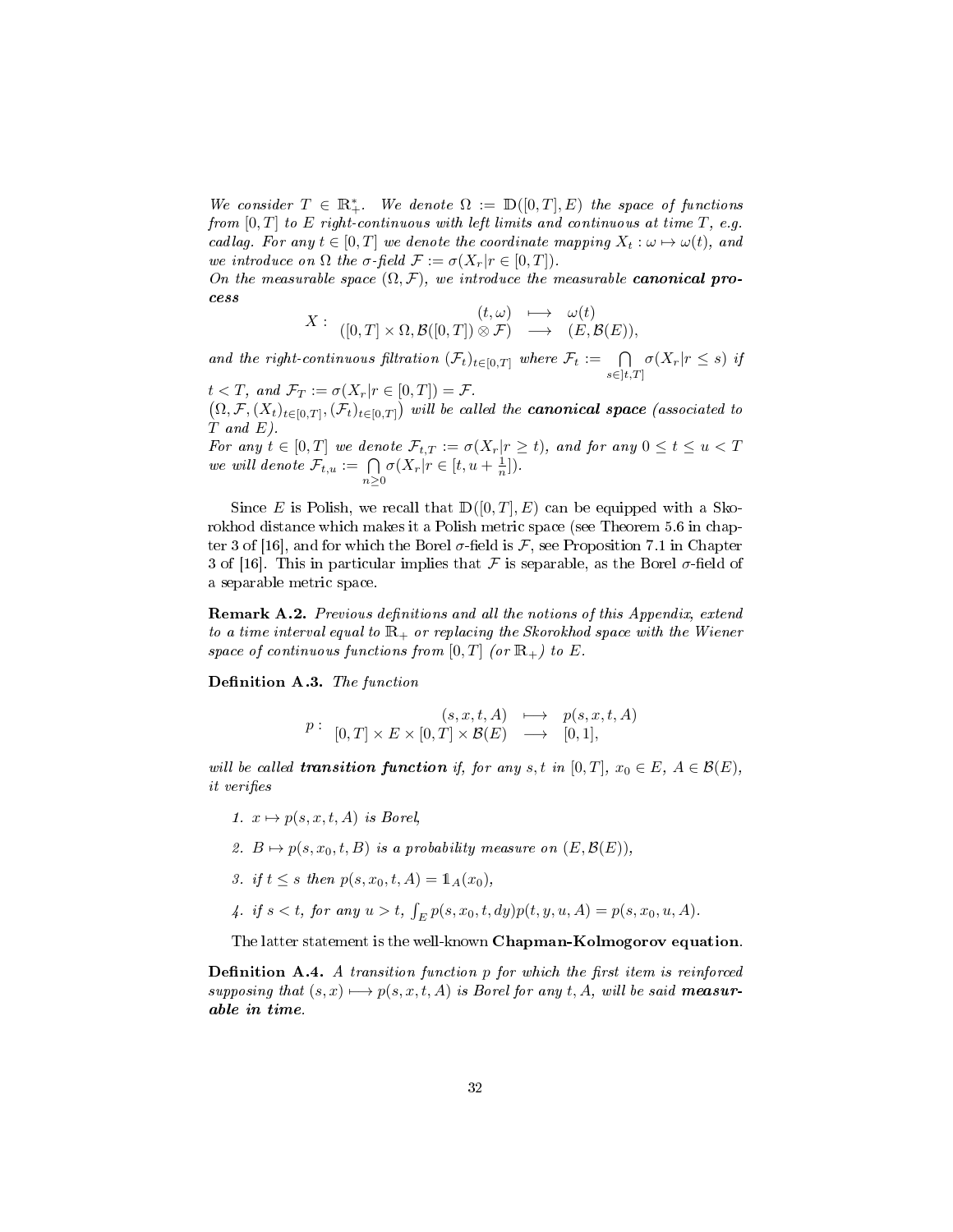*We consider $T \in \mathbb{R}_+^*$. We denote $\Omega := \mathbb{D}([0,T],E)$ the space of functions from $[0,T]$ to $E$ right-continuous with left limits and continuous at time $T$, e.g. cadlag. For any $t \in [0,T]$ we denote the coordinate mapping $X_t : \omega \mapsto \omega(t)$, and we introduce on $\Omega$ the $\sigma$-field $\mathcal{F} := \sigma(X_r | r \in [0,T])$.*
*On the measurable space $(\Omega, \mathcal{F})$, we introduce the measurable **canonical process***

$$X : \begin{array}{ccc} & (t,\omega) & \longmapsto & \omega(t) \\ ([0,T] \times \Omega, \mathcal{B}([0,T]) \otimes \mathcal{F}) & \longrightarrow & (E, \mathcal{B}(E)), \end{array}$$

*and the right-continuous filtration $(\mathcal{F}_t)_{t\in[0,T]}$ where $\mathcal{F}_t := \bigcap_{s \in ]t,T]} \sigma(X_r | r \leq s)$ if $t < T$, and $\mathcal{F}_T := \sigma(X_r | r \in [0,T]) = \mathcal{F}$.*
*$\left(\Omega, \mathcal{F}, (X_t)_{t\in[0,T]}, (\mathcal{F}_t)_{t\in[0,T]}\right)$ will be called the **canonical space** (associated to $T$ and $E$).*
*For any $t \in [0,T]$ we denote $\mathcal{F}_{t,T} := \sigma(X_r | r \geq t)$, and for any $0 \leq t \leq u < T$ we will denote $\mathcal{F}_{t,u} := \bigcap_{n \geq 0} \sigma(X_r | r \in [t, u + \frac{1}{n}])$.*

Since $E$ is Polish, we recall that $\mathbb{D}([0,T],E)$ can be equipped with a Skorokhod distance which makes it a Polish metric space (see Theorem 5.6 in chapter 3 of [16], and for which the Borel $\sigma$-field is $\mathcal{F}$, see Proposition 7.1 in Chapter 3 of [16]. This in particular implies that $\mathcal{F}$ is separable, as the Borel $\sigma$-field of a separable metric space.

**Remark A.2.** *Previous definitions and all the notions of this Appendix, extend to a time interval equal to $\mathbb{R}_+$ or replacing the Skorokhod space with the Wiener space of continuous functions from $[0,T]$ (or $\mathbb{R}_+$) to $E$.*

**Definition A.3.** *The function*

$$p : \begin{array}{ccc} & (s,x,t,A) & \longmapsto & p(s,x,t,A) \\ [0,T] \times E \times [0,T] \times \mathcal{B}(E) & \longrightarrow & [0,1], \end{array}$$

*will be called **transition function** if, for any $s,t$ in $[0,T]$, $x_0 \in E$, $A \in \mathcal{B}(E)$, it verifies*

1. *$x \mapsto p(s,x,t,A)$ is Borel,*
2. *$B \mapsto p(s,x_0,t,B)$ is a probability measure on $(E, \mathcal{B}(E))$,*
3. *if $t \leq s$ then $p(s,x_0,t,A) = \mathbb{1}_A(x_0)$,*
4. *if $s < t$, for any $u > t$, $\int_E p(s,x_0,t,dy)p(t,y,u,A) = p(s,x_0,u,A)$.*

The latter statement is the well-known **Chapman-Kolmogorov equation**.

**Definition A.4.** *A transition function $p$ for which the first item is reinforced supposing that $(s,x) \longmapsto p(s,x,t,A)$ is Borel for any $t, A$, will be said **measurable in time**.*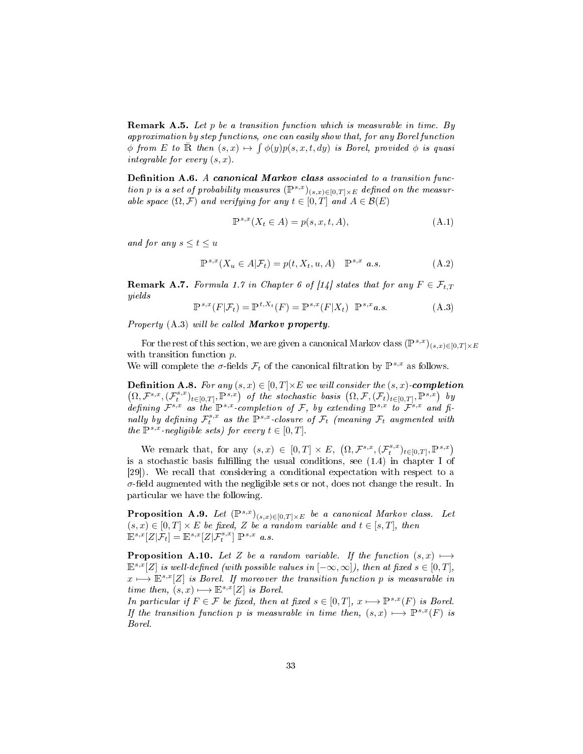**Remark A.5.** *Let $p$ be a transition function which is measurable in time. By approximation by step functions, one can easily show that, for any Borel function $\phi$ from $E$ to $\bar{\mathbb{R}}$ then $(s,x) \mapsto \int \phi(y)p(s,x,t,dy)$ is Borel, provided $\phi$ is quasi integrable for every $(s,x)$.*

**Definition A.6.** *A* ***canonical Markov class*** *associated to a transition function $p$ is a set of probability measures $(\mathbb{P}^{s,x})_{(s,x)\in[0,T]\times E}$ defined on the measurable space $(\Omega, \mathcal{F})$ and verifying for any $t \in [0,T]$ and $A \in \mathcal{B}(E)$*

$$\mathbb{P}^{s,x}(X_t \in A) = p(s,x,t,A), \tag{A.1}$$

*and for any $s \leq t \leq u$*

$$\mathbb{P}^{s,x}(X_u \in A|\mathcal{F}_t) = p(t, X_t, u, A) \quad \mathbb{P}^{s,x} \ a.s. \tag{A.2}$$

**Remark A.7.** *Formula 1.7 in Chapter 6 of [14] states that for any $F \in \mathcal{F}_{t,T}$ yields*

$$\mathbb{P}^{s,x}(F|\mathcal{F}_t) = \mathbb{P}^{t,X_t}(F) = \mathbb{P}^{s,x}(F|X_t) \ \ \mathbb{P}^{s,x} a.s. \tag{A.3}$$

*Property* (A.3) *will be called* ***Markov property****.*

For the rest of this section, we are given a canonical Markov class $(\mathbb{P}^{s,x})_{(s,x)\in[0,T]\times E}$ with transition function $p$.
We will complete the $\sigma$-fields $\mathcal{F}_t$ of the canonical filtration by $\mathbb{P}^{s,x}$ as follows.

**Definition A.8.** *For any $(s,x) \in [0,T]\times E$ we will consider the $(s,x)$-**completion** $\left(\Omega, \mathcal{F}^{s,x}, (\mathcal{F}^{s,x}_t)_{t\in[0,T]}, \mathbb{P}^{s,x}\right)$ of the stochastic basis $\left(\Omega, \mathcal{F}, (\mathcal{F}_t)_{t\in[0,T]}, \mathbb{P}^{s,x}\right)$ by defining $\mathcal{F}^{s,x}$ as the $\mathbb{P}^{s,x}$-completion of $\mathcal{F}$, by extending $\mathbb{P}^{s,x}$ to $\mathcal{F}^{s,x}$ and finally by defining $\mathcal{F}^{s,x}_t$ as the $\mathbb{P}^{s,x}$-closure of $\mathcal{F}_t$ (meaning $\mathcal{F}_t$ augmented with the $\mathbb{P}^{s,x}$-negligible sets) for every $t \in [0,T]$.*

We remark that, for any $(s,x) \in [0,T] \times E$, $\left(\Omega, \mathcal{F}^{s,x}, (\mathcal{F}^{s,x}_t)_{t\in[0,T]}, \mathbb{P}^{s,x}\right)$ is a stochastic basis fulfilling the usual conditions, see (1.4) in chapter I of [29]). We recall that considering a conditional expectation with respect to a $\sigma$-field augmented with the negligible sets or not, does not change the result. In particular we have the following.

**Proposition A.9.** *Let $(\mathbb{P}^{s,x})_{(s,x)\in[0,T]\times E}$ be a canonical Markov class. Let $(s,x) \in [0,T] \times E$ be fixed, $Z$ be a random variable and $t \in [s,T]$, then $\mathbb{E}^{s,x}[Z|\mathcal{F}_t] = \mathbb{E}^{s,x}[Z|\mathcal{F}^{s,x}_t]$ $\mathbb{P}^{s,x}$ a.s.*

**Proposition A.10.** *Let $Z$ be a random variable. If the function $(s,x) \longmapsto \mathbb{E}^{s,x}[Z]$ is well-defined (with possible values in $[-\infty, \infty]$), then at fixed $s \in [0,T]$, $x \longmapsto \mathbb{E}^{s,x}[Z]$ is Borel. If moreover the transition function $p$ is measurable in time then, $(s,x) \longmapsto \mathbb{E}^{s,x}[Z]$ is Borel.*
*In particular if $F \in \mathcal{F}$ be fixed, then at fixed $s \in [0,T]$, $x \longmapsto \mathbb{P}^{s,x}(F)$ is Borel. If the transition function $p$ is measurable in time then, $(s,x) \longmapsto \mathbb{P}^{s,x}(F)$ is Borel.*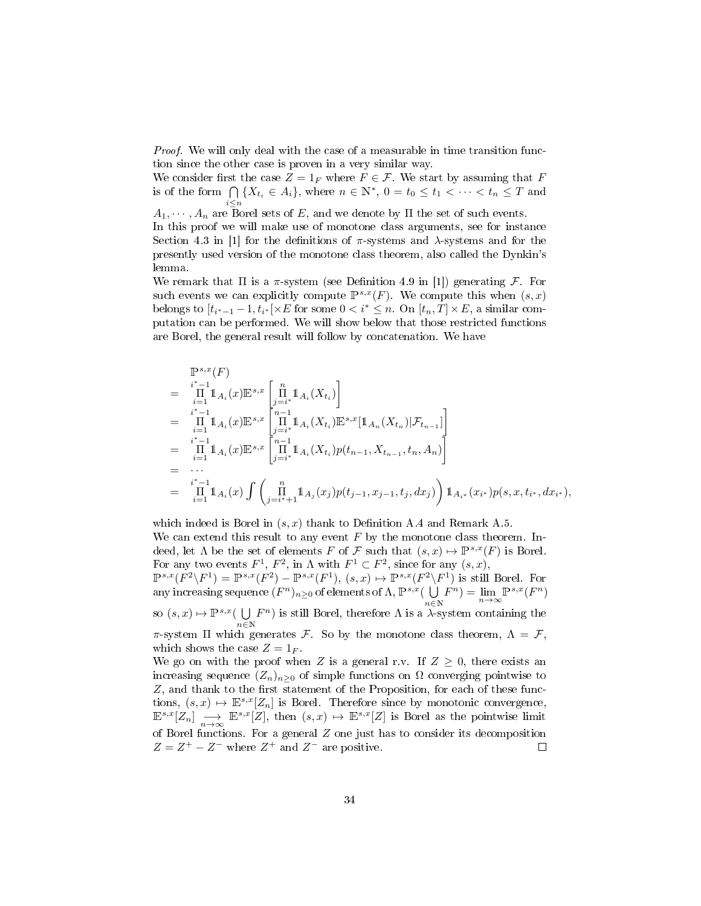*Proof.* We will only deal with the case of a measurable in time transition function since the other case is proven in a very similar way.

We consider first the case $Z = 1_F$ where $F \in \mathcal{F}$. We start by assuming that $F$ is of the form $\bigcap\limits_{i\leq n} \{X_{t_i} \in A_i\}$, where $n \in \mathbb{N}^*$, $0 = t_0 \leq t_1 < \cdots < t_n \leq T$ and $A_1, \cdots, A_n$ are Borel sets of $E$, and we denote by $\Pi$ the set of such events.

In this proof we will make use of monotone class arguments, see for instance Section 4.3 in [1] for the definitions of $\pi$-systems and $\lambda$-systems and for the presently used version of the monotone class theorem, also called the Dynkin's lemma.

We remark that $\Pi$ is a $\pi$-system (see Definition 4.9 in [1]) generating $\mathcal{F}$. For such events we can explicitly compute $\mathbb{P}^{s,x}(F)$. We compute this when $(s,x)$ belongs to $[t_{i^*-1} - 1, t_{i^*}[\times E$ for some $0 < i^* \leq n$. On $[t_n, T] \times E$, a similar computation can be performed. We will show below that those restricted functions are Borel, the general result will follow by concatenation. We have

$$
\begin{aligned}
&\mathbb{P}^{s,x}(F) \\
= \quad & \prod_{i=1}^{i^*-1} \mathbb{1}_{A_i}(x) \mathbb{E}^{s,x}\left[\prod_{j=i^*}^{n} \mathbb{1}_{A_i}(X_{t_i})\right] \\
= \quad & \prod_{i=1}^{i^*-1} \mathbb{1}_{A_i}(x) \mathbb{E}^{s,x}\left[\prod_{j=i^*}^{n-1} \mathbb{1}_{A_i}(X_{t_i}) \mathbb{E}^{s,x}[\mathbb{1}_{A_n}(X_{t_n})|\mathcal{F}_{t_{n-1}}]\right] \\
= \quad & \prod_{i=1}^{i^*-1} \mathbb{1}_{A_i}(x) \mathbb{E}^{s,x}\left[\prod_{j=i^*}^{n-1} \mathbb{1}_{A_i}(X_{t_i}) p(t_{n-1}, X_{t_{n-1}}, t_n, A_n)\right] \\
= \quad & \cdots \\
= \quad & \prod_{i=1}^{i^*-1} \mathbb{1}_{A_i}(x) \int \left(\prod_{j=i^*+1}^{n} \mathbb{1}_{A_j}(x_j) p(t_{j-1}, x_{j-1}, t_j, dx_j)\right) \mathbb{1}_{A_{i^*}}(x_{i^*}) p(s, x, t_{i^*}, dx_{i^*}),
\end{aligned}
$$

which indeed is Borel in $(s,x)$ thank to Definition A.4 and Remark A.5.

We can extend this result to any event $F$ by the monotone class theorem. Indeed, let $\Lambda$ be the set of elements $F$ of $\mathcal{F}$ such that $(s,x) \mapsto \mathbb{P}^{s,x}(F)$ is Borel. For any two events $F^1$, $F^2$, in $\Lambda$ with $F^1 \subset F^2$, since for any $(s,x)$, $\mathbb{P}^{s,x}(F^2 \backslash F^1) = \mathbb{P}^{s,x}(F^2) - \mathbb{P}^{s,x}(F^1)$, $(s,x) \mapsto \mathbb{P}^{s,x}(F^2 \backslash F^1)$ is still Borel. For any increasing sequence $(F^n)_{n\geq 0}$ of elements of $\Lambda$, $\mathbb{P}^{s,x}(\bigcup\limits_{n\in\mathbb{N}} F^n) = \lim\limits_{n\to\infty} \mathbb{P}^{s,x}(F^n)$ so $(s,x) \mapsto \mathbb{P}^{s,x}(\bigcup\limits_{n\in\mathbb{N}} F^n)$ is still Borel, therefore $\Lambda$ is a $\lambda$-system containing the $\pi$-system $\Pi$ which generates $\mathcal{F}$. So by the monotone class theorem, $\Lambda = \mathcal{F}$, which shows the case $Z = 1_F$.

We go on with the proof when $Z$ is a general r.v. If $Z \geq 0$, there exists an increasing sequence $(Z_n)_{n\geq 0}$ of simple functions on $\Omega$ converging pointwise to $Z$, and thank to the first statement of the Proposition, for each of these functions, $(s,x) \mapsto \mathbb{E}^{s,x}[Z_n]$ is Borel. Therefore since by monotonic convergence, $\mathbb{E}^{s,x}[Z_n] \underset{n\to\infty}{\longrightarrow} \mathbb{E}^{s,x}[Z]$, then $(s,x) \mapsto \mathbb{E}^{s,x}[Z]$ is Borel as the pointwise limit of Borel functions. For a general $Z$ one just has to consider its decomposition $Z = Z^+ - Z^-$ where $Z^+$ and $Z^-$ are positive. $\square$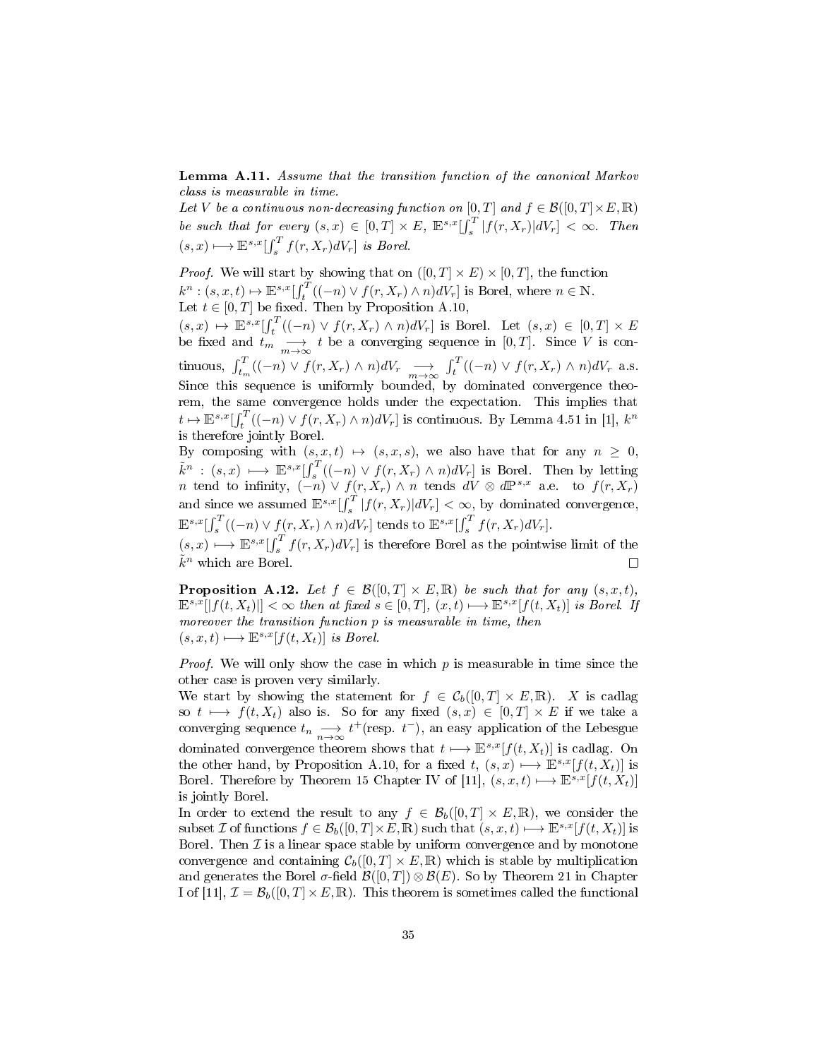**Lemma A.11.** *Assume that the transition function of the canonical Markov class is measurable in time.*
*Let $V$ be a continuous non-decreasing function on $[0,T]$ and $f \in \mathcal{B}([0,T]\times E,\mathbb{R})$ be such that for every $(s,x) \in [0,T] \times E$, $\mathbb{E}^{s,x}[\int_s^T |f(r,X_r)|dV_r] < \infty$. Then $(s,x) \longmapsto \mathbb{E}^{s,x}[\int_s^T f(r,X_r)dV_r]$ is Borel.*

*Proof.* We will start by showing that on $([0,T]\times E)\times[0,T]$, the function $k^n : (s,x,t) \mapsto \mathbb{E}^{s,x}[\int_t^T ((-n) \vee f(r,X_r) \wedge n)dV_r]$ is Borel, where $n \in \mathbb{N}$.
Let $t \in [0,T]$ be fixed. Then by Proposition A.10, $(s,x) \mapsto \mathbb{E}^{s,x}[\int_t^T ((-n) \vee f(r,X_r) \wedge n)dV_r]$ is Borel. Let $(s,x) \in [0,T] \times E$ be fixed and $t_m \underset{m\to\infty}{\longrightarrow} t$ be a converging sequence in $[0,T]$. Since $V$ is continuous, $\int_{t_m}^T ((-n) \vee f(r,X_r) \wedge n)dV_r \underset{m\to\infty}{\longrightarrow} \int_t^T ((-n) \vee f(r,X_r) \wedge n)dV_r$ a.s. Since this sequence is uniformly bounded, by dominated convergence theorem, the same convergence holds under the expectation. This implies that $t \mapsto \mathbb{E}^{s,x}[\int_t^T ((-n) \vee f(r,X_r) \wedge n)dV_r]$ is continuous. By Lemma 4.51 in [1], $k^n$ is therefore jointly Borel.
By composing with $(s,x,t) \mapsto (s,x,s)$, we also have that for any $n \geq 0$, $\tilde{k}^n : (s,x) \longmapsto \mathbb{E}^{s,x}[\int_s^T ((-n) \vee f(r,X_r) \wedge n)dV_r]$ is Borel. Then by letting $n$ tend to infinity, $(-n) \vee f(r,X_r) \wedge n$ tends $dV \otimes d\mathbb{P}^{s,x}$ a.e. to $f(r,X_r)$ and since we assumed $\mathbb{E}^{s,x}[\int_s^T |f(r,X_r)|dV_r] < \infty$, by dominated convergence, $\mathbb{E}^{s,x}[\int_s^T ((-n) \vee f(r,X_r) \wedge n)dV_r]$ tends to $\mathbb{E}^{s,x}[\int_s^T f(r,X_r)dV_r]$.
$(s,x) \longmapsto \mathbb{E}^{s,x}[\int_s^T f(r,X_r)dV_r]$ is therefore Borel as the pointwise limit of the $\tilde{k}^n$ which are Borel. □

**Proposition A.12.** *Let $f \in \mathcal{B}([0,T]\times E,\mathbb{R})$ be such that for any $(s,x,t)$, $\mathbb{E}^{s,x}[|f(t,X_t)|] < \infty$ then at fixed $s \in [0,T]$, $(x,t) \longmapsto \mathbb{E}^{s,x}[f(t,X_t)]$ is Borel. If moreover the transition function $p$ is measurable in time, then $(s,x,t) \longmapsto \mathbb{E}^{s,x}[f(t,X_t)]$ is Borel.*

*Proof.* We will only show the case in which $p$ is measurable in time since the other case is proven very similarly.
We start by showing the statement for $f \in \mathcal{C}_b([0,T]\times E,\mathbb{R})$. $X$ is cadlag so $t \longmapsto f(t,X_t)$ also is. So for any fixed $(s,x) \in [0,T]\times E$ if we take a converging sequence $t_n \underset{n\to\infty}{\longrightarrow} t^+$(resp. $t^-$), an easy application of the Lebesgue dominated convergence theorem shows that $t \longmapsto \mathbb{E}^{s,x}[f(t,X_t)]$ is cadlag. On the other hand, by Proposition A.10, for a fixed $t$, $(s,x) \longmapsto \mathbb{E}^{s,x}[f(t,X_t)]$ is Borel. Therefore by Theorem 15 Chapter IV of [11], $(s,x,t) \longmapsto \mathbb{E}^{s,x}[f(t,X_t)]$ is jointly Borel.
In order to extend the result to any $f \in \mathcal{B}_b([0,T]\times E,\mathbb{R})$, we consider the subset $\mathcal{I}$ of functions $f \in \mathcal{B}_b([0,T]\times E,\mathbb{R})$ such that $(s,x,t) \longmapsto \mathbb{E}^{s,x}[f(t,X_t)]$ is Borel. Then $\mathcal{I}$ is a linear space stable by uniform convergence and by monotone convergence and containing $\mathcal{C}_b([0,T]\times E,\mathbb{R})$ which is stable by multiplication and generates the Borel $\sigma$-field $\mathcal{B}([0,T])\otimes\mathcal{B}(E)$. So by Theorem 21 in Chapter I of [11], $\mathcal{I} = \mathcal{B}_b([0,T]\times E,\mathbb{R})$. This theorem is sometimes called the functional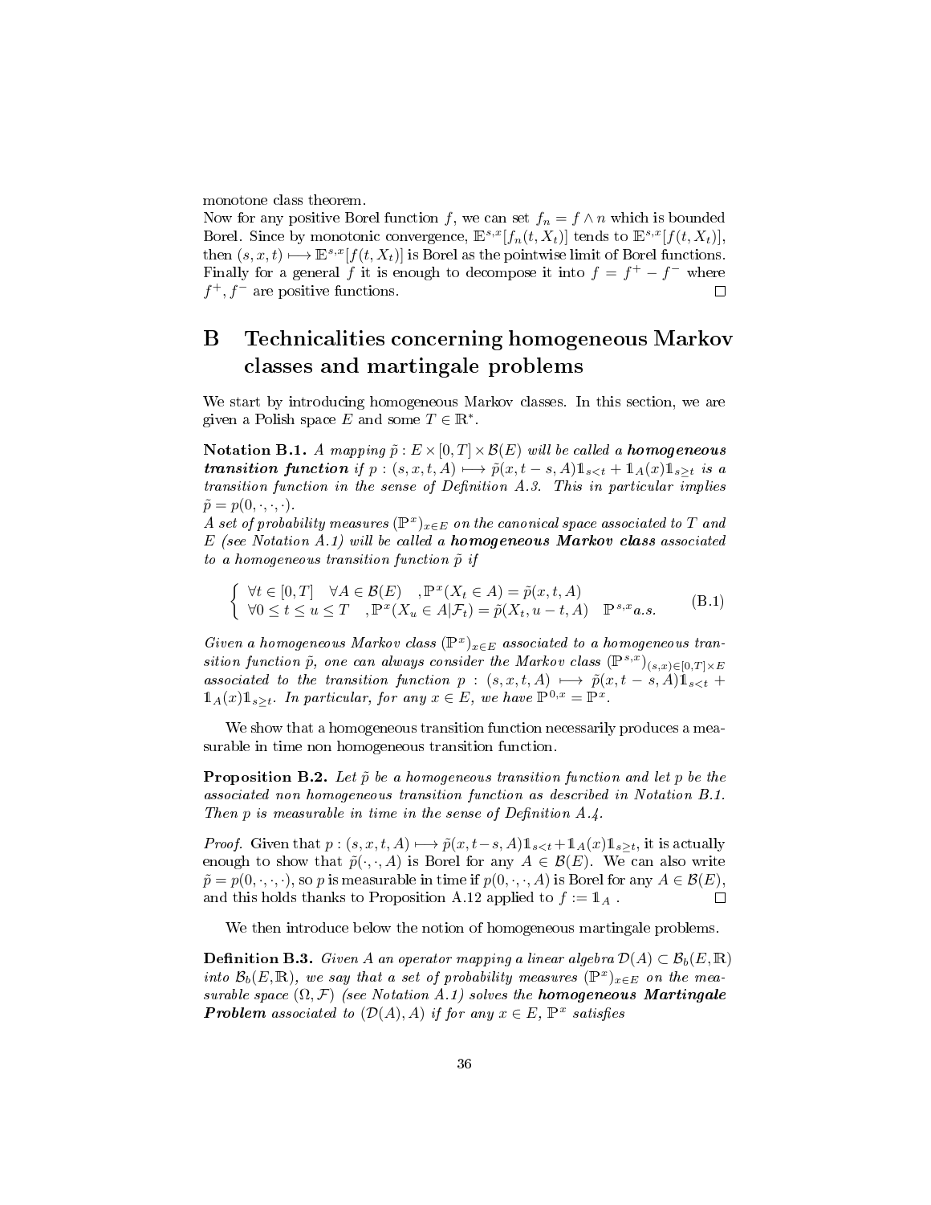monotone class theorem.
Now for any positive Borel function $f$, we can set $f_n = f \wedge n$ which is bounded Borel. Since by monotonic convergence, $\mathbb{E}^{s,x}[f_n(t, X_t)]$ tends to $\mathbb{E}^{s,x}[f(t, X_t)]$, then $(s, x, t) \longmapsto \mathbb{E}^{s,x}[f(t, X_t)]$ is Borel as the pointwise limit of Borel functions. Finally for a general $f$ it is enough to decompose it into $f = f^+ - f^-$ where $f^+, f^-$ are positive functions. □

# B Technicalities concerning homogeneous Markov classes and martingale problems

We start by introducing homogeneous Markov classes. In this section, we are given a Polish space $E$ and some $T \in \mathbb{R}^*$.

**Notation B.1.** *A mapping $\tilde{p} : E \times [0, T] \times \mathcal{B}(E)$ will be called a **homogeneous transition function** if $p : (s, x, t, A) \longmapsto \tilde{p}(x, t - s, A)\mathbb{1}_{s<t} + \mathbb{1}_A(x)\mathbb{1}_{s\geq t}$ is a transition function in the sense of Definition A.3. This in particular implies $\tilde{p} = p(0, \cdot, \cdot, \cdot)$.*
*A set of probability measures $(\mathbb{P}^x)_{x\in E}$ on the canonical space associated to $T$ and $E$ (see Notation A.1) will be called a **homogeneous Markov class** associated to a homogeneous transition function $\tilde{p}$ if*

$$
\begin{cases}
\forall t \in [0, T] \quad \forall A \in \mathcal{B}(E) \quad , \mathbb{P}^x(X_t \in A) = \tilde{p}(x, t, A) \\
\forall 0 \leq t \leq u \leq T \quad , \mathbb{P}^x(X_u \in A | \mathcal{F}_t) = \tilde{p}(X_t, u - t, A) \quad \mathbb{P}^{s,x} a.s.
\end{cases}
\tag{B.1}
$$

*Given a homogeneous Markov class $(\mathbb{P}^x)_{x\in E}$ associated to a homogeneous transition function $\tilde{p}$, one can always consider the Markov class $(\mathbb{P}^{s,x})_{(s,x)\in[0,T]\times E}$ associated to the transition function $p : (s, x, t, A) \longmapsto \tilde{p}(x, t - s, A)\mathbb{1}_{s<t} + \mathbb{1}_A(x)\mathbb{1}_{s\geq t}$. In particular, for any $x \in E$, we have $\mathbb{P}^{0,x} = \mathbb{P}^x$.*

We show that a homogeneous transition function necessarily produces a measurable in time non homogeneous transition function.

**Proposition B.2.** *Let $\tilde{p}$ be a homogeneous transition function and let $p$ be the associated non homogeneous transition function as described in Notation B.1. Then $p$ is measurable in time in the sense of Definition A.4.*

*Proof.* Given that $p : (s, x, t, A) \longmapsto \tilde{p}(x, t-s, A)\mathbb{1}_{s<t} + \mathbb{1}_A(x)\mathbb{1}_{s\geq t}$, it is actually enough to show that $\tilde{p}(\cdot, \cdot, A)$ is Borel for any $A \in \mathcal{B}(E)$. We can also write $\tilde{p} = p(0, \cdot, \cdot, \cdot)$, so $p$ is measurable in time if $p(0, \cdot, \cdot, A)$ is Borel for any $A \in \mathcal{B}(E)$, and this holds thanks to Proposition A.12 applied to $f := \mathbb{1}_A$ . □

We then introduce below the notion of homogeneous martingale problems.

**Definition B.3.** *Given $A$ an operator mapping a linear algebra $\mathcal{D}(A) \subset \mathcal{B}_b(E, \mathbb{R})$ into $\mathcal{B}_b(E, \mathbb{R})$, we say that a set of probability measures $(\mathbb{P}^x)_{x\in E}$ on the measurable space $(\Omega, \mathcal{F})$ (see Notation A.1) solves the **homogeneous Martingale Problem** associated to $(\mathcal{D}(A), A)$ if for any $x \in E$, $\mathbb{P}^x$ satisfies*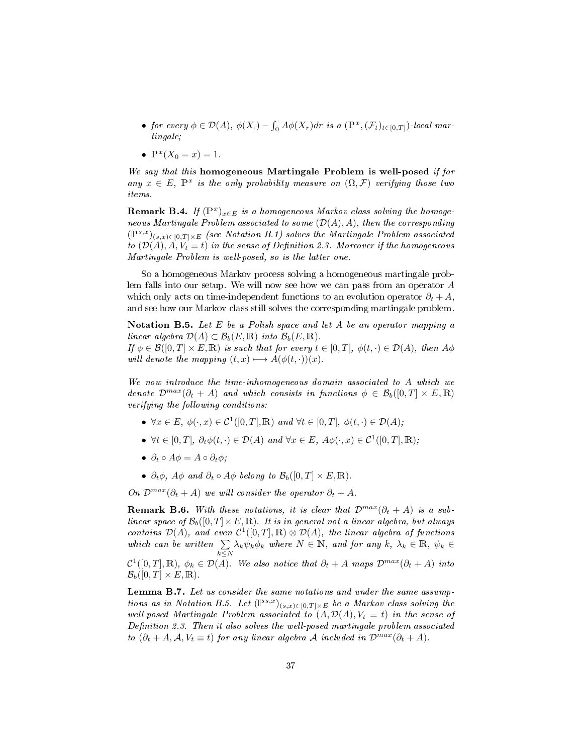- *for every $\phi \in \mathcal{D}(A)$, $\phi(X_\cdot) - \int_0^\cdot A\phi(X_r)dr$ is a $(\mathbb{P}^x, (\mathcal{F}_t)_{t\in[0,T]})$-local martingale;*
- $\mathbb{P}^x(X_0 = x) = 1$.

*We say that this* **homogeneous Martingale Problem is well-posed** *if for any $x \in E$, $\mathbb{P}^x$ is the only probability measure on $(\Omega, \mathcal{F})$ verifying those two items.*

**Remark B.4.** *If $(\mathbb{P}^x)_{x\in E}$ is a homogeneous Markov class solving the homogeneous Martingale Problem associated to some $(\mathcal{D}(A), A)$, then the corresponding $(\mathbb{P}^{s,x})_{(s,x)\in[0,T]\times E}$ (see Notation B.1) solves the Martingale Problem associated to $(\mathcal{D}(A), A, V_t \equiv t)$ in the sense of Definition 2.3. Moreover if the homogeneous Martingale Problem is well-posed, so is the latter one.*

So a homogeneous Markov process solving a homogeneous martingale problem falls into our setup. We will now see how we can pass from an operator $A$ which only acts on time-independent functions to an evolution operator $\partial_t + A$, and see how our Markov class still solves the corresponding martingale problem.

**Notation B.5.** *Let $E$ be a Polish space and let $A$ be an operator mapping a linear algebra $\mathcal{D}(A) \subset \mathcal{B}_b(E, \mathbb{R})$ into $\mathcal{B}_b(E, \mathbb{R})$.*
*If $\phi \in \mathcal{B}([0,T] \times E, \mathbb{R})$ is such that for every $t \in [0,T]$, $\phi(t,\cdot) \in \mathcal{D}(A)$, then $A\phi$ will denote the mapping $(t,x) \longmapsto A(\phi(t,\cdot))(x)$.*

*We now introduce the time-inhomogeneous domain associated to $A$ which we denote $\mathcal{D}^{max}(\partial_t + A)$ and which consists in functions $\phi \in \mathcal{B}_b([0,T] \times E, \mathbb{R})$ verifying the following conditions:*

- $\forall x \in E$, $\phi(\cdot, x) \in \mathcal{C}^1([0,T], \mathbb{R})$ *and* $\forall t \in [0,T]$, $\phi(t,\cdot) \in \mathcal{D}(A)$;
- $\forall t \in [0,T]$, $\partial_t \phi(t,\cdot) \in \mathcal{D}(A)$ *and* $\forall x \in E$, $A\phi(\cdot, x) \in \mathcal{C}^1([0,T], \mathbb{R})$;
- $\partial_t \circ A\phi = A \circ \partial_t \phi$;
- $\partial_t \phi$, $A\phi$ *and* $\partial_t \circ A\phi$ *belong to* $\mathcal{B}_b([0,T] \times E, \mathbb{R})$.

*On $\mathcal{D}^{max}(\partial_t + A)$ we will consider the operator $\partial_t + A$.*

**Remark B.6.** *With these notations, it is clear that $\mathcal{D}^{max}(\partial_t + A)$ is a sub-linear space of $\mathcal{B}_b([0,T] \times E, \mathbb{R})$. It is in general not a linear algebra, but always contains $\mathcal{D}(A)$, and even $\mathcal{C}^1([0,T], \mathbb{R}) \otimes \mathcal{D}(A)$, the linear algebra of functions which can be written $\sum_{k \le N} \lambda_k \psi_k \phi_k$ where $N \in \mathbb{N}$, and for any $k$, $\lambda_k \in \mathbb{R}$, $\psi_k \in \mathcal{C}^1([0,T], \mathbb{R})$, $\phi_k \in \mathcal{D}(A)$. We also notice that $\partial_t + A$ maps $\mathcal{D}^{max}(\partial_t + A)$ into $\mathcal{B}_b([0,T] \times E, \mathbb{R})$.*

**Lemma B.7.** *Let us consider the same notations and under the same assumptions as in Notation B.5. Let $(\mathbb{P}^{s,x})_{(s,x)\in[0,T]\times E}$ be a Markov class solving the well-posed Martingale Problem associated to $(A, \mathcal{D}(A), V_t \equiv t)$ in the sense of Definition 2.3. Then it also solves the well-posed martingale problem associated to $(\partial_t + A, \mathcal{A}, V_t \equiv t)$ for any linear algebra $\mathcal{A}$ included in $\mathcal{D}^{max}(\partial_t + A)$.*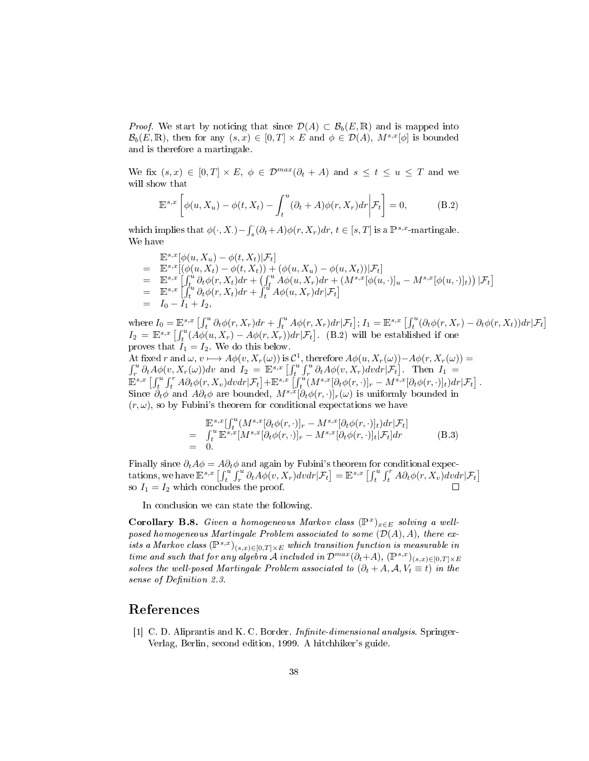*Proof.* We start by noticing that since $\mathcal{D}(A) \subset \mathcal{B}_b(E,\mathbb{R})$ and is mapped into $\mathcal{B}_b(E,\mathbb{R})$, then for any $(s,x) \in [0,T] \times E$ and $\phi \in \mathcal{D}(A)$, $M^{s,x}[\phi]$ is bounded and is therefore a martingale.

We fix $(s,x) \in [0,T] \times E$, $\phi \in \mathcal{D}^{max}(\partial_t + A)$ and $s \leq t \leq u \leq T$ and we will show that

$$\mathbb{E}^{s,x}\left[\phi(u,X_u) - \phi(t,X_t) - \int_t^u (\partial_t + A)\phi(r,X_r)dr \middle| \mathcal{F}_t\right] = 0, \tag{B.2}$$

which implies that $\phi(\cdot, X_\cdot) - \int_s^{\cdot}(\partial_t + A)\phi(r,X_r)dr$, $t \in [s,T]$ is a $\mathbb{P}^{s,x}$-martingale. We have

$$\begin{array}{rl} & \mathbb{E}^{s,x}[\phi(u,X_u) - \phi(t,X_t)|\mathcal{F}_t] \\ = & \mathbb{E}^{s,x}[(\phi(u,X_t) - \phi(t,X_t)) + (\phi(u,X_u) - \phi(u,X_t))|\mathcal{F}_t] \\ = & \mathbb{E}^{s,x}\left[\int_t^u \partial_t\phi(r,X_t)dr + \left(\int_t^u A\phi(u,X_r)dr + (M^{s,x}[\phi(u,\cdot)]_u - M^{s,x}[\phi(u,\cdot)]_t)\right)|\mathcal{F}_t\right] \\ = & \mathbb{E}^{s,x}\left[\int_t^u \partial_t\phi(r,X_t)dr + \int_t^u A\phi(u,X_r)dr|\mathcal{F}_t\right] \\ = & I_0 - I_1 + I_2, \end{array}$$

where $I_0 = \mathbb{E}^{s,x}\left[\int_t^u \partial_t\phi(r,X_r)dr + \int_t^u A\phi(r,X_r)dr|\mathcal{F}_t\right]$; $I_1 = \mathbb{E}^{s,x}\left[\int_t^u(\partial_t\phi(r,X_r) - \partial_t\phi(r,X_t))dr|\mathcal{F}_t\right]$ $I_2 = \mathbb{E}^{s,x}\left[\int_t^u(A\phi(u,X_r) - A\phi(r,X_r))dr|\mathcal{F}_t\right]$. (B.2) will be established if one proves that $I_1 = I_2$. We do this below.
At fixed $r$ and $\omega$, $v \longmapsto A\phi(v,X_r(\omega))$ is $\mathcal{C}^1$, therefore $A\phi(u,X_r(\omega)) - A\phi(r,X_r(\omega)) = \int_r^u \partial_t A\phi(v,X_r(\omega))dv$ and $I_2 = \mathbb{E}^{s,x}\left[\int_t^u\int_r^u \partial_t A\phi(v,X_r)dvdr|\mathcal{F}_t\right]$. Then $I_1 = \mathbb{E}^{s,x}\left[\int_t^u\int_t^r A\partial_t\phi(r,X_v)dvdr|\mathcal{F}_t\right] + \mathbb{E}^{s,x}\left[\int_t^u(M^{s,x}[\partial_t\phi(r,\cdot)]_r - M^{s,x}[\partial_t\phi(r,\cdot)]_t)dr|\mathcal{F}_t\right]$.
Since $\partial_t\phi$ and $A\partial_t\phi$ are bounded, $M^{s,x}[\partial_t\phi(r,\cdot)]_r(\omega)$ is uniformly bounded in $(r,\omega)$, so by Fubini's theorem for conditional expectations we have

$$\begin{array}{rl} & \mathbb{E}^{s,x}[\int_t^u(M^{s,x}[\partial_t\phi(r,\cdot)]_r - M^{s,x}[\partial_t\phi(r,\cdot)]_t)dr|\mathcal{F}_t] \\ = & \int_t^u \mathbb{E}^{s,x}[M^{s,x}[\partial_t\phi(r,\cdot)]_r - M^{s,x}[\partial_t\phi(r,\cdot)]_t|\mathcal{F}_t]dr \\ = & 0. \end{array} \tag{B.3}$$

Finally since $\partial_t A\phi = A\partial_t\phi$ and again by Fubini's theorem for conditional expectations, we have $\mathbb{E}^{s,x}\left[\int_t^u\int_r^u \partial_t A\phi(v,X_r)dvdr|\mathcal{F}_t\right] = \mathbb{E}^{s,x}\left[\int_t^u\int_t^r A\partial_t\phi(r,X_v)dvdr|\mathcal{F}_t\right]$ so $I_1 = I_2$ which concludes the proof. □

In conclusion we can state the following.

**Corollary B.8.** *Given a homogeneous Markov class $(\mathbb{P}^x)_{x\in E}$ solving a well-posed homogeneous Martingale Problem associated to some $(\mathcal{D}(A), A)$, there exists a Markov class $(\mathbb{P}^{s,x})_{(s,x)\in[0,T]\times E}$ which transition function is measurable in time and such that for any algebra $\mathcal{A}$ included in $\mathcal{D}^{max}(\partial_t + A)$, $(\mathbb{P}^{s,x})_{(s,x)\in[0,T]\times E}$ solves the well-posed Martingale Problem associated to $(\partial_t + A, \mathcal{A}, V_t \equiv t)$ in the sense of Definition 2.3.*

# References

[1] C. D. Aliprantis and K. C. Border. *Infinite-dimensional analysis*. Springer-Verlag, Berlin, second edition, 1999. A hitchhiker's guide.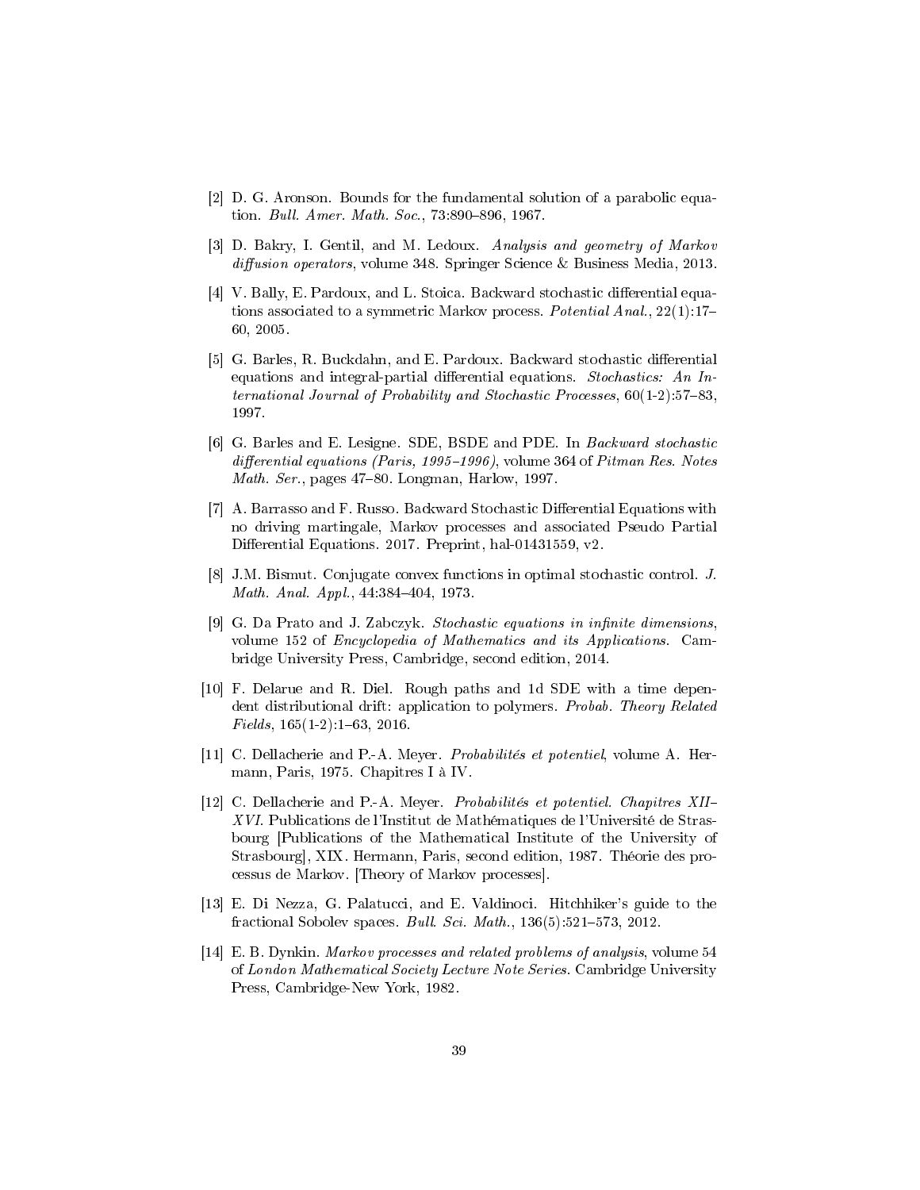[2] D. G. Aronson. Bounds for the fundamental solution of a parabolic equation. *Bull. Amer. Math. Soc.*, 73:890–896, 1967.

[3] D. Bakry, I. Gentil, and M. Ledoux. *Analysis and geometry of Markov diffusion operators*, volume 348. Springer Science & Business Media, 2013.

[4] V. Bally, E. Pardoux, and L. Stoica. Backward stochastic differential equations associated to a symmetric Markov process. *Potential Anal.*, 22(1):17–60, 2005.

[5] G. Barles, R. Buckdahn, and E. Pardoux. Backward stochastic differential equations and integral-partial differential equations. *Stochastics: An International Journal of Probability and Stochastic Processes*, 60(1-2):57–83, 1997.

[6] G. Barles and E. Lesigne. SDE, BSDE and PDE. In *Backward stochastic differential equations (Paris, 1995–1996)*, volume 364 of *Pitman Res. Notes Math. Ser.*, pages 47–80. Longman, Harlow, 1997.

[7] A. Barrasso and F. Russo. Backward Stochastic Differential Equations with no driving martingale, Markov processes and associated Pseudo Partial Differential Equations. 2017. Preprint, hal-01431559, v2.

[8] J.M. Bismut. Conjugate convex functions in optimal stochastic control. *J. Math. Anal. Appl.*, 44:384–404, 1973.

[9] G. Da Prato and J. Zabczyk. *Stochastic equations in infinite dimensions*, volume 152 of *Encyclopedia of Mathematics and its Applications*. Cambridge University Press, Cambridge, second edition, 2014.

[10] F. Delarue and R. Diel. Rough paths and 1d SDE with a time dependent distributional drift: application to polymers. *Probab. Theory Related Fields*, 165(1-2):1–63, 2016.

[11] C. Dellacherie and P.-A. Meyer. *Probabilités et potentiel*, volume A. Hermann, Paris, 1975. Chapitres I à IV.

[12] C. Dellacherie and P.-A. Meyer. *Probabilités et potentiel. Chapitres XII–XVI*. Publications de l'Institut de Mathématiques de l'Université de Strasbourg [Publications of the Mathematical Institute of the University of Strasbourg], XIX. Hermann, Paris, second edition, 1987. Théorie des processus de Markov. [Theory of Markov processes].

[13] E. Di Nezza, G. Palatucci, and E. Valdinoci. Hitchhiker's guide to the fractional Sobolev spaces. *Bull. Sci. Math.*, 136(5):521–573, 2012.

[14] E. B. Dynkin. *Markov processes and related problems of analysis*, volume 54 of *London Mathematical Society Lecture Note Series*. Cambridge University Press, Cambridge-New York, 1982.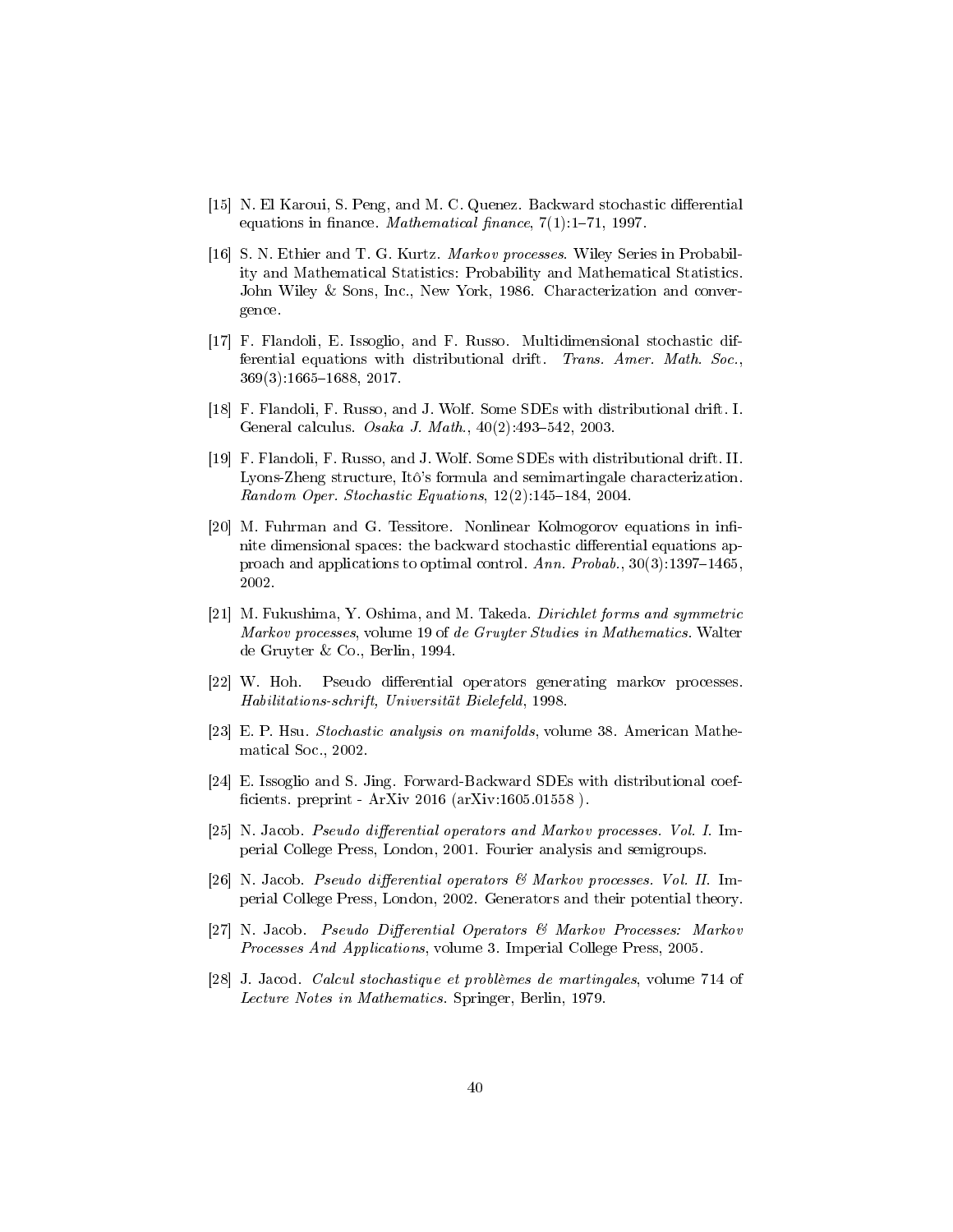[15] N. El Karoui, S. Peng, and M. C. Quenez. Backward stochastic differential equations in finance. *Mathematical finance*, 7(1):1–71, 1997.

[16] S. N. Ethier and T. G. Kurtz. *Markov processes*. Wiley Series in Probability and Mathematical Statistics: Probability and Mathematical Statistics. John Wiley & Sons, Inc., New York, 1986. Characterization and convergence.

[17] F. Flandoli, E. Issoglio, and F. Russo. Multidimensional stochastic differential equations with distributional drift. *Trans. Amer. Math. Soc.*, 369(3):1665–1688, 2017.

[18] F. Flandoli, F. Russo, and J. Wolf. Some SDEs with distributional drift. I. General calculus. *Osaka J. Math.*, 40(2):493–542, 2003.

[19] F. Flandoli, F. Russo, and J. Wolf. Some SDEs with distributional drift. II. Lyons-Zheng structure, Itô's formula and semimartingale characterization. *Random Oper. Stochastic Equations*, 12(2):145–184, 2004.

[20] M. Fuhrman and G. Tessitore. Nonlinear Kolmogorov equations in infinite dimensional spaces: the backward stochastic differential equations approach and applications to optimal control. *Ann. Probab.*, 30(3):1397–1465, 2002.

[21] M. Fukushima, Y. Oshima, and M. Takeda. *Dirichlet forms and symmetric Markov processes*, volume 19 of *de Gruyter Studies in Mathematics*. Walter de Gruyter & Co., Berlin, 1994.

[22] W. Hoh. Pseudo differential operators generating markov processes. *Habilitations-schrift, Universität Bielefeld*, 1998.

[23] E. P. Hsu. *Stochastic analysis on manifolds*, volume 38. American Mathematical Soc., 2002.

[24] E. Issoglio and S. Jing. Forward-Backward SDEs with distributional coefficients. preprint - ArXiv 2016 (arXiv:1605.01558 ).

[25] N. Jacob. *Pseudo differential operators and Markov processes. Vol. I*. Imperial College Press, London, 2001. Fourier analysis and semigroups.

[26] N. Jacob. *Pseudo differential operators & Markov processes. Vol. II*. Imperial College Press, London, 2002. Generators and their potential theory.

[27] N. Jacob. *Pseudo Differential Operators & Markov Processes: Markov Processes And Applications*, volume 3. Imperial College Press, 2005.

[28] J. Jacod. *Calcul stochastique et problèmes de martingales*, volume 714 of *Lecture Notes in Mathematics*. Springer, Berlin, 1979.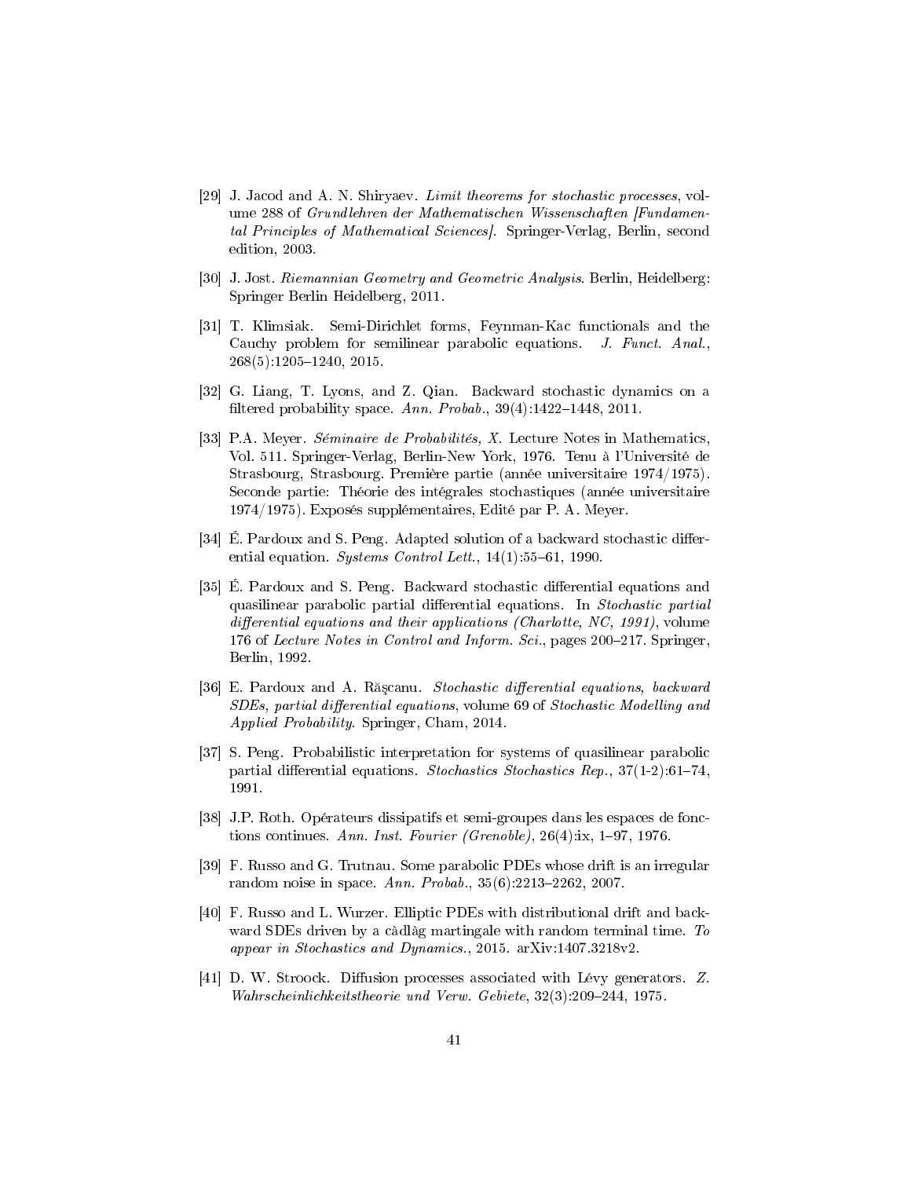[29] J. Jacod and A. N. Shiryaev. *Limit theorems for stochastic processes*, volume 288 of *Grundlehren der Mathematischen Wissenschaften [Fundamental Principles of Mathematical Sciences]*. Springer-Verlag, Berlin, second edition, 2003.

[30] J. Jost. *Riemannian Geometry and Geometric Analysis*. Berlin, Heidelberg: Springer Berlin Heidelberg, 2011.

[31] T. Klimsiak. Semi-Dirichlet forms, Feynman-Kac functionals and the Cauchy problem for semilinear parabolic equations. *J. Funct. Anal.*, 268(5):1205–1240, 2015.

[32] G. Liang, T. Lyons, and Z. Qian. Backward stochastic dynamics on a filtered probability space. *Ann. Probab.*, 39(4):1422–1448, 2011.

[33] P.A. Meyer. *Séminaire de Probabilités, X*. Lecture Notes in Mathematics, Vol. 511. Springer-Verlag, Berlin-New York, 1976. Tenu à l'Université de Strasbourg, Strasbourg. Première partie (année universitaire 1974/1975). Seconde partie: Théorie des intégrales stochastiques (année universitaire 1974/1975). Exposés supplémentaires, Edité par P. A. Meyer.

[34] É. Pardoux and S. Peng. Adapted solution of a backward stochastic differential equation. *Systems Control Lett.*, 14(1):55–61, 1990.

[35] É. Pardoux and S. Peng. Backward stochastic differential equations and quasilinear parabolic partial differential equations. In *Stochastic partial differential equations and their applications (Charlotte, NC, 1991)*, volume 176 of *Lecture Notes in Control and Inform. Sci.*, pages 200–217. Springer, Berlin, 1992.

[36] E. Pardoux and A. Răşcanu. *Stochastic differential equations, backward SDEs, partial differential equations*, volume 69 of *Stochastic Modelling and Applied Probability*. Springer, Cham, 2014.

[37] S. Peng. Probabilistic interpretation for systems of quasilinear parabolic partial differential equations. *Stochastics Stochastics Rep.*, 37(1-2):61–74, 1991.

[38] J.P. Roth. Opérateurs dissipatifs et semi-groupes dans les espaces de fonctions continues. *Ann. Inst. Fourier (Grenoble)*, 26(4):ix, 1–97, 1976.

[39] F. Russo and G. Trutnau. Some parabolic PDEs whose drift is an irregular random noise in space. *Ann. Probab.*, 35(6):2213–2262, 2007.

[40] F. Russo and L. Wurzer. Elliptic PDEs with distributional drift and backward SDEs driven by a càdlàg martingale with random terminal time. *To appear in Stochastics and Dynamics.*, 2015. arXiv:1407.3218v2.

[41] D. W. Stroock. Diffusion processes associated with Lévy generators. *Z. Wahrscheinlichkeitstheorie und Verw. Gebiete*, 32(3):209–244, 1975.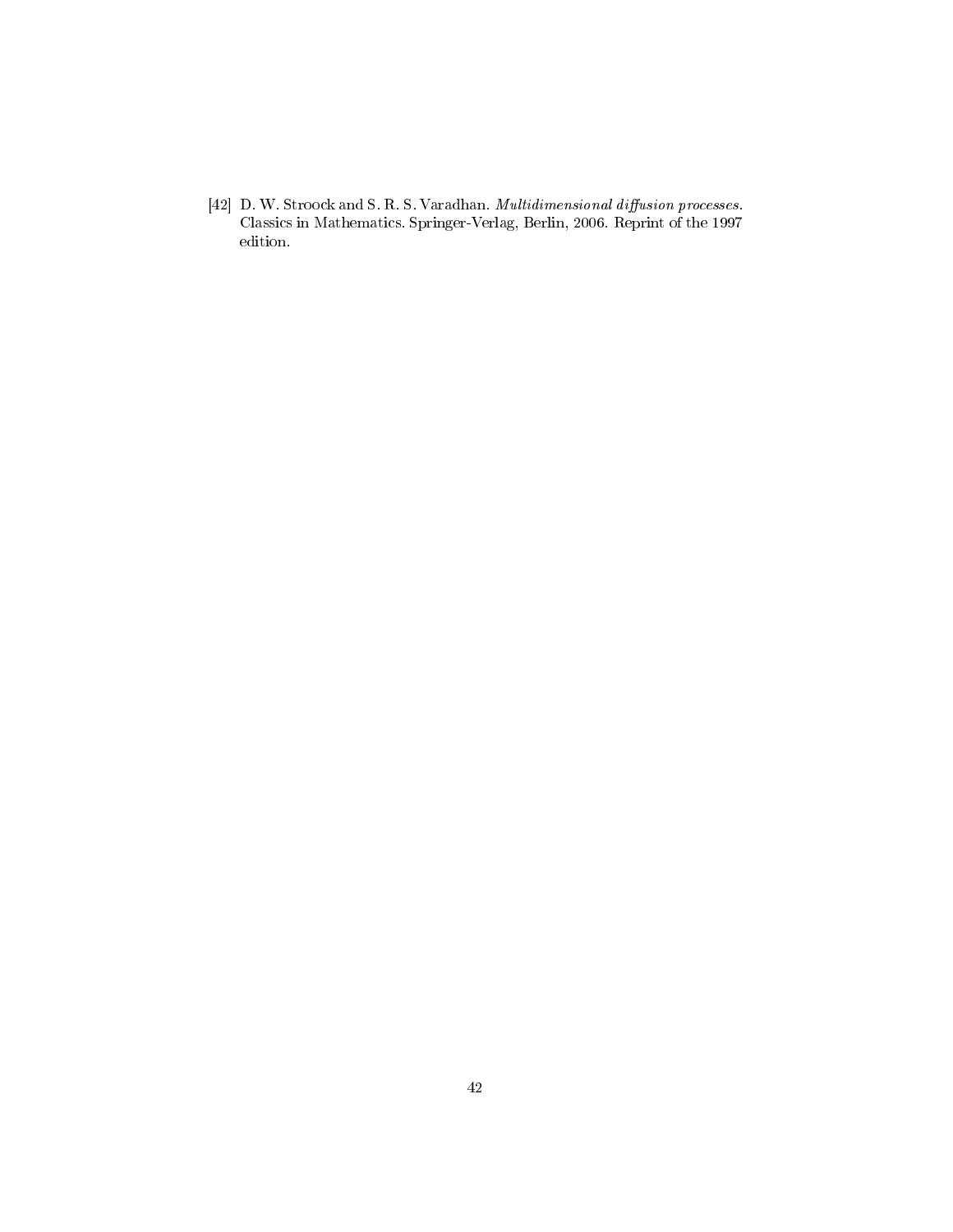[42] D. W. Stroock and S. R. S. Varadhan. *Multidimensional diffusion processes*. Classics in Mathematics. Springer-Verlag, Berlin, 2006. Reprint of the 1997 edition.